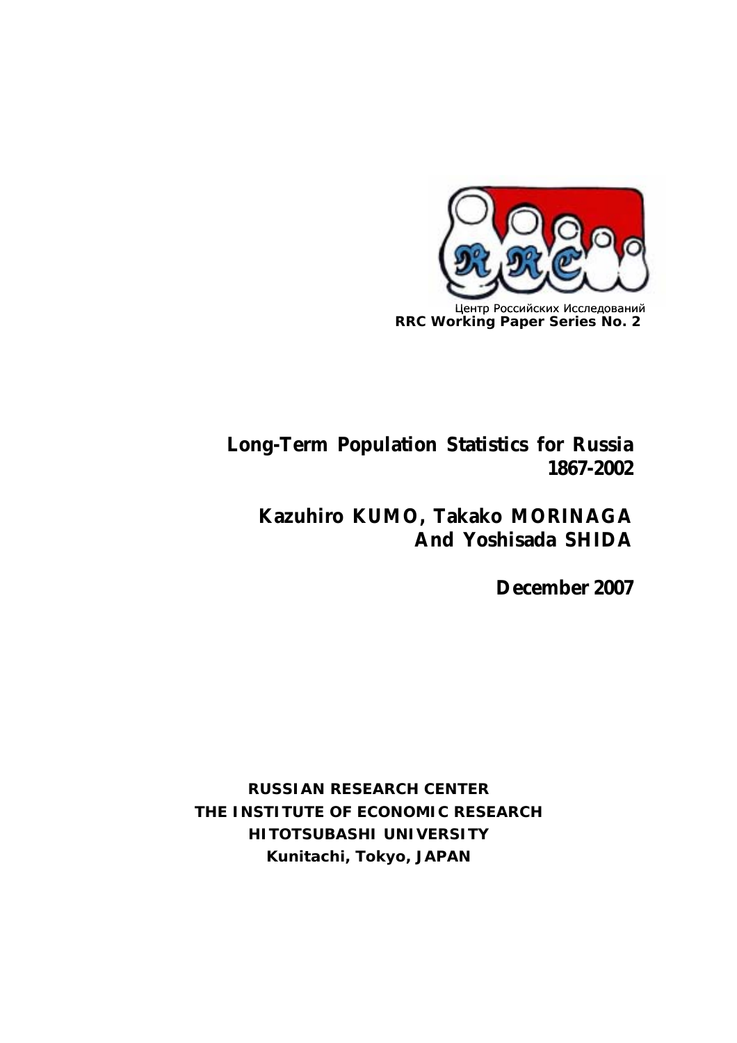Центр Российских Исследований
**RRC Working Paper Series No. 2**

# Long-Term Population Statistics for Russia 1867-2002

**Kazuhiro KUMO, Takako MORINAGA And Yoshisada SHIDA**

**December 2007**

**RUSSIAN RESEARCH CENTER**
**THE INSTITUTE OF ECONOMIC RESEARCH**
**HITOTSUBASHI UNIVERSITY**
**Kunitachi, Tokyo, JAPAN**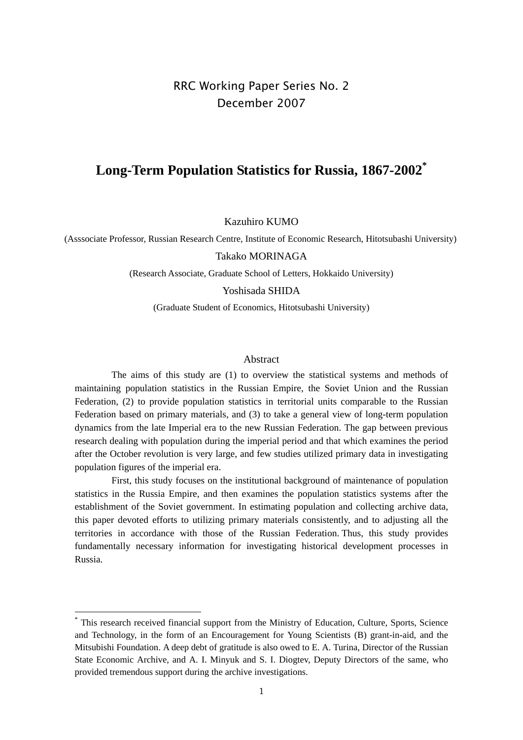RRC Working Paper Series No. 2

December 2007

# Long-Term Population Statistics for Russia, 1867-2002*

Kazuhiro KUMO

(Asssociate Professor, Russian Research Centre, Institute of Economic Research, Hitotsubashi University)

Takako MORINAGA

(Research Associate, Graduate School of Letters, Hokkaido University)

Yoshisada SHIDA

(Graduate Student of Economics, Hitotsubashi University)

## Abstract

The aims of this study are (1) to overview the statistical systems and methods of maintaining population statistics in the Russian Empire, the Soviet Union and the Russian Federation, (2) to provide population statistics in territorial units comparable to the Russian Federation based on primary materials, and (3) to take a general view of long-term population dynamics from the late Imperial era to the new Russian Federation. The gap between previous research dealing with population during the imperial period and that which examines the period after the October revolution is very large, and few studies utilized primary data in investigating population figures of the imperial era.

First, this study focuses on the institutional background of maintenance of population statistics in the Russia Empire, and then examines the population statistics systems after the establishment of the Soviet government. In estimating population and collecting archive data, this paper devoted efforts to utilizing primary materials consistently, and to adjusting all the territories in accordance with those of the Russian Federation. Thus, this study provides fundamentally necessary information for investigating historical development processes in Russia.

---

* This research received financial support from the Ministry of Education, Culture, Sports, Science and Technology, in the form of an Encouragement for Young Scientists (B) grant-in-aid, and the Mitsubishi Foundation. A deep debt of gratitude is also owed to E. A. Turina, Director of the Russian State Economic Archive, and A. I. Minyuk and S. I. Diogtev, Deputy Directors of the same, who provided tremendous support during the archive investigations.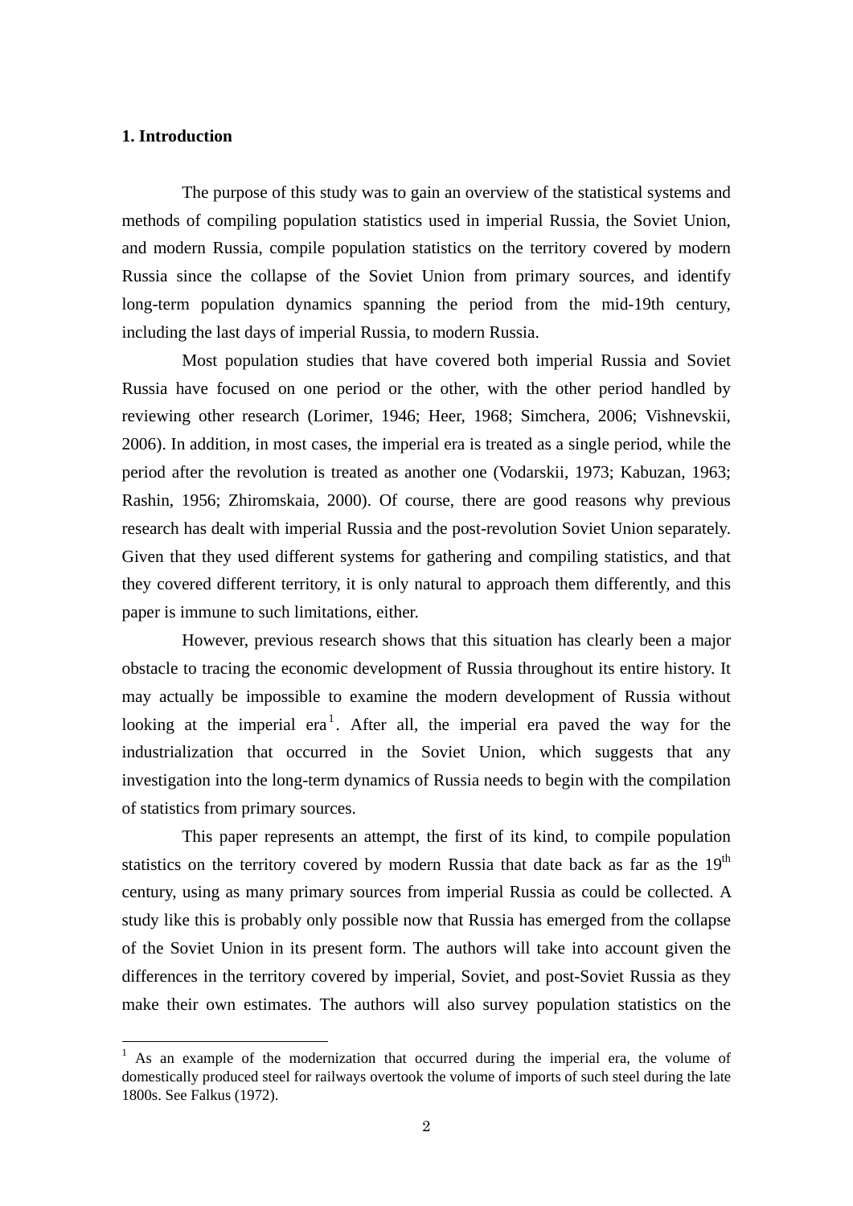## 1. Introduction

The purpose of this study was to gain an overview of the statistical systems and methods of compiling population statistics used in imperial Russia, the Soviet Union, and modern Russia, compile population statistics on the territory covered by modern Russia since the collapse of the Soviet Union from primary sources, and identify long-term population dynamics spanning the period from the mid-19th century, including the last days of imperial Russia, to modern Russia.

Most population studies that have covered both imperial Russia and Soviet Russia have focused on one period or the other, with the other period handled by reviewing other research (Lorimer, 1946; Heer, 1968; Simchera, 2006; Vishnevskii, 2006). In addition, in most cases, the imperial era is treated as a single period, while the period after the revolution is treated as another one (Vodarskii, 1973; Kabuzan, 1963; Rashin, 1956; Zhiromskaia, 2000). Of course, there are good reasons why previous research has dealt with imperial Russia and the post-revolution Soviet Union separately. Given that they used different systems for gathering and compiling statistics, and that they covered different territory, it is only natural to approach them differently, and this paper is immune to such limitations, either.

However, previous research shows that this situation has clearly been a major obstacle to tracing the economic development of Russia throughout its entire history. It may actually be impossible to examine the modern development of Russia without looking at the imperial era[1]. After all, the imperial era paved the way for the industrialization that occurred in the Soviet Union, which suggests that any investigation into the long-term dynamics of Russia needs to begin with the compilation of statistics from primary sources.

This paper represents an attempt, the first of its kind, to compile population statistics on the territory covered by modern Russia that date back as far as the 19th century, using as many primary sources from imperial Russia as could be collected. A study like this is probably only possible now that Russia has emerged from the collapse of the Soviet Union in its present form. The authors will take into account given the differences in the territory covered by imperial, Soviet, and post-Soviet Russia as they make their own estimates. The authors will also survey population statistics on the

---

[1] As an example of the modernization that occurred during the imperial era, the volume of domestically produced steel for railways overtook the volume of imports of such steel during the late 1800s. See Falkus (1972).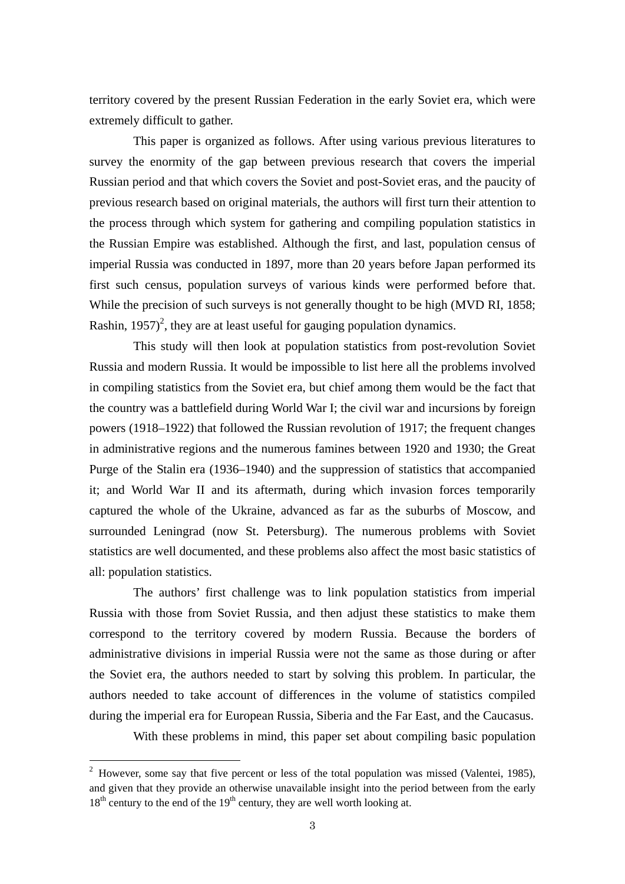territory covered by the present Russian Federation in the early Soviet era, which were extremely difficult to gather.

This paper is organized as follows. After using various previous literatures to survey the enormity of the gap between previous research that covers the imperial Russian period and that which covers the Soviet and post-Soviet eras, and the paucity of previous research based on original materials, the authors will first turn their attention to the process through which system for gathering and compiling population statistics in the Russian Empire was established. Although the first, and last, population census of imperial Russia was conducted in 1897, more than 20 years before Japan performed its first such census, population surveys of various kinds were performed before that. While the precision of such surveys is not generally thought to be high (MVD RI, 1858; Rashin, 1957)[2], they are at least useful for gauging population dynamics.

This study will then look at population statistics from post-revolution Soviet Russia and modern Russia. It would be impossible to list here all the problems involved in compiling statistics from the Soviet era, but chief among them would be the fact that the country was a battlefield during World War I; the civil war and incursions by foreign powers (1918–1922) that followed the Russian revolution of 1917; the frequent changes in administrative regions and the numerous famines between 1920 and 1930; the Great Purge of the Stalin era (1936–1940) and the suppression of statistics that accompanied it; and World War II and its aftermath, during which invasion forces temporarily captured the whole of the Ukraine, advanced as far as the suburbs of Moscow, and surrounded Leningrad (now St. Petersburg). The numerous problems with Soviet statistics are well documented, and these problems also affect the most basic statistics of all: population statistics.

The authors' first challenge was to link population statistics from imperial Russia with those from Soviet Russia, and then adjust these statistics to make them correspond to the territory covered by modern Russia. Because the borders of administrative divisions in imperial Russia were not the same as those during or after the Soviet era, the authors needed to start by solving this problem. In particular, the authors needed to take account of differences in the volume of statistics compiled during the imperial era for European Russia, Siberia and the Far East, and the Caucasus.

With these problems in mind, this paper set about compiling basic population

---

[2] However, some say that five percent or less of the total population was missed (Valentei, 1985), and given that they provide an otherwise unavailable insight into the period between from the early 18th century to the end of the 19th century, they are well worth looking at.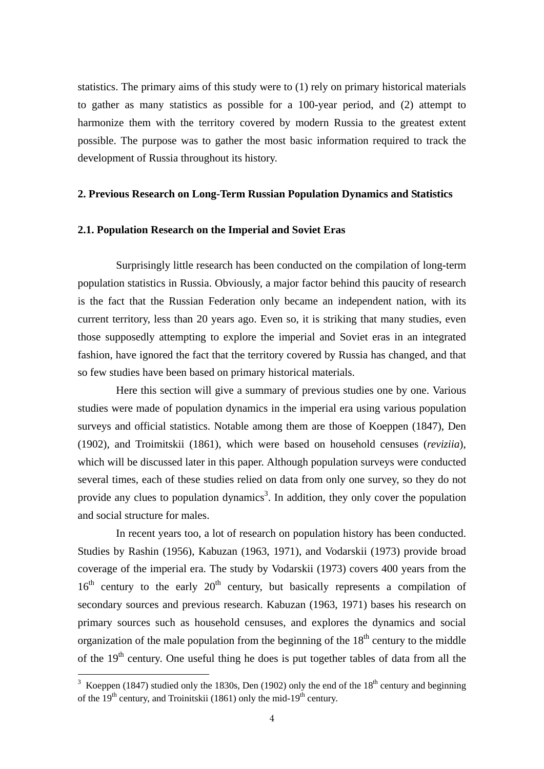statistics. The primary aims of this study were to (1) rely on primary historical materials to gather as many statistics as possible for a 100-year period, and (2) attempt to harmonize them with the territory covered by modern Russia to the greatest extent possible. The purpose was to gather the most basic information required to track the development of Russia throughout its history.

## 2. Previous Research on Long-Term Russian Population Dynamics and Statistics

### 2.1. Population Research on the Imperial and Soviet Eras

Surprisingly little research has been conducted on the compilation of long-term population statistics in Russia. Obviously, a major factor behind this paucity of research is the fact that the Russian Federation only became an independent nation, with its current territory, less than 20 years ago. Even so, it is striking that many studies, even those supposedly attempting to explore the imperial and Soviet eras in an integrated fashion, have ignored the fact that the territory covered by Russia has changed, and that so few studies have been based on primary historical materials.

Here this section will give a summary of previous studies one by one. Various studies were made of population dynamics in the imperial era using various population surveys and official statistics. Notable among them are those of Koeppen (1847), Den (1902), and Troimitskii (1861), which were based on household censuses (*reviziia*), which will be discussed later in this paper. Although population surveys were conducted several times, each of these studies relied on data from only one survey, so they do not provide any clues to population dynamics[3]. In addition, they only cover the population and social structure for males.

In recent years too, a lot of research on population history has been conducted. Studies by Rashin (1956), Kabuzan (1963, 1971), and Vodarskii (1973) provide broad coverage of the imperial era. The study by Vodarskii (1973) covers 400 years from the 16th century to the early 20th century, but basically represents a compilation of secondary sources and previous research. Kabuzan (1963, 1971) bases his research on primary sources such as household censuses, and explores the dynamics and social organization of the male population from the beginning of the 18th century to the middle of the 19th century. One useful thing he does is put together tables of data from all the

[3] Koeppen (1847) studied only the 1830s, Den (1902) only the end of the 18th century and beginning of the 19th century, and Troinitskii (1861) only the mid-19th century.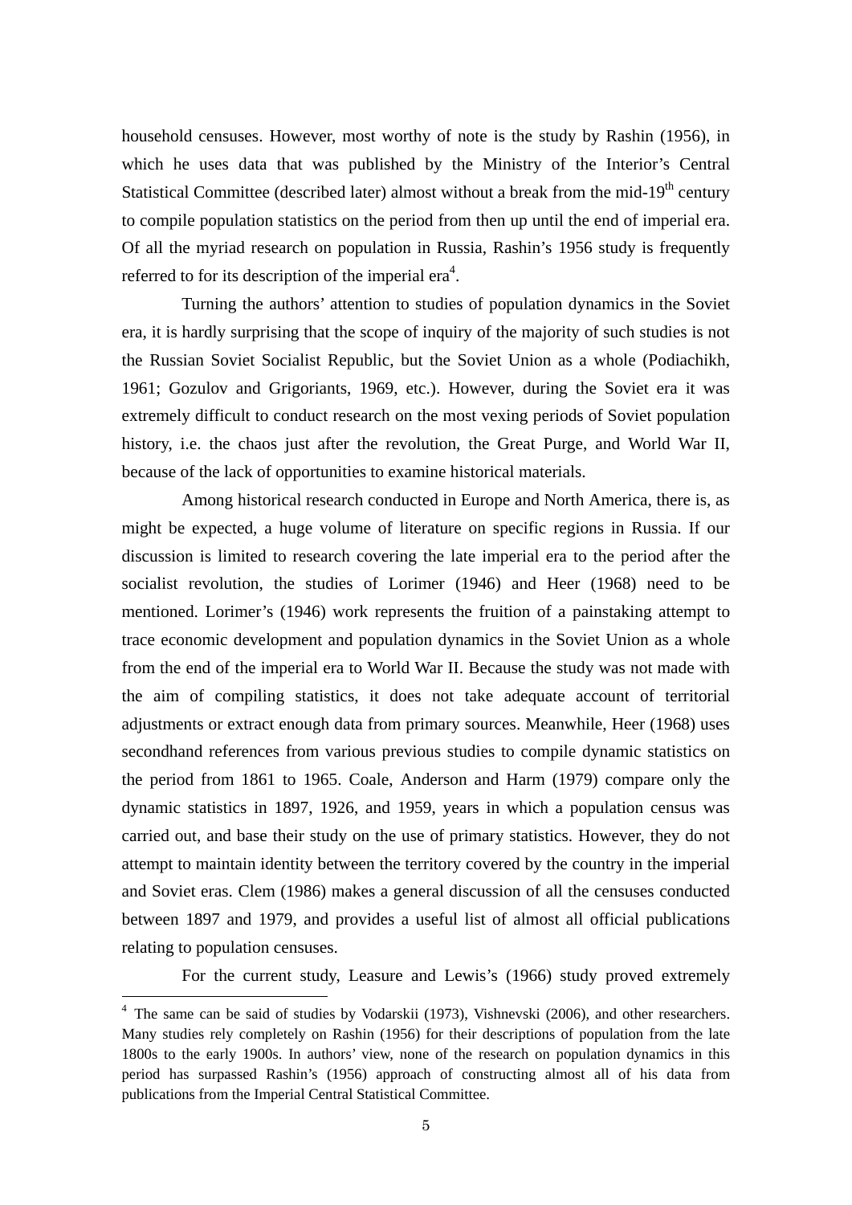household censuses. However, most worthy of note is the study by Rashin (1956), in which he uses data that was published by the Ministry of the Interior's Central Statistical Committee (described later) almost without a break from the mid-19$^{th}$ century to compile population statistics on the period from then up until the end of imperial era. Of all the myriad research on population in Russia, Rashin's 1956 study is frequently referred to for its description of the imperial era[4].

Turning the authors' attention to studies of population dynamics in the Soviet era, it is hardly surprising that the scope of inquiry of the majority of such studies is not the Russian Soviet Socialist Republic, but the Soviet Union as a whole (Podiachikh, 1961; Gozulov and Grigoriants, 1969, etc.). However, during the Soviet era it was extremely difficult to conduct research on the most vexing periods of Soviet population history, i.e. the chaos just after the revolution, the Great Purge, and World War II, because of the lack of opportunities to examine historical materials.

Among historical research conducted in Europe and North America, there is, as might be expected, a huge volume of literature on specific regions in Russia. If our discussion is limited to research covering the late imperial era to the period after the socialist revolution, the studies of Lorimer (1946) and Heer (1968) need to be mentioned. Lorimer's (1946) work represents the fruition of a painstaking attempt to trace economic development and population dynamics in the Soviet Union as a whole from the end of the imperial era to World War II. Because the study was not made with the aim of compiling statistics, it does not take adequate account of territorial adjustments or extract enough data from primary sources. Meanwhile, Heer (1968) uses secondhand references from various previous studies to compile dynamic statistics on the period from 1861 to 1965. Coale, Anderson and Harm (1979) compare only the dynamic statistics in 1897, 1926, and 1959, years in which a population census was carried out, and base their study on the use of primary statistics. However, they do not attempt to maintain identity between the territory covered by the country in the imperial and Soviet eras. Clem (1986) makes a general discussion of all the censuses conducted between 1897 and 1979, and provides a useful list of almost all official publications relating to population censuses.

For the current study, Leasure and Lewis's (1966) study proved extremely

---

[4] The same can be said of studies by Vodarskii (1973), Vishnevski (2006), and other researchers. Many studies rely completely on Rashin (1956) for their descriptions of population from the late 1800s to the early 1900s. In authors' view, none of the research on population dynamics in this period has surpassed Rashin's (1956) approach of constructing almost all of his data from publications from the Imperial Central Statistical Committee.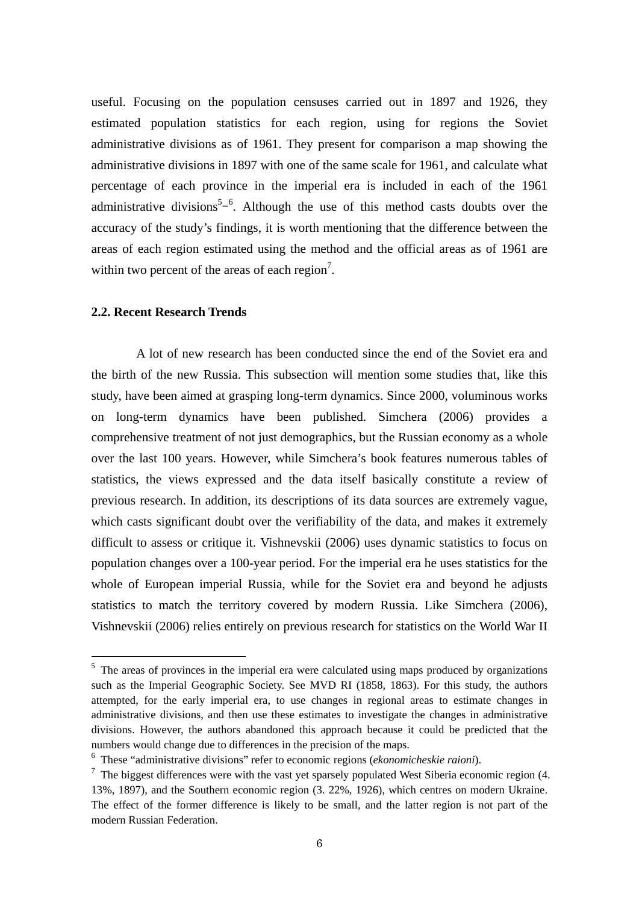useful. Focusing on the population censuses carried out in 1897 and 1926, they estimated population statistics for each region, using for regions the Soviet administrative divisions as of 1961. They present for comparison a map showing the administrative divisions in 1897 with one of the same scale for 1961, and calculate what percentage of each province in the imperial era is included in each of the 1961 administrative divisions[5]–[6]. Although the use of this method casts doubts over the accuracy of the study's findings, it is worth mentioning that the difference between the areas of each region estimated using the method and the official areas as of 1961 are within two percent of the areas of each region[7].

### 2.2. Recent Research Trends

A lot of new research has been conducted since the end of the Soviet era and the birth of the new Russia. This subsection will mention some studies that, like this study, have been aimed at grasping long-term dynamics. Since 2000, voluminous works on long-term dynamics have been published. Simchera (2006) provides a comprehensive treatment of not just demographics, but the Russian economy as a whole over the last 100 years. However, while Simchera's book features numerous tables of statistics, the views expressed and the data itself basically constitute a review of previous research. In addition, its descriptions of its data sources are extremely vague, which casts significant doubt over the verifiability of the data, and makes it extremely difficult to assess or critique it. Vishnevskii (2006) uses dynamic statistics to focus on population changes over a 100-year period. For the imperial era he uses statistics for the whole of European imperial Russia, while for the Soviet era and beyond he adjusts statistics to match the territory covered by modern Russia. Like Simchera (2006), Vishnevskii (2006) relies entirely on previous research for statistics on the World War II

---

[5] The areas of provinces in the imperial era were calculated using maps produced by organizations such as the Imperial Geographic Society. See MVD RI (1858, 1863). For this study, the authors attempted, for the early imperial era, to use changes in regional areas to estimate changes in administrative divisions, and then use these estimates to investigate the changes in administrative divisions. However, the authors abandoned this approach because it could be predicted that the numbers would change due to differences in the precision of the maps.

[6] These "administrative divisions" refer to economic regions (*ekonomicheskie raioni*).

[7] The biggest differences were with the vast yet sparsely populated West Siberia economic region (4. 13%, 1897), and the Southern economic region (3. 22%, 1926), which centres on modern Ukraine. The effect of the former difference is likely to be small, and the latter region is not part of the modern Russian Federation.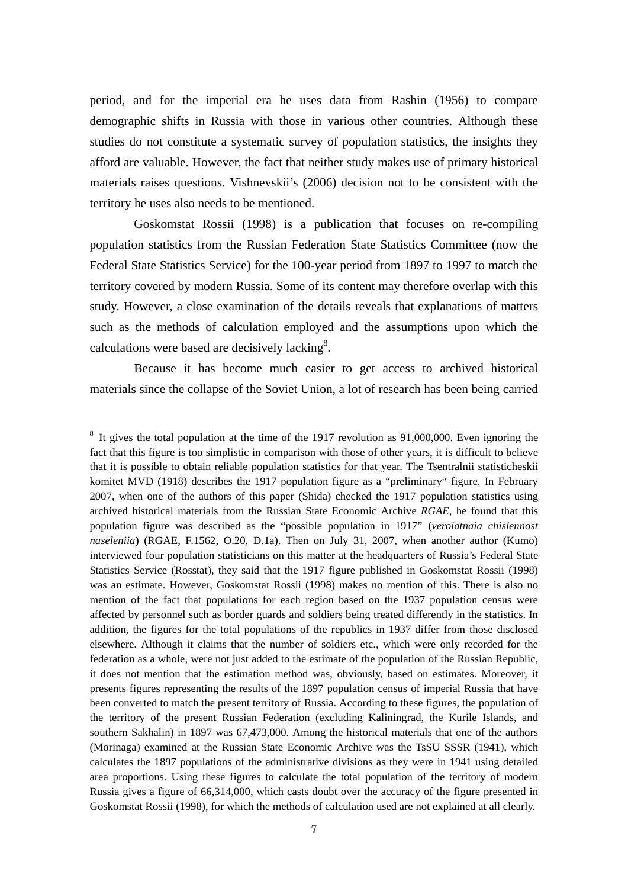period, and for the imperial era he uses data from Rashin (1956) to compare demographic shifts in Russia with those in various other countries. Although these studies do not constitute a systematic survey of population statistics, the insights they afford are valuable. However, the fact that neither study makes use of primary historical materials raises questions. Vishnevskii's (2006) decision not to be consistent with the territory he uses also needs to be mentioned.

Goskomstat Rossii (1998) is a publication that focuses on re-compiling population statistics from the Russian Federation State Statistics Committee (now the Federal State Statistics Service) for the 100-year period from 1897 to 1997 to match the territory covered by modern Russia. Some of its content may therefore overlap with this study. However, a close examination of the details reveals that explanations of matters such as the methods of calculation employed and the assumptions upon which the calculations were based are decisively lacking[8].

Because it has become much easier to get access to archived historical materials since the collapse of the Soviet Union, a lot of research has been being carried

---

[8] It gives the total population at the time of the 1917 revolution as 91,000,000. Even ignoring the fact that this figure is too simplistic in comparison with those of other years, it is difficult to believe that it is possible to obtain reliable population statistics for that year. The Tsentralnii statisticheskii komitet MVD (1918) describes the 1917 population figure as a "preliminary" figure. In February 2007, when one of the authors of this paper (Shida) checked the 1917 population statistics using archived historical materials from the Russian State Economic Archive *RGAE*, he found that this population figure was described as the "possible population in 1917" (*veroiatnaia chislennost naseleniia*) (RGAE, F.1562, O.20, D.1a). Then on July 31, 2007, when another author (Kumo) interviewed four population statisticians on this matter at the headquarters of Russia's Federal State Statistics Service (Rosstat), they said that the 1917 figure published in Goskomstat Rossii (1998) was an estimate. However, Goskomstat Rossii (1998) makes no mention of this. There is also no mention of the fact that populations for each region based on the 1937 population census were affected by personnel such as border guards and soldiers being treated differently in the statistics. In addition, the figures for the total populations of the republics in 1937 differ from those disclosed elsewhere. Although it claims that the number of soldiers etc., which were only recorded for the federation as a whole, were not just added to the estimate of the population of the Russian Republic, it does not mention that the estimation method was, obviously, based on estimates. Moreover, it presents figures representing the results of the 1897 population census of imperial Russia that have been converted to match the present territory of Russia. According to these figures, the population of the territory of the present Russian Federation (excluding Kaliningrad, the Kurile Islands, and southern Sakhalin) in 1897 was 67,473,000. Among the historical materials that one of the authors (Morinaga) examined at the Russian State Economic Archive was the TsSU SSSR (1941), which calculates the 1897 populations of the administrative divisions as they were in 1941 using detailed area proportions. Using these figures to calculate the total population of the territory of modern Russia gives a figure of 66,314,000, which casts doubt over the accuracy of the figure presented in Goskomstat Rossii (1998), for which the methods of calculation used are not explained at all clearly.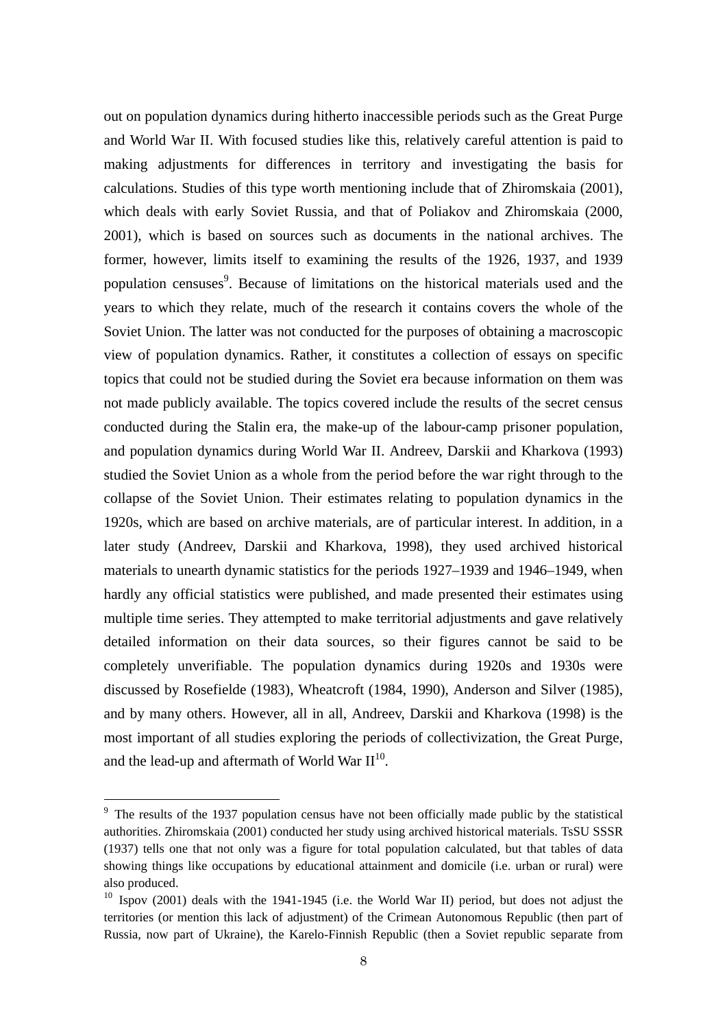out on population dynamics during hitherto inaccessible periods such as the Great Purge and World War II. With focused studies like this, relatively careful attention is paid to making adjustments for differences in territory and investigating the basis for calculations. Studies of this type worth mentioning include that of Zhiromskaia (2001), which deals with early Soviet Russia, and that of Poliakov and Zhiromskaia (2000, 2001), which is based on sources such as documents in the national archives. The former, however, limits itself to examining the results of the 1926, 1937, and 1939 population censuses[9]. Because of limitations on the historical materials used and the years to which they relate, much of the research it contains covers the whole of the Soviet Union. The latter was not conducted for the purposes of obtaining a macroscopic view of population dynamics. Rather, it constitutes a collection of essays on specific topics that could not be studied during the Soviet era because information on them was not made publicly available. The topics covered include the results of the secret census conducted during the Stalin era, the make-up of the labour-camp prisoner population, and population dynamics during World War II. Andreev, Darskii and Kharkova (1993) studied the Soviet Union as a whole from the period before the war right through to the collapse of the Soviet Union. Their estimates relating to population dynamics in the 1920s, which are based on archive materials, are of particular interest. In addition, in a later study (Andreev, Darskii and Kharkova, 1998), they used archived historical materials to unearth dynamic statistics for the periods 1927–1939 and 1946–1949, when hardly any official statistics were published, and made presented their estimates using multiple time series. They attempted to make territorial adjustments and gave relatively detailed information on their data sources, so their figures cannot be said to be completely unverifiable. The population dynamics during 1920s and 1930s were discussed by Rosefielde (1983), Wheatcroft (1984, 1990), Anderson and Silver (1985), and by many others. However, all in all, Andreev, Darskii and Kharkova (1998) is the most important of all studies exploring the periods of collectivization, the Great Purge, and the lead-up and aftermath of World War II[10].

---

[9] The results of the 1937 population census have not been officially made public by the statistical authorities. Zhiromskaia (2001) conducted her study using archived historical materials. TsSU SSSR (1937) tells one that not only was a figure for total population calculated, but that tables of data showing things like occupations by educational attainment and domicile (i.e. urban or rural) were also produced.

[10] Ispov (2001) deals with the 1941-1945 (i.e. the World War II) period, but does not adjust the territories (or mention this lack of adjustment) of the Crimean Autonomous Republic (then part of Russia, now part of Ukraine), the Karelo-Finnish Republic (then a Soviet republic separate from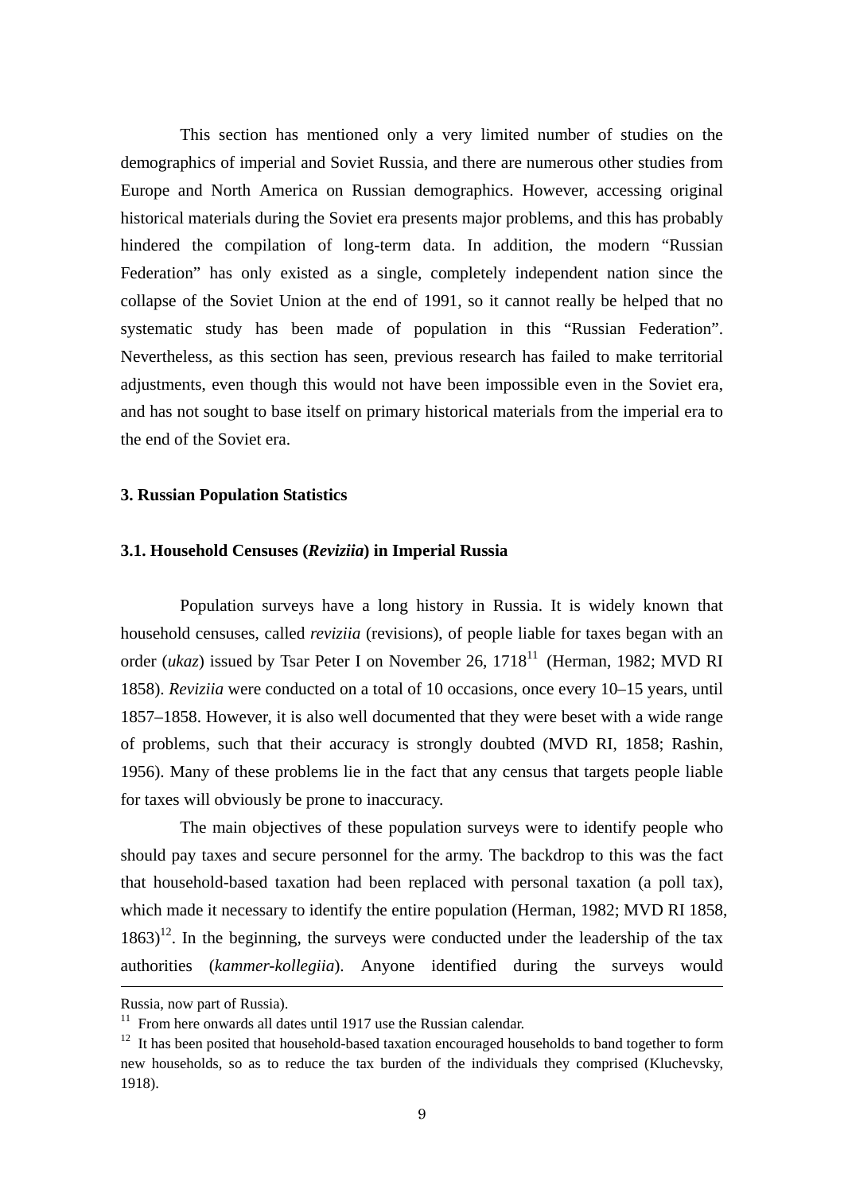This section has mentioned only a very limited number of studies on the demographics of imperial and Soviet Russia, and there are numerous other studies from Europe and North America on Russian demographics. However, accessing original historical materials during the Soviet era presents major problems, and this has probably hindered the compilation of long-term data. In addition, the modern "Russian Federation" has only existed as a single, completely independent nation since the collapse of the Soviet Union at the end of 1991, so it cannot really be helped that no systematic study has been made of population in this "Russian Federation". Nevertheless, as this section has seen, previous research has failed to make territorial adjustments, even though this would not have been impossible even in the Soviet era, and has not sought to base itself on primary historical materials from the imperial era to the end of the Soviet era.

## 3. Russian Population Statistics

### 3.1. Household Censuses (*Reviziia*) in Imperial Russia

Population surveys have a long history in Russia. It is widely known that household censuses, called *reviziia* (revisions), of people liable for taxes began with an order (*ukaz*) issued by Tsar Peter I on November 26, 1718[11] (Herman, 1982; MVD RI 1858). *Reviziia* were conducted on a total of 10 occasions, once every 10–15 years, until 1857–1858. However, it is also well documented that they were beset with a wide range of problems, such that their accuracy is strongly doubted (MVD RI, 1858; Rashin, 1956). Many of these problems lie in the fact that any census that targets people liable for taxes will obviously be prone to inaccuracy.

The main objectives of these population surveys were to identify people who should pay taxes and secure personnel for the army. The backdrop to this was the fact that household-based taxation had been replaced with personal taxation (a poll tax), which made it necessary to identify the entire population (Herman, 1982; MVD RI 1858, 1863)[12]. In the beginning, the surveys were conducted under the leadership of the tax authorities (*kammer-kollegiia*). Anyone identified during the surveys would

---

Russia, now part of Russia).

[11] From here onwards all dates until 1917 use the Russian calendar.

[12] It has been posited that household-based taxation encouraged households to band together to form new households, so as to reduce the tax burden of the individuals they comprised (Kluchevsky, 1918).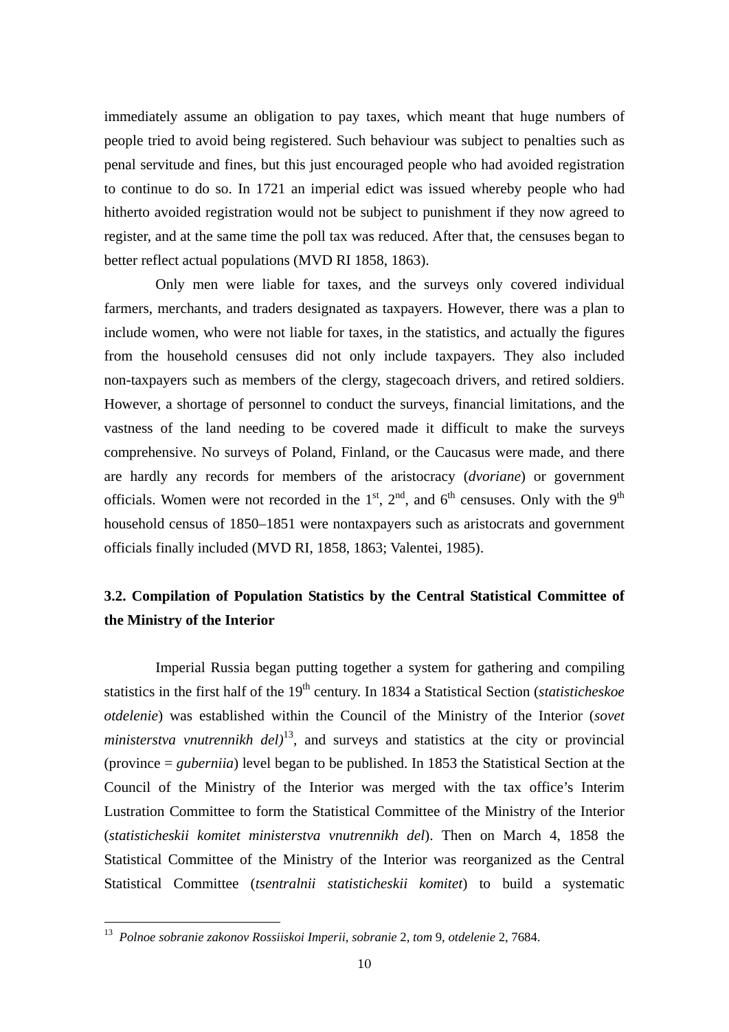immediately assume an obligation to pay taxes, which meant that huge numbers of people tried to avoid being registered. Such behaviour was subject to penalties such as penal servitude and fines, but this just encouraged people who had avoided registration to continue to do so. In 1721 an imperial edict was issued whereby people who had hitherto avoided registration would not be subject to punishment if they now agreed to register, and at the same time the poll tax was reduced. After that, the censuses began to better reflect actual populations (MVD RI 1858, 1863).

Only men were liable for taxes, and the surveys only covered individual farmers, merchants, and traders designated as taxpayers. However, there was a plan to include women, who were not liable for taxes, in the statistics, and actually the figures from the household censuses did not only include taxpayers. They also included non-taxpayers such as members of the clergy, stagecoach drivers, and retired soldiers. However, a shortage of personnel to conduct the surveys, financial limitations, and the vastness of the land needing to be covered made it difficult to make the surveys comprehensive. No surveys of Poland, Finland, or the Caucasus were made, and there are hardly any records for members of the aristocracy (*dvoriane*) or government officials. Women were not recorded in the 1st, 2nd, and 6th censuses. Only with the 9th household census of 1850–1851 were nontaxpayers such as aristocrats and government officials finally included (MVD RI, 1858, 1863; Valentei, 1985).

### 3.2. Compilation of Population Statistics by the Central Statistical Committee of the Ministry of the Interior

Imperial Russia began putting together a system for gathering and compiling statistics in the first half of the 19th century. In 1834 a Statistical Section (*statisticheskoe otdelenie*) was established within the Council of the Ministry of the Interior (*sovet ministerstva vnutrennikh del)*[13], and surveys and statistics at the city or provincial (province = *guberniia*) level began to be published. In 1853 the Statistical Section at the Council of the Ministry of the Interior was merged with the tax office's Interim Lustration Committee to form the Statistical Committee of the Ministry of the Interior (*statisticheskii komitet ministerstva vnutrennikh del*). Then on March 4, 1858 the Statistical Committee of the Ministry of the Interior was reorganized as the Central Statistical Committee (*tsentralnii statisticheskii komitet*) to build a systematic

[13] *Polnoe sobranie zakonov Rossiiskoi Imperii, sobranie* 2, *tom* 9, *otdelenie* 2, 7684.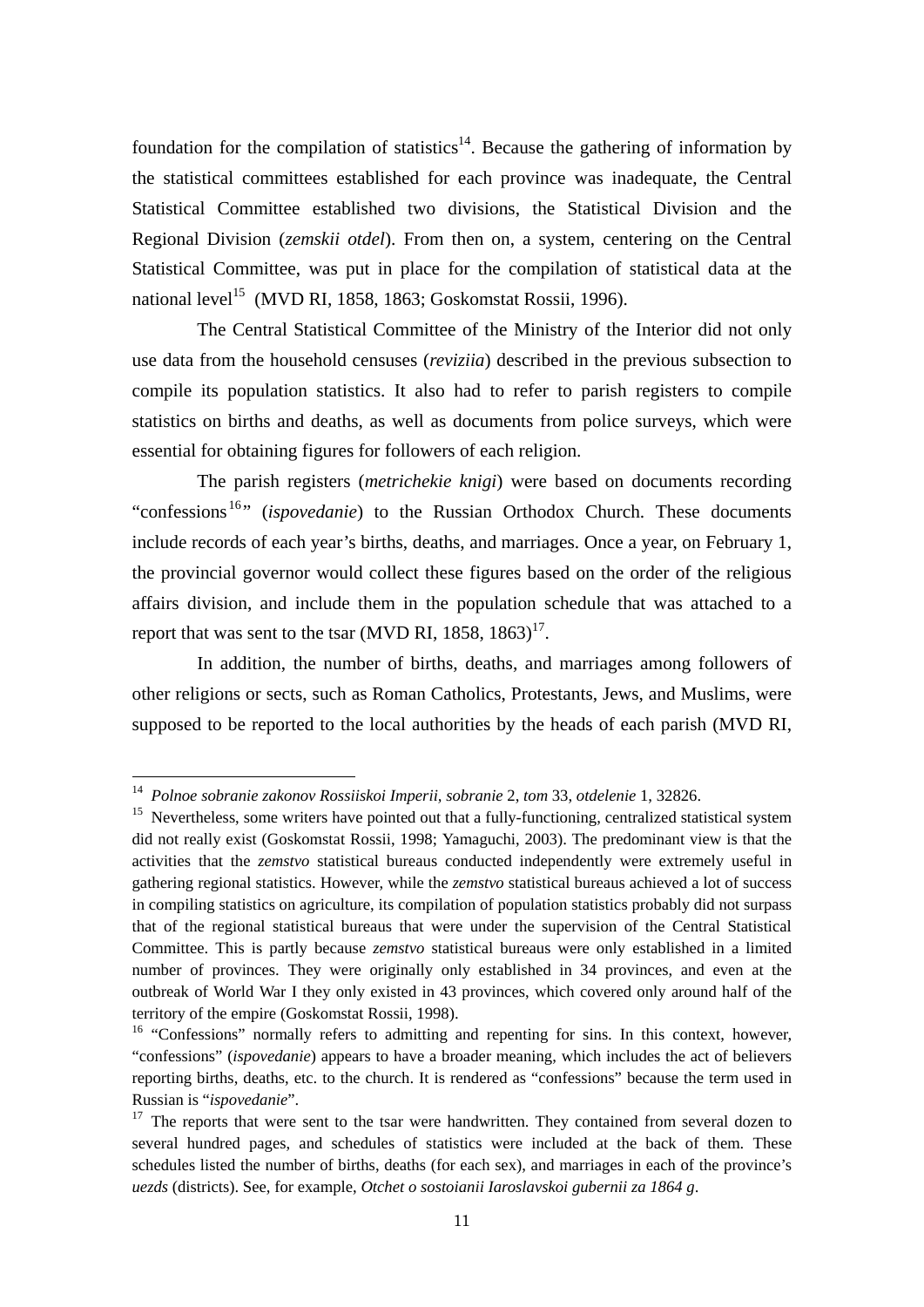foundation for the compilation of statistics[14]. Because the gathering of information by the statistical committees established for each province was inadequate, the Central Statistical Committee established two divisions, the Statistical Division and the Regional Division (*zemskii otdel*). From then on, a system, centering on the Central Statistical Committee, was put in place for the compilation of statistical data at the national level[15] (MVD RI, 1858, 1863; Goskomstat Rossii, 1996).

The Central Statistical Committee of the Ministry of the Interior did not only use data from the household censuses (*reviziia*) described in the previous subsection to compile its population statistics. It also had to refer to parish registers to compile statistics on births and deaths, as well as documents from police surveys, which were essential for obtaining figures for followers of each religion.

The parish registers (*metrichekie knigi*) were based on documents recording "confessions[16]" (*ispovedanie*) to the Russian Orthodox Church. These documents include records of each year's births, deaths, and marriages. Once a year, on February 1, the provincial governor would collect these figures based on the order of the religious affairs division, and include them in the population schedule that was attached to a report that was sent to the tsar (MVD RI, 1858, 1863)[17].

In addition, the number of births, deaths, and marriages among followers of other religions or sects, such as Roman Catholics, Protestants, Jews, and Muslims, were supposed to be reported to the local authorities by the heads of each parish (MVD RI,

---

[14] *Polnoe sobranie zakonov Rossiiskoi Imperii*, *sobranie* 2, *tom* 33, *otdelenie* 1, 32826.

[15] Nevertheless, some writers have pointed out that a fully-functioning, centralized statistical system did not really exist (Goskomstat Rossii, 1998; Yamaguchi, 2003). The predominant view is that the activities that the *zemstvo* statistical bureaus conducted independently were extremely useful in gathering regional statistics. However, while the *zemstvo* statistical bureaus achieved a lot of success in compiling statistics on agriculture, its compilation of population statistics probably did not surpass that of the regional statistical bureaus that were under the supervision of the Central Statistical Committee. This is partly because *zemstvo* statistical bureaus were only established in a limited number of provinces. They were originally only established in 34 provinces, and even at the outbreak of World War I they only existed in 43 provinces, which covered only around half of the territory of the empire (Goskomstat Rossii, 1998).

[16] "Confessions" normally refers to admitting and repenting for sins. In this context, however, "confessions" (*ispovedanie*) appears to have a broader meaning, which includes the act of believers reporting births, deaths, etc. to the church. It is rendered as "confessions" because the term used in Russian is "*ispovedanie*".

[17] The reports that were sent to the tsar were handwritten. They contained from several dozen to several hundred pages, and schedules of statistics were included at the back of them. These schedules listed the number of births, deaths (for each sex), and marriages in each of the province's *uezds* (districts). See, for example, *Otchet o sostoianii Iaroslavskoi gubernii za 1864 g*.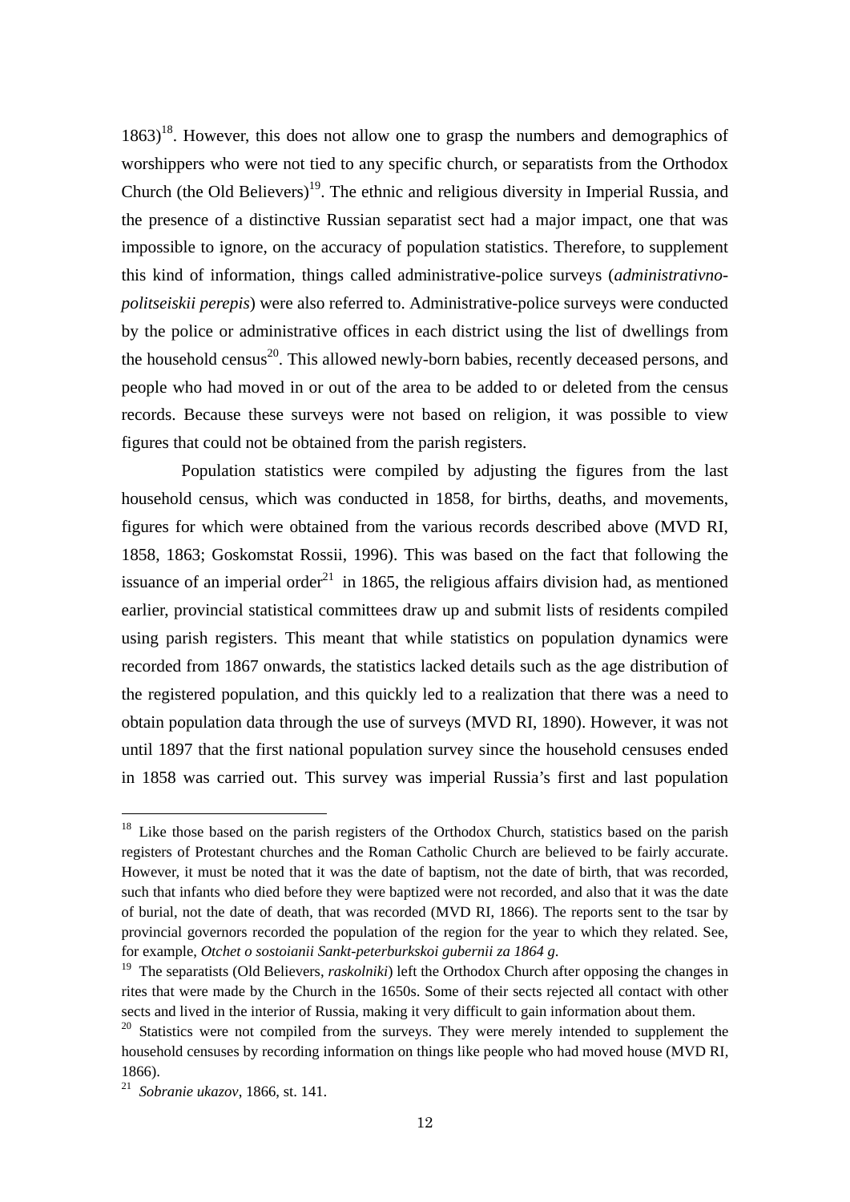1863)[18]. However, this does not allow one to grasp the numbers and demographics of worshippers who were not tied to any specific church, or separatists from the Orthodox Church (the Old Believers)[19]. The ethnic and religious diversity in Imperial Russia, and the presence of a distinctive Russian separatist sect had a major impact, one that was impossible to ignore, on the accuracy of population statistics. Therefore, to supplement this kind of information, things called administrative-police surveys (*administrativno-politseiskii perepis*) were also referred to. Administrative-police surveys were conducted by the police or administrative offices in each district using the list of dwellings from the household census[20]. This allowed newly-born babies, recently deceased persons, and people who had moved in or out of the area to be added to or deleted from the census records. Because these surveys were not based on religion, it was possible to view figures that could not be obtained from the parish registers.

Population statistics were compiled by adjusting the figures from the last household census, which was conducted in 1858, for births, deaths, and movements, figures for which were obtained from the various records described above (MVD RI, 1858, 1863; Goskomstat Rossii, 1996). This was based on the fact that following the issuance of an imperial order[21] in 1865, the religious affairs division had, as mentioned earlier, provincial statistical committees draw up and submit lists of residents compiled using parish registers. This meant that while statistics on population dynamics were recorded from 1867 onwards, the statistics lacked details such as the age distribution of the registered population, and this quickly led to a realization that there was a need to obtain population data through the use of surveys (MVD RI, 1890). However, it was not until 1897 that the first national population survey since the household censuses ended in 1858 was carried out. This survey was imperial Russia's first and last population

---

[18] Like those based on the parish registers of the Orthodox Church, statistics based on the parish registers of Protestant churches and the Roman Catholic Church are believed to be fairly accurate. However, it must be noted that it was the date of baptism, not the date of birth, that was recorded, such that infants who died before they were baptized were not recorded, and also that it was the date of burial, not the date of death, that was recorded (MVD RI, 1866). The reports sent to the tsar by provincial governors recorded the population of the region for the year to which they related. See, for example, *Otchet o sostoianii Sankt-peterburkskoi gubernii za 1864 g*.

[19] The separatists (Old Believers, *raskolniki*) left the Orthodox Church after opposing the changes in rites that were made by the Church in the 1650s. Some of their sects rejected all contact with other sects and lived in the interior of Russia, making it very difficult to gain information about them.

[20] Statistics were not compiled from the surveys. They were merely intended to supplement the household censuses by recording information on things like people who had moved house (MVD RI, 1866).

[21] *Sobranie ukazov*, 1866, st. 141.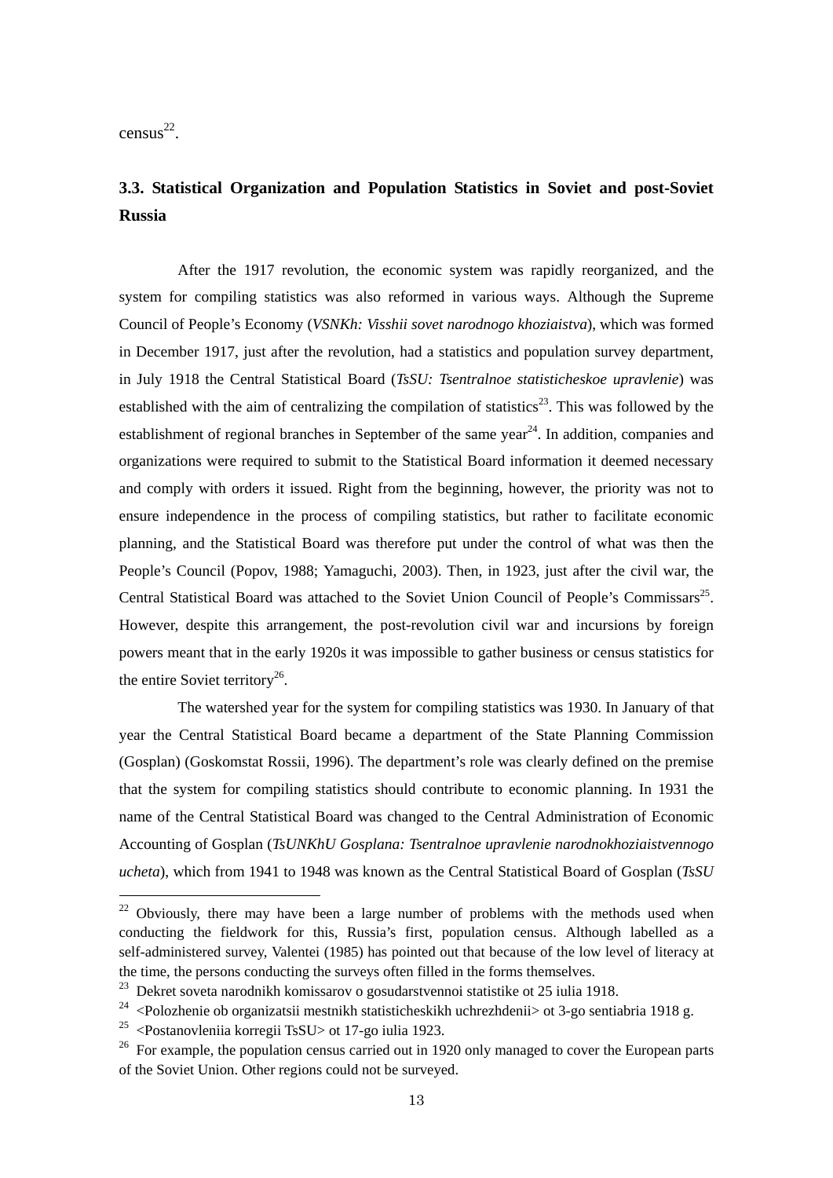census[22].

## 3.3. Statistical Organization and Population Statistics in Soviet and post-Soviet Russia

After the 1917 revolution, the economic system was rapidly reorganized, and the system for compiling statistics was also reformed in various ways. Although the Supreme Council of People's Economy (*VSNKh: Visshii sovet narodnogo khoziaistva*), which was formed in December 1917, just after the revolution, had a statistics and population survey department, in July 1918 the Central Statistical Board (*TsSU: Tsentralnoe statisticheskoe upravlenie*) was established with the aim of centralizing the compilation of statistics[23]. This was followed by the establishment of regional branches in September of the same year[24]. In addition, companies and organizations were required to submit to the Statistical Board information it deemed necessary and comply with orders it issued. Right from the beginning, however, the priority was not to ensure independence in the process of compiling statistics, but rather to facilitate economic planning, and the Statistical Board was therefore put under the control of what was then the People's Council (Popov, 1988; Yamaguchi, 2003). Then, in 1923, just after the civil war, the Central Statistical Board was attached to the Soviet Union Council of People's Commissars[25]. However, despite this arrangement, the post-revolution civil war and incursions by foreign powers meant that in the early 1920s it was impossible to gather business or census statistics for the entire Soviet territory[26].

The watershed year for the system for compiling statistics was 1930. In January of that year the Central Statistical Board became a department of the State Planning Commission (Gosplan) (Goskomstat Rossii, 1996). The department's role was clearly defined on the premise that the system for compiling statistics should contribute to economic planning. In 1931 the name of the Central Statistical Board was changed to the Central Administration of Economic Accounting of Gosplan (*TsUNKhU Gosplana: Tsentralnoe upravlenie narodnokhoziaistvennogo ucheta*), which from 1941 to 1948 was known as the Central Statistical Board of Gosplan (*TsSU*

---

[22] Obviously, there may have been a large number of problems with the methods used when conducting the fieldwork for this, Russia's first, population census. Although labelled as a self-administered survey, Valentei (1985) has pointed out that because of the low level of literacy at the time, the persons conducting the surveys often filled in the forms themselves.

[23] Dekret soveta narodnikh komissarov o gosudarstvennoi statistike ot 25 iulia 1918.

[24] <Polozhenie ob organizatsii mestnikh statisticheskikh uchrezhdenii> ot 3-go sentiabria 1918 g.

[25] <Postanovleniia korregii TsSU> ot 17-go iulia 1923.

[26] For example, the population census carried out in 1920 only managed to cover the European parts of the Soviet Union. Other regions could not be surveyed.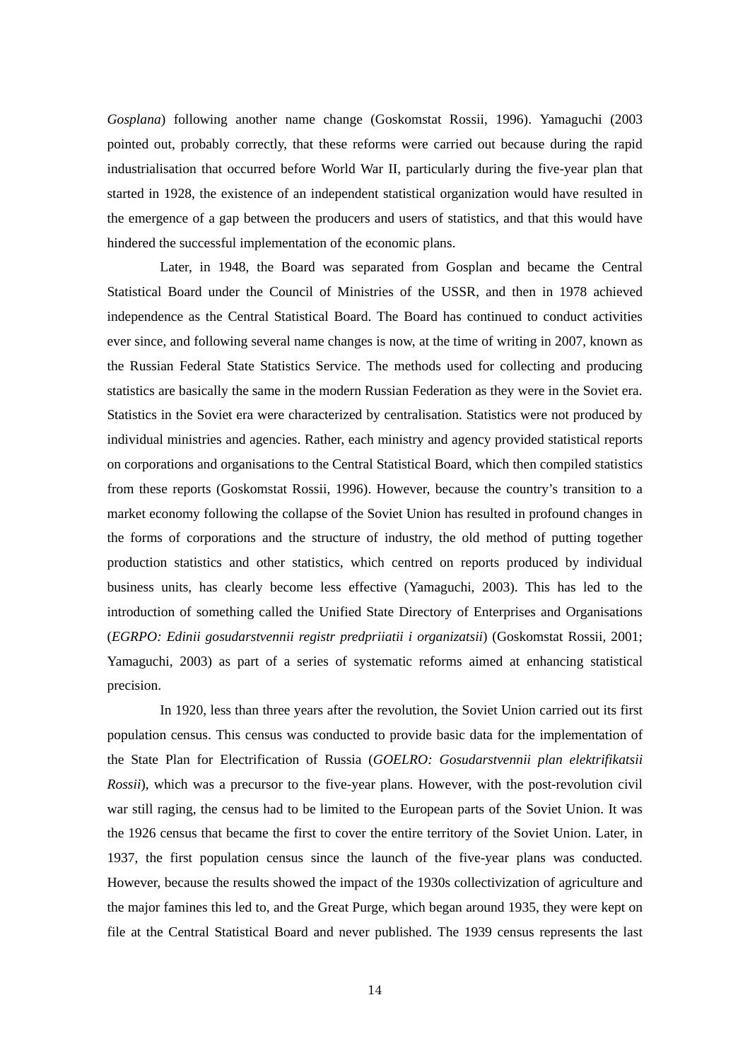*Gosplana*) following another name change (Goskomstat Rossii, 1996). Yamaguchi (2003 pointed out, probably correctly, that these reforms were carried out because during the rapid industrialisation that occurred before World War II, particularly during the five-year plan that started in 1928, the existence of an independent statistical organization would have resulted in the emergence of a gap between the producers and users of statistics, and that this would have hindered the successful implementation of the economic plans.

Later, in 1948, the Board was separated from Gosplan and became the Central Statistical Board under the Council of Ministries of the USSR, and then in 1978 achieved independence as the Central Statistical Board. The Board has continued to conduct activities ever since, and following several name changes is now, at the time of writing in 2007, known as the Russian Federal State Statistics Service. The methods used for collecting and producing statistics are basically the same in the modern Russian Federation as they were in the Soviet era. Statistics in the Soviet era were characterized by centralisation. Statistics were not produced by individual ministries and agencies. Rather, each ministry and agency provided statistical reports on corporations and organisations to the Central Statistical Board, which then compiled statistics from these reports (Goskomstat Rossii, 1996). However, because the country's transition to a market economy following the collapse of the Soviet Union has resulted in profound changes in the forms of corporations and the structure of industry, the old method of putting together production statistics and other statistics, which centred on reports produced by individual business units, has clearly become less effective (Yamaguchi, 2003). This has led to the introduction of something called the Unified State Directory of Enterprises and Organisations (*EGRPO: Edinii gosudarstvennii registr predpriiatii i organizatsii*) (Goskomstat Rossii, 2001; Yamaguchi, 2003) as part of a series of systematic reforms aimed at enhancing statistical precision.

In 1920, less than three years after the revolution, the Soviet Union carried out its first population census. This census was conducted to provide basic data for the implementation of the State Plan for Electrification of Russia (*GOELRO: Gosudarstvennii plan elektrifikatsii Rossii*), which was a precursor to the five-year plans. However, with the post-revolution civil war still raging, the census had to be limited to the European parts of the Soviet Union. It was the 1926 census that became the first to cover the entire territory of the Soviet Union. Later, in 1937, the first population census since the launch of the five-year plans was conducted. However, because the results showed the impact of the 1930s collectivization of agriculture and the major famines this led to, and the Great Purge, which began around 1935, they were kept on file at the Central Statistical Board and never published. The 1939 census represents the last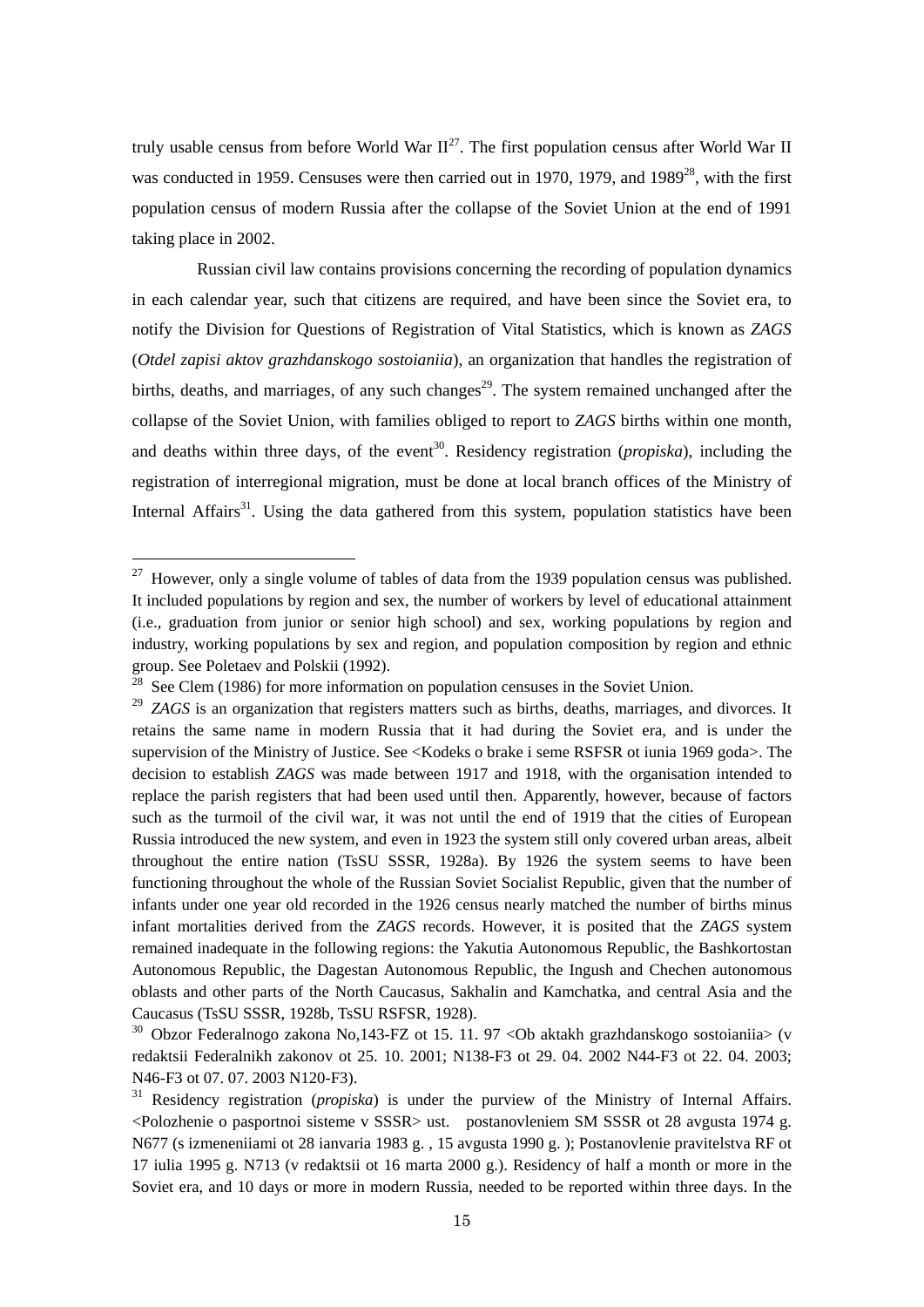truly usable census from before World War II[27]. The first population census after World War II was conducted in 1959. Censuses were then carried out in 1970, 1979, and 1989[28], with the first population census of modern Russia after the collapse of the Soviet Union at the end of 1991 taking place in 2002.

Russian civil law contains provisions concerning the recording of population dynamics in each calendar year, such that citizens are required, and have been since the Soviet era, to notify the Division for Questions of Registration of Vital Statistics, which is known as *ZAGS* (*Otdel zapisi aktov grazhdanskogo sostoianiia*), an organization that handles the registration of births, deaths, and marriages, of any such changes[29]. The system remained unchanged after the collapse of the Soviet Union, with families obliged to report to *ZAGS* births within one month, and deaths within three days, of the event[30]. Residency registration (*propiska*), including the registration of interregional migration, must be done at local branch offices of the Ministry of Internal Affairs[31]. Using the data gathered from this system, population statistics have been

---

[27] However, only a single volume of tables of data from the 1939 population census was published. It included populations by region and sex, the number of workers by level of educational attainment (i.e., graduation from junior or senior high school) and sex, working populations by region and industry, working populations by sex and region, and population composition by region and ethnic group. See Poletaev and Polskii (1992).

[28] See Clem (1986) for more information on population censuses in the Soviet Union.

[29] *ZAGS* is an organization that registers matters such as births, deaths, marriages, and divorces. It retains the same name in modern Russia that it had during the Soviet era, and is under the supervision of the Ministry of Justice. See <Kodeks o brake i seme RSFSR ot iunia 1969 goda>. The decision to establish *ZAGS* was made between 1917 and 1918, with the organisation intended to replace the parish registers that had been used until then. Apparently, however, because of factors such as the turmoil of the civil war, it was not until the end of 1919 that the cities of European Russia introduced the new system, and even in 1923 the system still only covered urban areas, albeit throughout the entire nation (TsSU SSSR, 1928a). By 1926 the system seems to have been functioning throughout the whole of the Russian Soviet Socialist Republic, given that the number of infants under one year old recorded in the 1926 census nearly matched the number of births minus infant mortalities derived from the *ZAGS* records. However, it is posited that the *ZAGS* system remained inadequate in the following regions: the Yakutia Autonomous Republic, the Bashkortostan Autonomous Republic, the Dagestan Autonomous Republic, the Ingush and Chechen autonomous oblasts and other parts of the North Caucasus, Sakhalin and Kamchatka, and central Asia and the Caucasus (TsSU SSSR, 1928b, TsSU RSFSR, 1928).

[30] Obzor Federalnogo zakona No,143-FZ ot 15. 11. 97 <Ob aktakh grazhdanskogo sostoianiia> (v redaktsii Federalnikh zakonov ot 25. 10. 2001; N138-F3 ot 29. 04. 2002 N44-F3 ot 22. 04. 2003; N46-F3 ot 07. 07. 2003 N120-F3).

[31] Residency registration (*propiska*) is under the purview of the Ministry of Internal Affairs. <Polozhenie o pasportnoi sisteme v SSSR> ust. postanovleniem SM SSSR ot 28 avgusta 1974 g. N677 (s izmeneniiami ot 28 ianvaria 1983 g. , 15 avgusta 1990 g. ); Postanovlenie pravitelstva RF ot 17 iulia 1995 g. N713 (v redaktsii ot 16 marta 2000 g.). Residency of half a month or more in the Soviet era, and 10 days or more in modern Russia, needed to be reported within three days. In the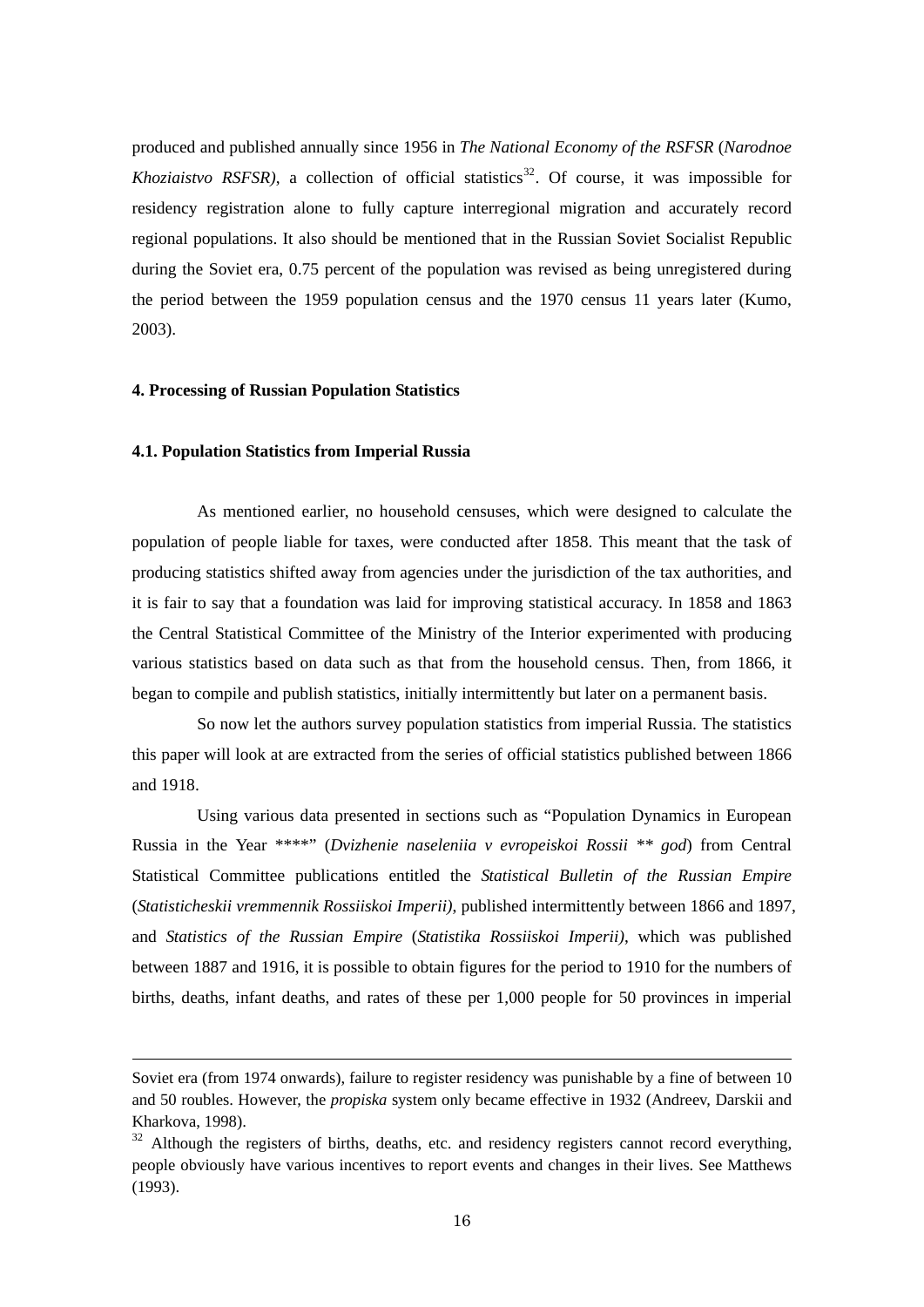produced and published annually since 1956 in *The National Economy of the RSFSR* (*Narodnoe Khoziaistvo RSFSR)*, a collection of official statistics[32]. Of course, it was impossible for residency registration alone to fully capture interregional migration and accurately record regional populations. It also should be mentioned that in the Russian Soviet Socialist Republic during the Soviet era, 0.75 percent of the population was revised as being unregistered during the period between the 1959 population census and the 1970 census 11 years later (Kumo, 2003).

**4. Processing of Russian Population Statistics**

**4.1. Population Statistics from Imperial Russia**

As mentioned earlier, no household censuses, which were designed to calculate the population of people liable for taxes, were conducted after 1858. This meant that the task of producing statistics shifted away from agencies under the jurisdiction of the tax authorities, and it is fair to say that a foundation was laid for improving statistical accuracy. In 1858 and 1863 the Central Statistical Committee of the Ministry of the Interior experimented with producing various statistics based on data such as that from the household census. Then, from 1866, it began to compile and publish statistics, initially intermittently but later on a permanent basis.

So now let the authors survey population statistics from imperial Russia. The statistics this paper will look at are extracted from the series of official statistics published between 1866 and 1918.

Using various data presented in sections such as "Population Dynamics in European Russia in the Year ****" (*Dvizhenie naseleniia v evropeiskoi Rossii ** god*) from Central Statistical Committee publications entitled the *Statistical Bulletin of the Russian Empire* (*Statisticheskii vremmennik Rossiiskoi Imperii)*, published intermittently between 1866 and 1897, and *Statistics of the Russian Empire* (*Statistika Rossiiskoi Imperii)*, which was published between 1887 and 1916, it is possible to obtain figures for the period to 1910 for the numbers of births, deaths, infant deaths, and rates of these per 1,000 people for 50 provinces in imperial

---

Soviet era (from 1974 onwards), failure to register residency was punishable by a fine of between 10 and 50 roubles. However, the *propiska* system only became effective in 1932 (Andreev, Darskii and Kharkova, 1998).

[32] Although the registers of births, deaths, etc. and residency registers cannot record everything, people obviously have various incentives to report events and changes in their lives. See Matthews (1993).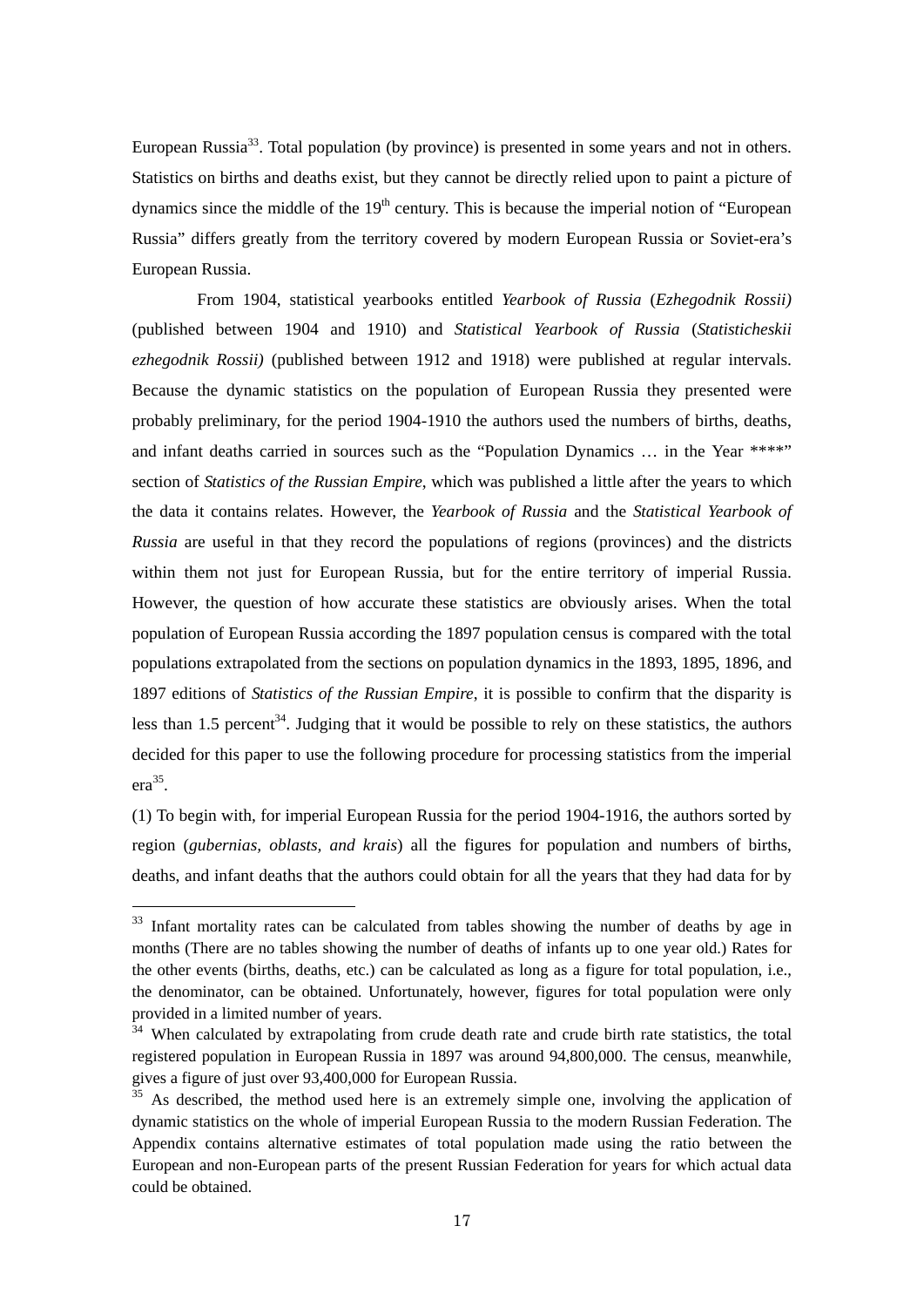European Russia[33]. Total population (by province) is presented in some years and not in others. Statistics on births and deaths exist, but they cannot be directly relied upon to paint a picture of dynamics since the middle of the 19th century. This is because the imperial notion of "European Russia" differs greatly from the territory covered by modern European Russia or Soviet-era's European Russia.

From 1904, statistical yearbooks entitled *Yearbook of Russia* (*Ezhegodnik Rossii)* (published between 1904 and 1910) and *Statistical Yearbook of Russia* (*Statisticheskii ezhegodnik Rossii)* (published between 1912 and 1918) were published at regular intervals. Because the dynamic statistics on the population of European Russia they presented were probably preliminary, for the period 1904-1910 the authors used the numbers of births, deaths, and infant deaths carried in sources such as the "Population Dynamics … in the Year ****" section of *Statistics of the Russian Empire*, which was published a little after the years to which the data it contains relates. However, the *Yearbook of Russia* and the *Statistical Yearbook of Russia* are useful in that they record the populations of regions (provinces) and the districts within them not just for European Russia, but for the entire territory of imperial Russia. However, the question of how accurate these statistics are obviously arises. When the total population of European Russia according the 1897 population census is compared with the total populations extrapolated from the sections on population dynamics in the 1893, 1895, 1896, and 1897 editions of *Statistics of the Russian Empire*, it is possible to confirm that the disparity is less than 1.5 percent[34]. Judging that it would be possible to rely on these statistics, the authors decided for this paper to use the following procedure for processing statistics from the imperial era[35].

(1) To begin with, for imperial European Russia for the period 1904-1916, the authors sorted by region (*gubernias, oblasts, and krais*) all the figures for population and numbers of births, deaths, and infant deaths that the authors could obtain for all the years that they had data for by

---

[33] Infant mortality rates can be calculated from tables showing the number of deaths by age in months (There are no tables showing the number of deaths of infants up to one year old.) Rates for the other events (births, deaths, etc.) can be calculated as long as a figure for total population, i.e., the denominator, can be obtained. Unfortunately, however, figures for total population were only provided in a limited number of years.

[34] When calculated by extrapolating from crude death rate and crude birth rate statistics, the total registered population in European Russia in 1897 was around 94,800,000. The census, meanwhile, gives a figure of just over 93,400,000 for European Russia.

[35] As described, the method used here is an extremely simple one, involving the application of dynamic statistics on the whole of imperial European Russia to the modern Russian Federation. The Appendix contains alternative estimates of total population made using the ratio between the European and non-European parts of the present Russian Federation for years for which actual data could be obtained.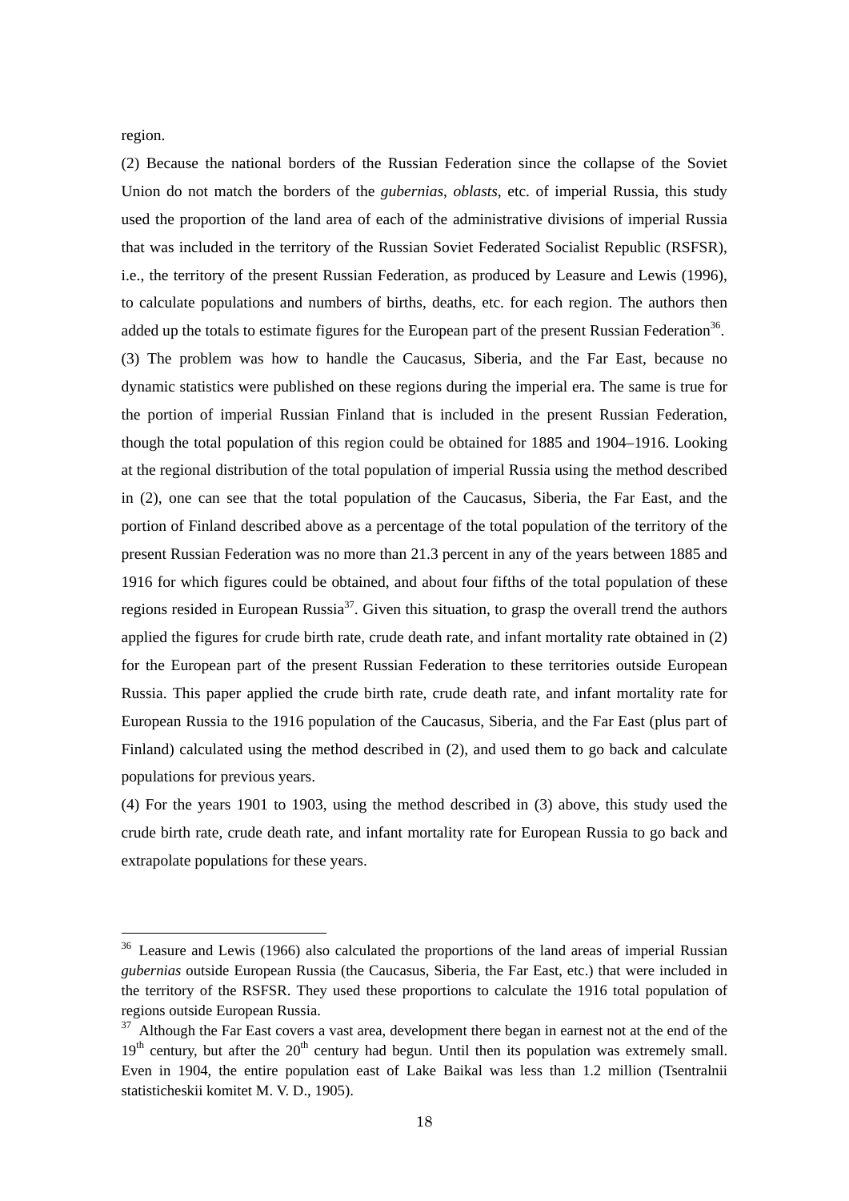region.

(2) Because the national borders of the Russian Federation since the collapse of the Soviet Union do not match the borders of the *gubernias*, *oblasts*, etc. of imperial Russia, this study used the proportion of the land area of each of the administrative divisions of imperial Russia that was included in the territory of the Russian Soviet Federated Socialist Republic (RSFSR), i.e., the territory of the present Russian Federation, as produced by Leasure and Lewis (1996), to calculate populations and numbers of births, deaths, etc. for each region. The authors then added up the totals to estimate figures for the European part of the present Russian Federation[36].

(3) The problem was how to handle the Caucasus, Siberia, and the Far East, because no dynamic statistics were published on these regions during the imperial era. The same is true for the portion of imperial Russian Finland that is included in the present Russian Federation, though the total population of this region could be obtained for 1885 and 1904–1916. Looking at the regional distribution of the total population of imperial Russia using the method described in (2), one can see that the total population of the Caucasus, Siberia, the Far East, and the portion of Finland described above as a percentage of the total population of the territory of the present Russian Federation was no more than 21.3 percent in any of the years between 1885 and 1916 for which figures could be obtained, and about four fifths of the total population of these regions resided in European Russia[37]. Given this situation, to grasp the overall trend the authors applied the figures for crude birth rate, crude death rate, and infant mortality rate obtained in (2) for the European part of the present Russian Federation to these territories outside European Russia. This paper applied the crude birth rate, crude death rate, and infant mortality rate for European Russia to the 1916 population of the Caucasus, Siberia, and the Far East (plus part of Finland) calculated using the method described in (2), and used them to go back and calculate populations for previous years.

(4) For the years 1901 to 1903, using the method described in (3) above, this study used the crude birth rate, crude death rate, and infant mortality rate for European Russia to go back and extrapolate populations for these years.

---

[36] Leasure and Lewis (1966) also calculated the proportions of the land areas of imperial Russian *gubernias* outside European Russia (the Caucasus, Siberia, the Far East, etc.) that were included in the territory of the RSFSR. They used these proportions to calculate the 1916 total population of regions outside European Russia.

[37] Although the Far East covers a vast area, development there began in earnest not at the end of the 19th century, but after the 20th century had begun. Until then its population was extremely small. Even in 1904, the entire population east of Lake Baikal was less than 1.2 million (Tsentralnii statisticheskii komitet M. V. D., 1905).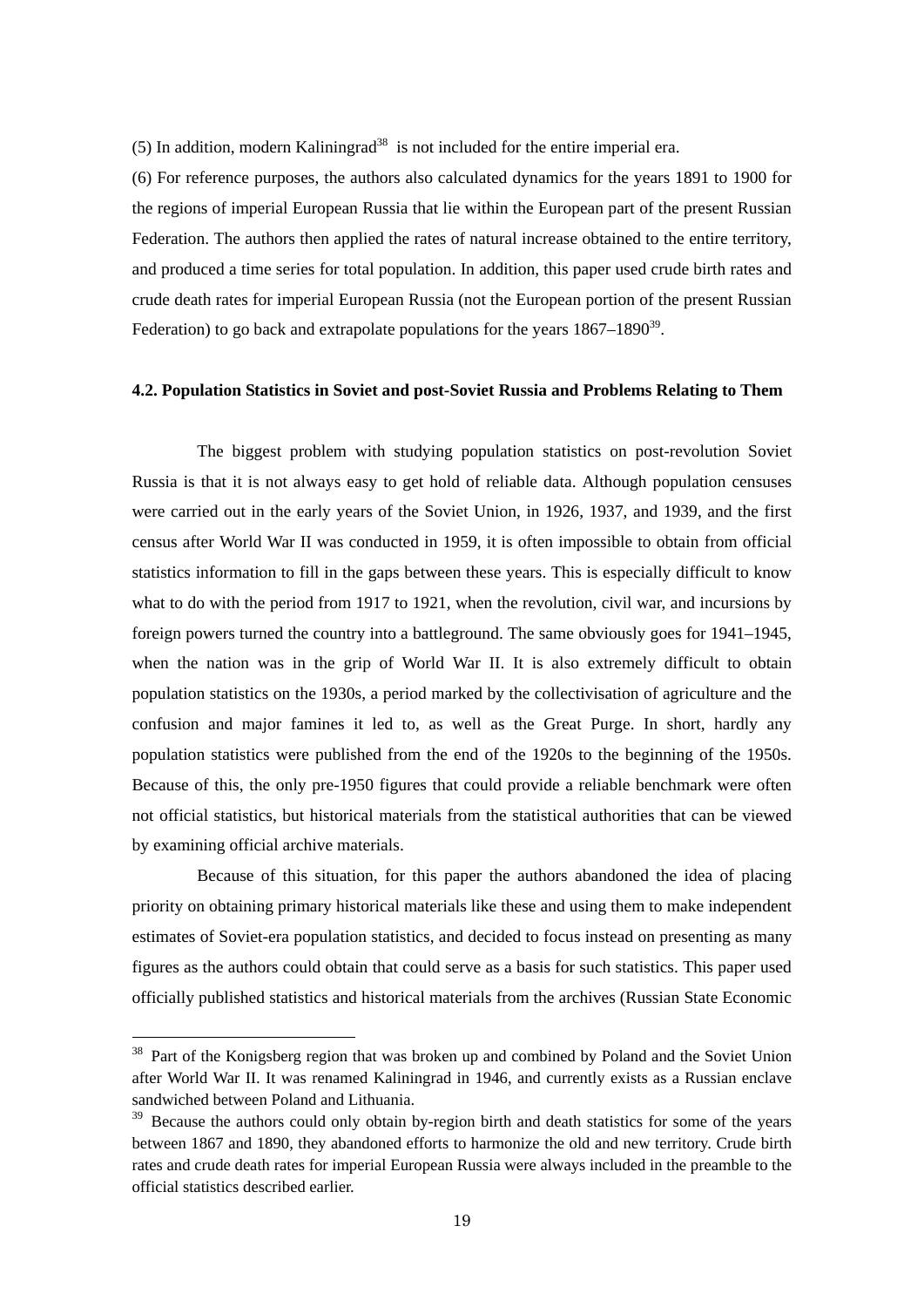(5) In addition, modern Kaliningrad[38] is not included for the entire imperial era.

(6) For reference purposes, the authors also calculated dynamics for the years 1891 to 1900 for the regions of imperial European Russia that lie within the European part of the present Russian Federation. The authors then applied the rates of natural increase obtained to the entire territory, and produced a time series for total population. In addition, this paper used crude birth rates and crude death rates for imperial European Russia (not the European portion of the present Russian Federation) to go back and extrapolate populations for the years 1867–1890[39].

### 4.2. Population Statistics in Soviet and post-Soviet Russia and Problems Relating to Them

The biggest problem with studying population statistics on post-revolution Soviet Russia is that it is not always easy to get hold of reliable data. Although population censuses were carried out in the early years of the Soviet Union, in 1926, 1937, and 1939, and the first census after World War II was conducted in 1959, it is often impossible to obtain from official statistics information to fill in the gaps between these years. This is especially difficult to know what to do with the period from 1917 to 1921, when the revolution, civil war, and incursions by foreign powers turned the country into a battleground. The same obviously goes for 1941–1945, when the nation was in the grip of World War II. It is also extremely difficult to obtain population statistics on the 1930s, a period marked by the collectivisation of agriculture and the confusion and major famines it led to, as well as the Great Purge. In short, hardly any population statistics were published from the end of the 1920s to the beginning of the 1950s. Because of this, the only pre-1950 figures that could provide a reliable benchmark were often not official statistics, but historical materials from the statistical authorities that can be viewed by examining official archive materials.

Because of this situation, for this paper the authors abandoned the idea of placing priority on obtaining primary historical materials like these and using them to make independent estimates of Soviet-era population statistics, and decided to focus instead on presenting as many figures as the authors could obtain that could serve as a basis for such statistics. This paper used officially published statistics and historical materials from the archives (Russian State Economic

---

[38] Part of the Konigsberg region that was broken up and combined by Poland and the Soviet Union after World War II. It was renamed Kaliningrad in 1946, and currently exists as a Russian enclave sandwiched between Poland and Lithuania.

[39] Because the authors could only obtain by-region birth and death statistics for some of the years between 1867 and 1890, they abandoned efforts to harmonize the old and new territory. Crude birth rates and crude death rates for imperial European Russia were always included in the preamble to the official statistics described earlier.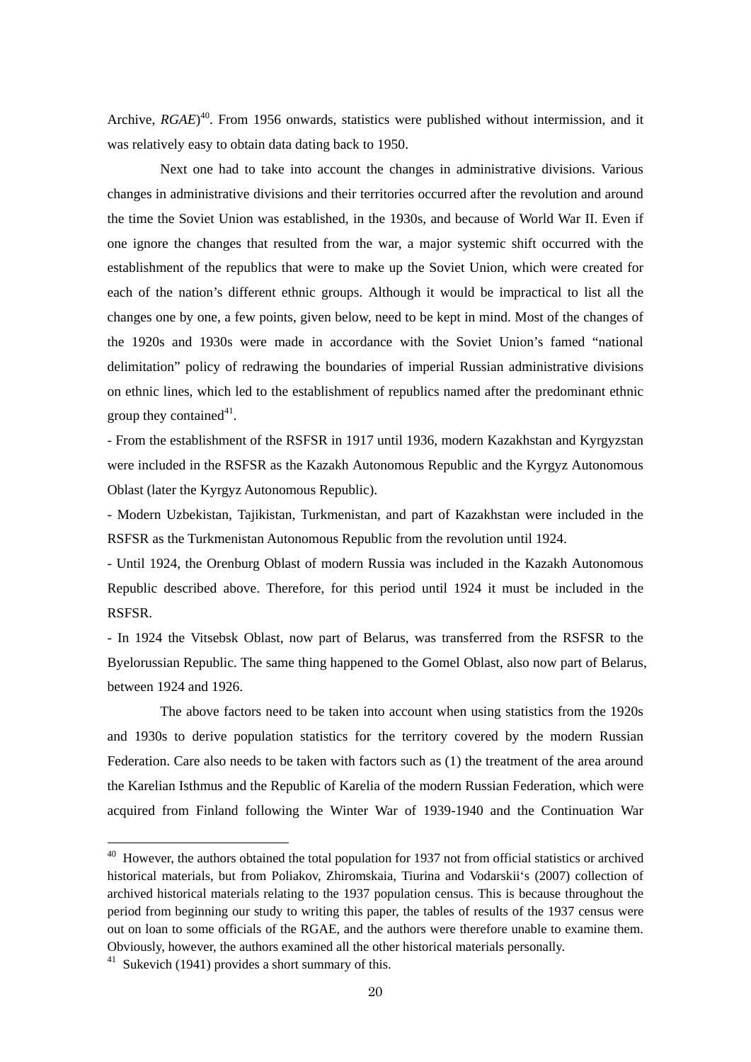Archive, *RGAE*)[40]. From 1956 onwards, statistics were published without intermission, and it was relatively easy to obtain data dating back to 1950.

Next one had to take into account the changes in administrative divisions. Various changes in administrative divisions and their territories occurred after the revolution and around the time the Soviet Union was established, in the 1930s, and because of World War II. Even if one ignore the changes that resulted from the war, a major systemic shift occurred with the establishment of the republics that were to make up the Soviet Union, which were created for each of the nation's different ethnic groups. Although it would be impractical to list all the changes one by one, a few points, given below, need to be kept in mind. Most of the changes of the 1920s and 1930s were made in accordance with the Soviet Union's famed "national delimitation" policy of redrawing the boundaries of imperial Russian administrative divisions on ethnic lines, which led to the establishment of republics named after the predominant ethnic group they contained[41].

- From the establishment of the RSFSR in 1917 until 1936, modern Kazakhstan and Kyrgyzstan were included in the RSFSR as the Kazakh Autonomous Republic and the Kyrgyz Autonomous Oblast (later the Kyrgyz Autonomous Republic).
- Modern Uzbekistan, Tajikistan, Turkmenistan, and part of Kazakhstan were included in the RSFSR as the Turkmenistan Autonomous Republic from the revolution until 1924.
- Until 1924, the Orenburg Oblast of modern Russia was included in the Kazakh Autonomous Republic described above. Therefore, for this period until 1924 it must be included in the RSFSR.
- In 1924 the Vitsebsk Oblast, now part of Belarus, was transferred from the RSFSR to the Byelorussian Republic. The same thing happened to the Gomel Oblast, also now part of Belarus, between 1924 and 1926.

The above factors need to be taken into account when using statistics from the 1920s and 1930s to derive population statistics for the territory covered by the modern Russian Federation. Care also needs to be taken with factors such as (1) the treatment of the area around the Karelian Isthmus and the Republic of Karelia of the modern Russian Federation, which were acquired from Finland following the Winter War of 1939-1940 and the Continuation War

---

[40] However, the authors obtained the total population for 1937 not from official statistics or archived historical materials, but from Poliakov, Zhiromskaia, Tiurina and Vodarskii's (2007) collection of archived historical materials relating to the 1937 population census. This is because throughout the period from beginning our study to writing this paper, the tables of results of the 1937 census were out on loan to some officials of the RGAE, and the authors were therefore unable to examine them. Obviously, however, the authors examined all the other historical materials personally.

[41] Sukevich (1941) provides a short summary of this.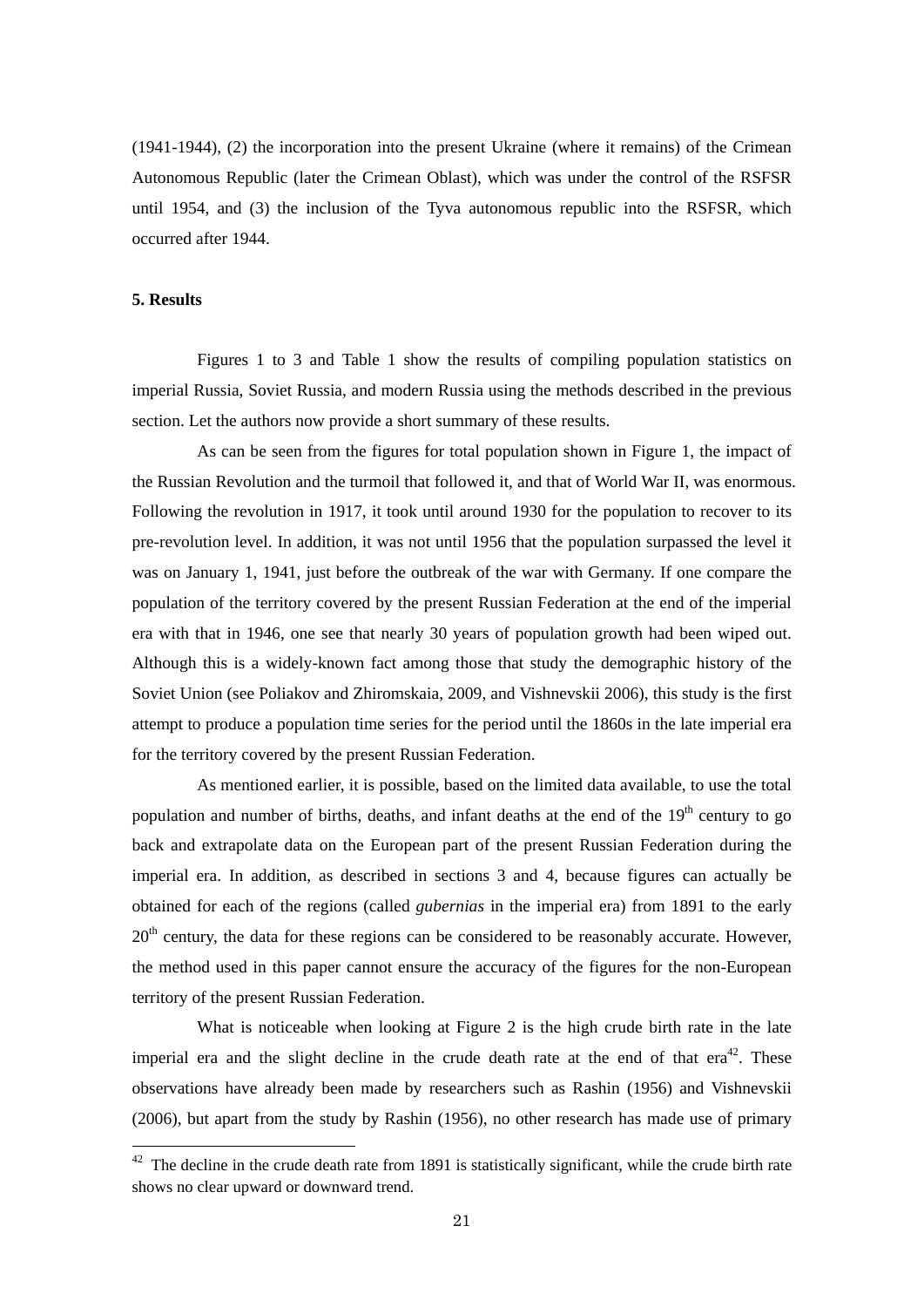(1941-1944), (2) the incorporation into the present Ukraine (where it remains) of the Crimean Autonomous Republic (later the Crimean Oblast), which was under the control of the RSFSR until 1954, and (3) the inclusion of the Tyva autonomous republic into the RSFSR, which occurred after 1944.

**5. Results**

Figures 1 to 3 and Table 1 show the results of compiling population statistics on imperial Russia, Soviet Russia, and modern Russia using the methods described in the previous section. Let the authors now provide a short summary of these results.

As can be seen from the figures for total population shown in Figure 1, the impact of the Russian Revolution and the turmoil that followed it, and that of World War II, was enormous. Following the revolution in 1917, it took until around 1930 for the population to recover to its pre-revolution level. In addition, it was not until 1956 that the population surpassed the level it was on January 1, 1941, just before the outbreak of the war with Germany. If one compare the population of the territory covered by the present Russian Federation at the end of the imperial era with that in 1946, one see that nearly 30 years of population growth had been wiped out. Although this is a widely-known fact among those that study the demographic history of the Soviet Union (see Poliakov and Zhiromskaia, 2009, and Vishnevskii 2006), this study is the first attempt to produce a population time series for the period until the 1860s in the late imperial era for the territory covered by the present Russian Federation.

As mentioned earlier, it is possible, based on the limited data available, to use the total population and number of births, deaths, and infant deaths at the end of the 19th century to go back and extrapolate data on the European part of the present Russian Federation during the imperial era. In addition, as described in sections 3 and 4, because figures can actually be obtained for each of the regions (called *gubernias* in the imperial era) from 1891 to the early 20th century, the data for these regions can be considered to be reasonably accurate. However, the method used in this paper cannot ensure the accuracy of the figures for the non-European territory of the present Russian Federation.

What is noticeable when looking at Figure 2 is the high crude birth rate in the late imperial era and the slight decline in the crude death rate at the end of that era[42]. These observations have already been made by researchers such as Rashin (1956) and Vishnevskii (2006), but apart from the study by Rashin (1956), no other research has made use of primary

[42] The decline in the crude death rate from 1891 is statistically significant, while the crude birth rate shows no clear upward or downward trend.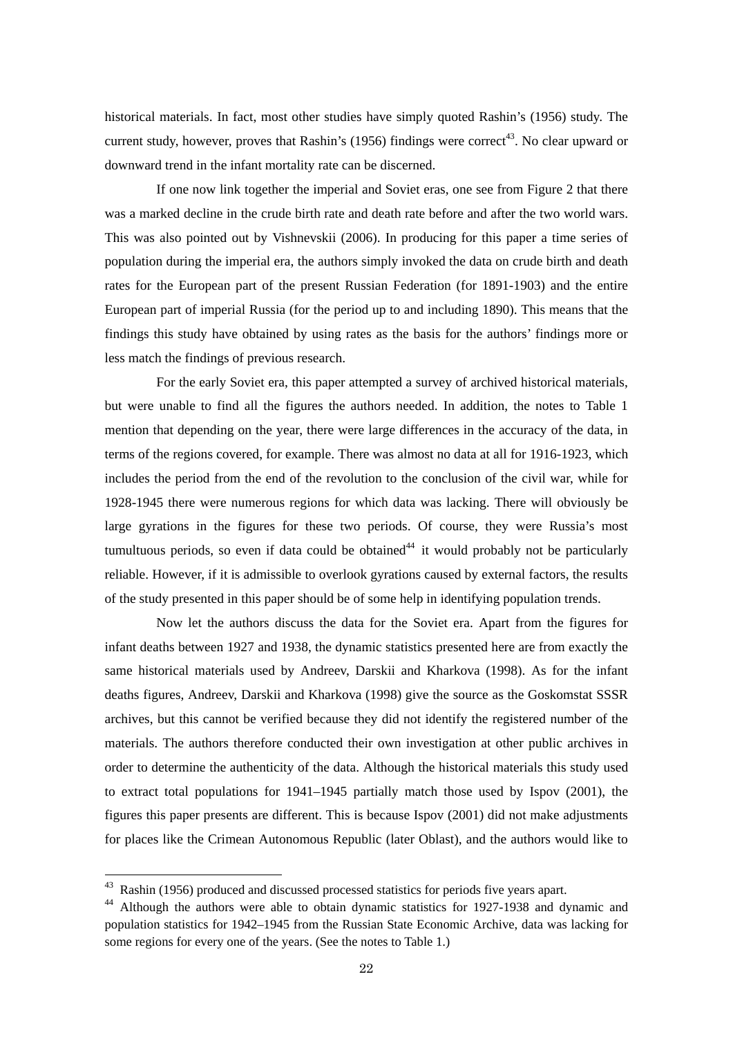historical materials. In fact, most other studies have simply quoted Rashin's (1956) study. The current study, however, proves that Rashin's (1956) findings were correct[43]. No clear upward or downward trend in the infant mortality rate can be discerned.

If one now link together the imperial and Soviet eras, one see from Figure 2 that there was a marked decline in the crude birth rate and death rate before and after the two world wars. This was also pointed out by Vishnevskii (2006). In producing for this paper a time series of population during the imperial era, the authors simply invoked the data on crude birth and death rates for the European part of the present Russian Federation (for 1891-1903) and the entire European part of imperial Russia (for the period up to and including 1890). This means that the findings this study have obtained by using rates as the basis for the authors' findings more or less match the findings of previous research.

For the early Soviet era, this paper attempted a survey of archived historical materials, but were unable to find all the figures the authors needed. In addition, the notes to Table 1 mention that depending on the year, there were large differences in the accuracy of the data, in terms of the regions covered, for example. There was almost no data at all for 1916-1923, which includes the period from the end of the revolution to the conclusion of the civil war, while for 1928-1945 there were numerous regions for which data was lacking. There will obviously be large gyrations in the figures for these two periods. Of course, they were Russia's most tumultuous periods, so even if data could be obtained[44] it would probably not be particularly reliable. However, if it is admissible to overlook gyrations caused by external factors, the results of the study presented in this paper should be of some help in identifying population trends.

Now let the authors discuss the data for the Soviet era. Apart from the figures for infant deaths between 1927 and 1938, the dynamic statistics presented here are from exactly the same historical materials used by Andreev, Darskii and Kharkova (1998). As for the infant deaths figures, Andreev, Darskii and Kharkova (1998) give the source as the Goskomstat SSSR archives, but this cannot be verified because they did not identify the registered number of the materials. The authors therefore conducted their own investigation at other public archives in order to determine the authenticity of the data. Although the historical materials this study used to extract total populations for 1941–1945 partially match those used by Ispov (2001), the figures this paper presents are different. This is because Ispov (2001) did not make adjustments for places like the Crimean Autonomous Republic (later Oblast), and the authors would like to

---

[43] Rashin (1956) produced and discussed processed statistics for periods five years apart.

[44] Although the authors were able to obtain dynamic statistics for 1927-1938 and dynamic and population statistics for 1942–1945 from the Russian State Economic Archive, data was lacking for some regions for every one of the years. (See the notes to Table 1.)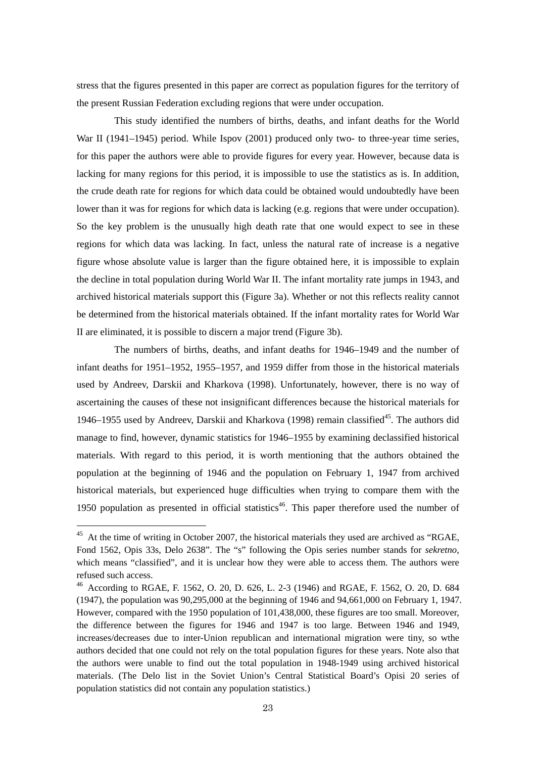stress that the figures presented in this paper are correct as population figures for the territory of the present Russian Federation excluding regions that were under occupation.

This study identified the numbers of births, deaths, and infant deaths for the World War II (1941–1945) period. While Ispov (2001) produced only two- to three-year time series, for this paper the authors were able to provide figures for every year. However, because data is lacking for many regions for this period, it is impossible to use the statistics as is. In addition, the crude death rate for regions for which data could be obtained would undoubtedly have been lower than it was for regions for which data is lacking (e.g. regions that were under occupation). So the key problem is the unusually high death rate that one would expect to see in these regions for which data was lacking. In fact, unless the natural rate of increase is a negative figure whose absolute value is larger than the figure obtained here, it is impossible to explain the decline in total population during World War II. The infant mortality rate jumps in 1943, and archived historical materials support this (Figure 3a). Whether or not this reflects reality cannot be determined from the historical materials obtained. If the infant mortality rates for World War II are eliminated, it is possible to discern a major trend (Figure 3b).

The numbers of births, deaths, and infant deaths for 1946–1949 and the number of infant deaths for 1951–1952, 1955–1957, and 1959 differ from those in the historical materials used by Andreev, Darskii and Kharkova (1998). Unfortunately, however, there is no way of ascertaining the causes of these not insignificant differences because the historical materials for 1946–1955 used by Andreev, Darskii and Kharkova (1998) remain classified[45]. The authors did manage to find, however, dynamic statistics for 1946–1955 by examining declassified historical materials. With regard to this period, it is worth mentioning that the authors obtained the population at the beginning of 1946 and the population on February 1, 1947 from archived historical materials, but experienced huge difficulties when trying to compare them with the 1950 population as presented in official statistics[46]. This paper therefore used the number of

---

[45] At the time of writing in October 2007, the historical materials they used are archived as "RGAE, Fond 1562, Opis 33s, Delo 2638". The "s" following the Opis series number stands for *sekretno*, which means "classified", and it is unclear how they were able to access them. The authors were refused such access.

[46] According to RGAE, F. 1562, O. 20, D. 626, L. 2-3 (1946) and RGAE, F. 1562, O. 20, D. 684 (1947), the population was 90,295,000 at the beginning of 1946 and 94,661,000 on February 1, 1947. However, compared with the 1950 population of 101,438,000, these figures are too small. Moreover, the difference between the figures for 1946 and 1947 is too large. Between 1946 and 1949, increases/decreases due to inter-Union republican and international migration were tiny, so wthe authors decided that one could not rely on the total population figures for these years. Note also that the authors were unable to find out the total population in 1948-1949 using archived historical materials. (The Delo list in the Soviet Union's Central Statistical Board's Opisi 20 series of population statistics did not contain any population statistics.)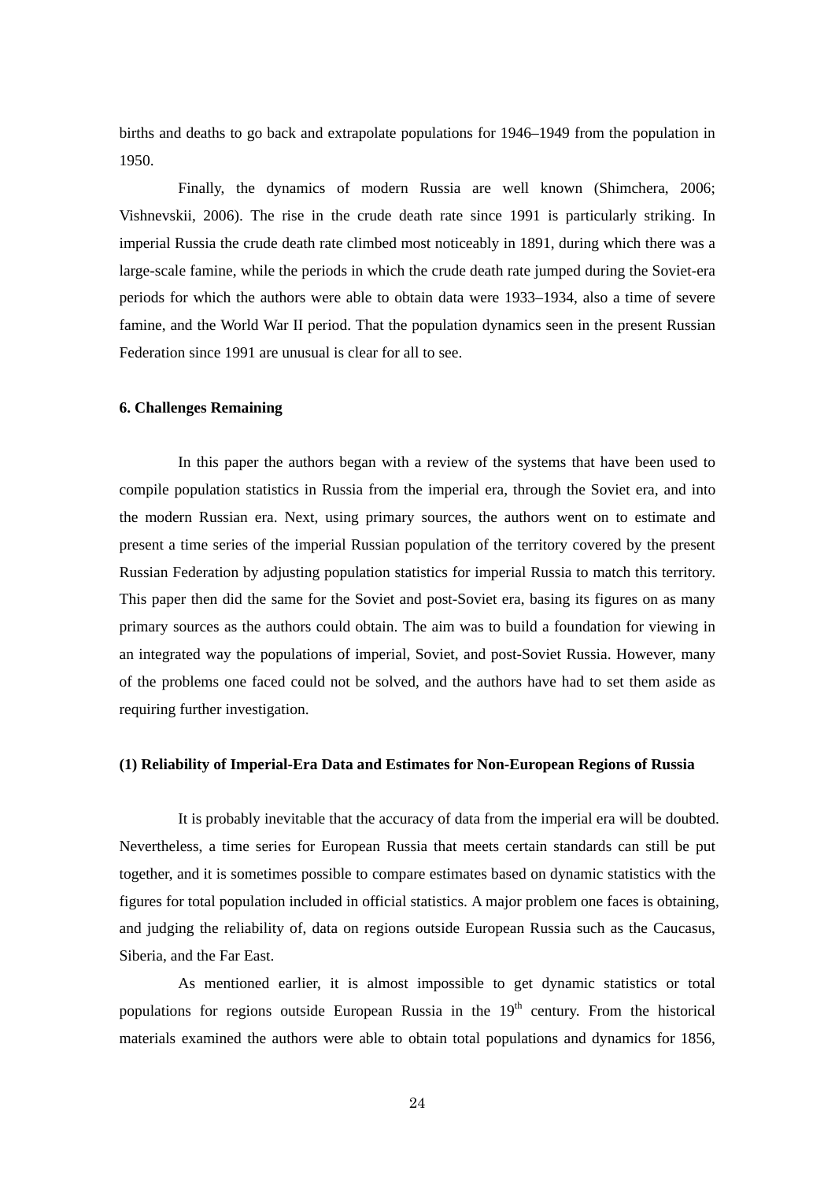births and deaths to go back and extrapolate populations for 1946–1949 from the population in 1950.

Finally, the dynamics of modern Russia are well known (Shimchera, 2006; Vishnevskii, 2006). The rise in the crude death rate since 1991 is particularly striking. In imperial Russia the crude death rate climbed most noticeably in 1891, during which there was a large-scale famine, while the periods in which the crude death rate jumped during the Soviet-era periods for which the authors were able to obtain data were 1933–1934, also a time of severe famine, and the World War II period. That the population dynamics seen in the present Russian Federation since 1991 are unusual is clear for all to see.

## 6. Challenges Remaining

In this paper the authors began with a review of the systems that have been used to compile population statistics in Russia from the imperial era, through the Soviet era, and into the modern Russian era. Next, using primary sources, the authors went on to estimate and present a time series of the imperial Russian population of the territory covered by the present Russian Federation by adjusting population statistics for imperial Russia to match this territory. This paper then did the same for the Soviet and post-Soviet era, basing its figures on as many primary sources as the authors could obtain. The aim was to build a foundation for viewing in an integrated way the populations of imperial, Soviet, and post-Soviet Russia. However, many of the problems one faced could not be solved, and the authors have had to set them aside as requiring further investigation.

### (1) Reliability of Imperial-Era Data and Estimates for Non-European Regions of Russia

It is probably inevitable that the accuracy of data from the imperial era will be doubted. Nevertheless, a time series for European Russia that meets certain standards can still be put together, and it is sometimes possible to compare estimates based on dynamic statistics with the figures for total population included in official statistics. A major problem one faces is obtaining, and judging the reliability of, data on regions outside European Russia such as the Caucasus, Siberia, and the Far East.

As mentioned earlier, it is almost impossible to get dynamic statistics or total populations for regions outside European Russia in the 19th century. From the historical materials examined the authors were able to obtain total populations and dynamics for 1856,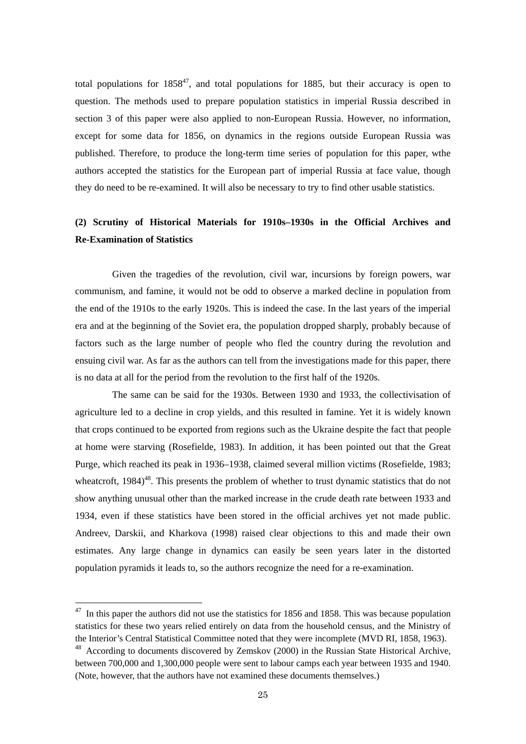total populations for 1858[47], and total populations for 1885, but their accuracy is open to question. The methods used to prepare population statistics in imperial Russia described in section 3 of this paper were also applied to non-European Russia. However, no information, except for some data for 1856, on dynamics in the regions outside European Russia was published. Therefore, to produce the long-term time series of population for this paper, wthe authors accepted the statistics for the European part of imperial Russia at face value, though they do need to be re-examined. It will also be necessary to try to find other usable statistics.

### (2) Scrutiny of Historical Materials for 1910s–1930s in the Official Archives and Re-Examination of Statistics

Given the tragedies of the revolution, civil war, incursions by foreign powers, war communism, and famine, it would not be odd to observe a marked decline in population from the end of the 1910s to the early 1920s. This is indeed the case. In the last years of the imperial era and at the beginning of the Soviet era, the population dropped sharply, probably because of factors such as the large number of people who fled the country during the revolution and ensuing civil war. As far as the authors can tell from the investigations made for this paper, there is no data at all for the period from the revolution to the first half of the 1920s.

The same can be said for the 1930s. Between 1930 and 1933, the collectivisation of agriculture led to a decline in crop yields, and this resulted in famine. Yet it is widely known that crops continued to be exported from regions such as the Ukraine despite the fact that people at home were starving (Rosefielde, 1983). In addition, it has been pointed out that the Great Purge, which reached its peak in 1936–1938, claimed several million victims (Rosefielde, 1983; wheatcroft, 1984)[48]. This presents the problem of whether to trust dynamic statistics that do not show anything unusual other than the marked increase in the crude death rate between 1933 and 1934, even if these statistics have been stored in the official archives yet not made public. Andreev, Darskii, and Kharkova (1998) raised clear objections to this and made their own estimates. Any large change in dynamics can easily be seen years later in the distorted population pyramids it leads to, so the authors recognize the need for a re-examination.

---

[47] In this paper the authors did not use the statistics for 1856 and 1858. This was because population statistics for these two years relied entirely on data from the household census, and the Ministry of the Interior's Central Statistical Committee noted that they were incomplete (MVD RI, 1858, 1963).

[48] According to documents discovered by Zemskov (2000) in the Russian State Historical Archive, between 700,000 and 1,300,000 people were sent to labour camps each year between 1935 and 1940. (Note, however, that the authors have not examined these documents themselves.)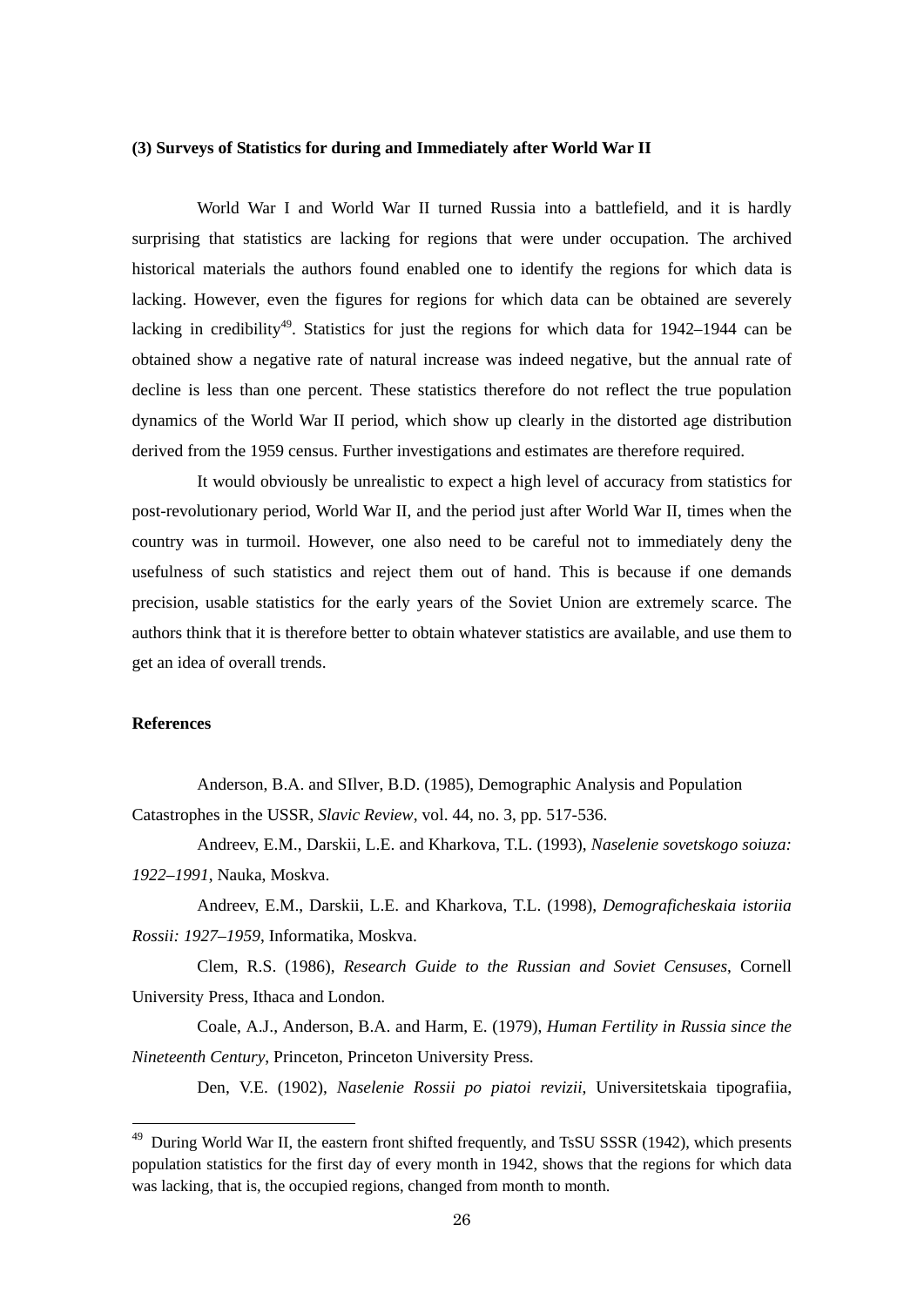**(3) Surveys of Statistics for during and Immediately after World War II**

World War I and World War II turned Russia into a battlefield, and it is hardly surprising that statistics are lacking for regions that were under occupation. The archived historical materials the authors found enabled one to identify the regions for which data is lacking. However, even the figures for regions for which data can be obtained are severely lacking in credibility[49]. Statistics for just the regions for which data for 1942–1944 can be obtained show a negative rate of natural increase was indeed negative, but the annual rate of decline is less than one percent. These statistics therefore do not reflect the true population dynamics of the World War II period, which show up clearly in the distorted age distribution derived from the 1959 census. Further investigations and estimates are therefore required.

It would obviously be unrealistic to expect a high level of accuracy from statistics for post-revolutionary period, World War II, and the period just after World War II, times when the country was in turmoil. However, one also need to be careful not to immediately deny the usefulness of such statistics and reject them out of hand. This is because if one demands precision, usable statistics for the early years of the Soviet Union are extremely scarce. The authors think that it is therefore better to obtain whatever statistics are available, and use them to get an idea of overall trends.

**References**

Anderson, B.A. and SIlver, B.D. (1985), Demographic Analysis and Population Catastrophes in the USSR, *Slavic Review*, vol. 44, no. 3, pp. 517-536.

Andreev, E.M., Darskii, L.E. and Kharkova, T.L. (1993), *Naselenie sovetskogo soiuza: 1922–1991*, Nauka, Moskva.

Andreev, E.M., Darskii, L.E. and Kharkova, T.L. (1998), *Demograficheskaia istoriia Rossii: 1927–1959*, Informatika, Moskva.

Clem, R.S. (1986), *Research Guide to the Russian and Soviet Censuses*, Cornell University Press, Ithaca and London.

Coale, A.J., Anderson, B.A. and Harm, E. (1979), *Human Fertility in Russia since the Nineteenth Century*, Princeton, Princeton University Press.

Den, V.E. (1902), *Naselenie Rossii po piatoi revizii*, Universitetskaia tipografiia,

---

[49] During World War II, the eastern front shifted frequently, and TsSU SSSR (1942), which presents population statistics for the first day of every month in 1942, shows that the regions for which data was lacking, that is, the occupied regions, changed from month to month.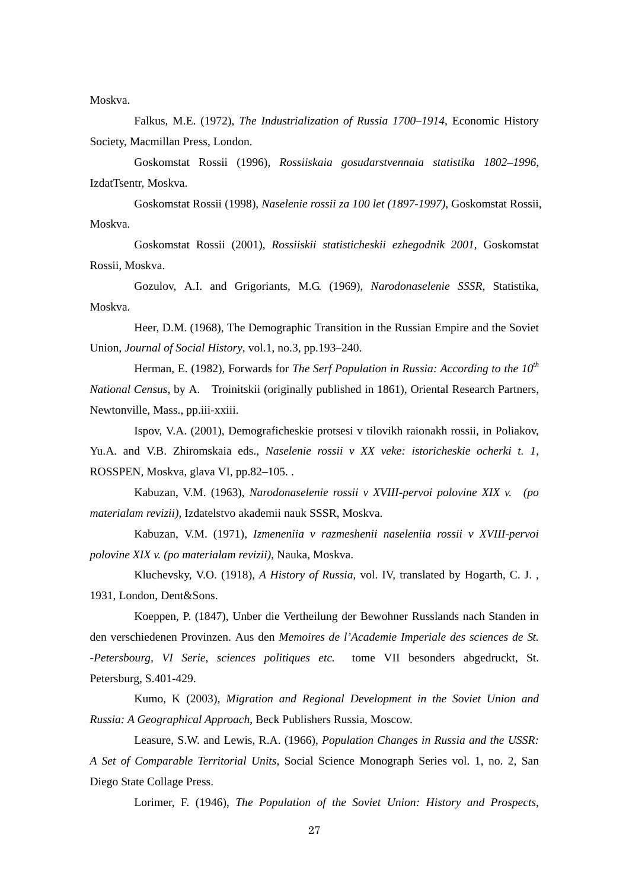Moskva.

Falkus, M.E. (1972), *The Industrialization of Russia 1700–1914*, Economic History Society, Macmillan Press, London.

Goskomstat Rossii (1996), *Rossiiskaia gosudarstvennaia statistika 1802–1996*, IzdatTsentr, Moskva.

Goskomstat Rossii (1998), *Naselenie rossii za 100 let (1897-1997)*, Goskomstat Rossii, Moskva.

Goskomstat Rossii (2001), *Rossiiskii statisticheskii ezhegodnik 2001*, Goskomstat Rossii, Moskva.

Gozulov, A.I. and Grigoriants, M.G. (1969), *Narodonaselenie SSSR*, Statistika, Moskva.

Heer, D.M. (1968), The Demographic Transition in the Russian Empire and the Soviet Union, *Journal of Social History*, vol.1, no.3, pp.193–240.

Herman, E. (1982), Forwards for *The Serf Population in Russia: According to the 10th National Census*, by A. Troinitskii (originally published in 1861), Oriental Research Partners, Newtonville, Mass., pp.iii-xxiii.

Ispov, V.A. (2001), Demograficheskie protsesi v tilovikh raionakh rossii, in Poliakov, Yu.A. and V.B. Zhiromskaia eds., *Naselenie rossii v XX veke: istoricheskie ocherki t. 1*, ROSSPEN, Moskva, glava VI, pp.82–105. .

Kabuzan, V.M. (1963), *Narodonaselenie rossii v XVIII-pervoi polovine XIX v. (po materialam revizii)*, Izdatelstvo akademii nauk SSSR, Moskva.

Kabuzan, V.M. (1971), *Izmeneniia v razmeshenii naseleniia rossii v XVIII-pervoi polovine XIX v. (po materialam revizii)*, Nauka, Moskva.

Kluchevsky, V.O. (1918), *A History of Russia*, vol. IV, translated by Hogarth, C. J. , 1931, London, Dent&Sons.

Koeppen, P. (1847), Unber die Vertheilung der Bewohner Russlands nach Standen in den verschiedenen Provinzen. Aus den *Memoires de l'Academie Imperiale des sciences de St. -Petersbourg, VI Serie, sciences politiques etc.* tome VII besonders abgedruckt, St. Petersburg, S.401-429.

Kumo, K (2003), *Migration and Regional Development in the Soviet Union and Russia: A Geographical Approach*, Beck Publishers Russia, Moscow.

Leasure, S.W. and Lewis, R.A. (1966), *Population Changes in Russia and the USSR: A Set of Comparable Territorial Units*, Social Science Monograph Series vol. 1, no. 2, San Diego State Collage Press.

Lorimer, F. (1946), *The Population of the Soviet Union: History and Prospects*,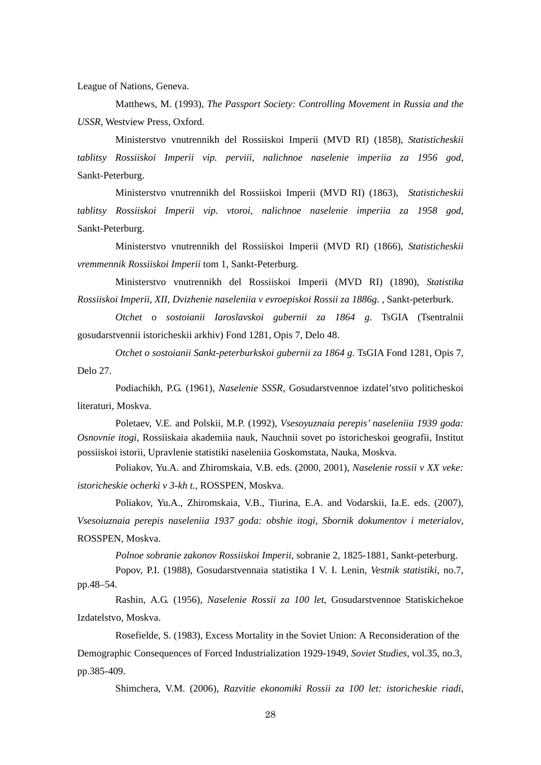League of Nations, Geneva.

Matthews, M. (1993), *The Passport Society: Controlling Movement in Russia and the USSR*, Westview Press, Oxford.

Ministerstvo vnutrennikh del Rossiiskoi Imperii (MVD RI) (1858), *Statisticheskii tablitsy Rossiiskoi Imperii vip. perviii, nalichnoe naselenie imperiia za 1956 god*, Sankt-Peterburg.

Ministerstvo vnutrennikh del Rossiiskoi Imperii (MVD RI) (1863), *Statisticheskii tablitsy Rossiiskoi Imperii vip. vtoroi, nalichnoe naselenie imperiia za 1958 god*, Sankt-Peterburg.

Ministerstvo vnutrennikh del Rossiiskoi Imperii (MVD RI) (1866), *Statisticheskii vremmennik Rossiiskoi Imperii* tom 1, Sankt-Peterburg.

Ministerstvo vnutrennikh del Rossiiskoi Imperii (MVD RI) (1890), *Statistika Rossiiskoi Imperii, XII, Dvizhenie naseleniia v evroepiskoi Rossii za 1886g.* , Sankt-peterburk.

*Otchet o sostoianii Iaroslavskoi gubernii za 1864 g*. TsGIA (Tsentralnii gosudarstvennii istoricheskii arkhiv) Fond 1281, Opis 7, Delo 48.

*Otchet o sostoianii Sankt-peterburkskoi gubernii za 1864 g*. TsGIA Fond 1281, Opis 7, Delo 27.

Podiachikh, P.G. (1961), *Naselenie SSSR*, Gosudarstvennoe izdatel'stvo politicheskoi literaturi, Moskva.

Poletaev, V.E. and Polskii, M.P. (1992), *Vsesoyuznaia perepis' naseleniia 1939 goda: Osnovnie itogi*, Rossiiskaia akademiia nauk, Nauchnii sovet po istoricheskoi geografii, Institut possiiskoi istorii, Upravlenie statistiki naseleniia Goskomstata, Nauka, Moskva.

Poliakov, Yu.A. and Zhiromskaia, V.B. eds. (2000, 2001), *Naselenie rossii v XX veke: istoricheskie ocherki v 3-kh t.*, ROSSPEN, Moskva.

Poliakov, Yu.A., Zhiromskaia, V.B., Tiurina, E.A. and Vodarskii, Ia.E. eds. (2007), *Vsesoiuznaia perepis naseleniia 1937 goda: obshie itogi, Sbornik dokumentov i meterialov*, ROSSPEN, Moskva.

*Polnoe sobranie zakonov Rossiiskoi Imperii*, sobranie 2, 1825-1881, Sankt-peterburg.

Popov, P.I. (1988), Gosudarstvennaia statistika I V. I. Lenin, *Vestnik statistiki*, no.7, pp.48–54.

Rashin, A.G. (1956), *Naselenie Rossii za 100 let*, Gosudarstvennoe Statiskichekoe Izdatelstvo, Moskva.

Rosefielde, S. (1983), Excess Mortality in the Soviet Union: A Reconsideration of the Demographic Consequences of Forced Industrialization 1929-1949, *Soviet Studies*, vol.35, no.3, pp.385-409.

Shimchera, V.M. (2006), *Razvitie ekonomiki Rossii za 100 let: istoricheskie riadi*,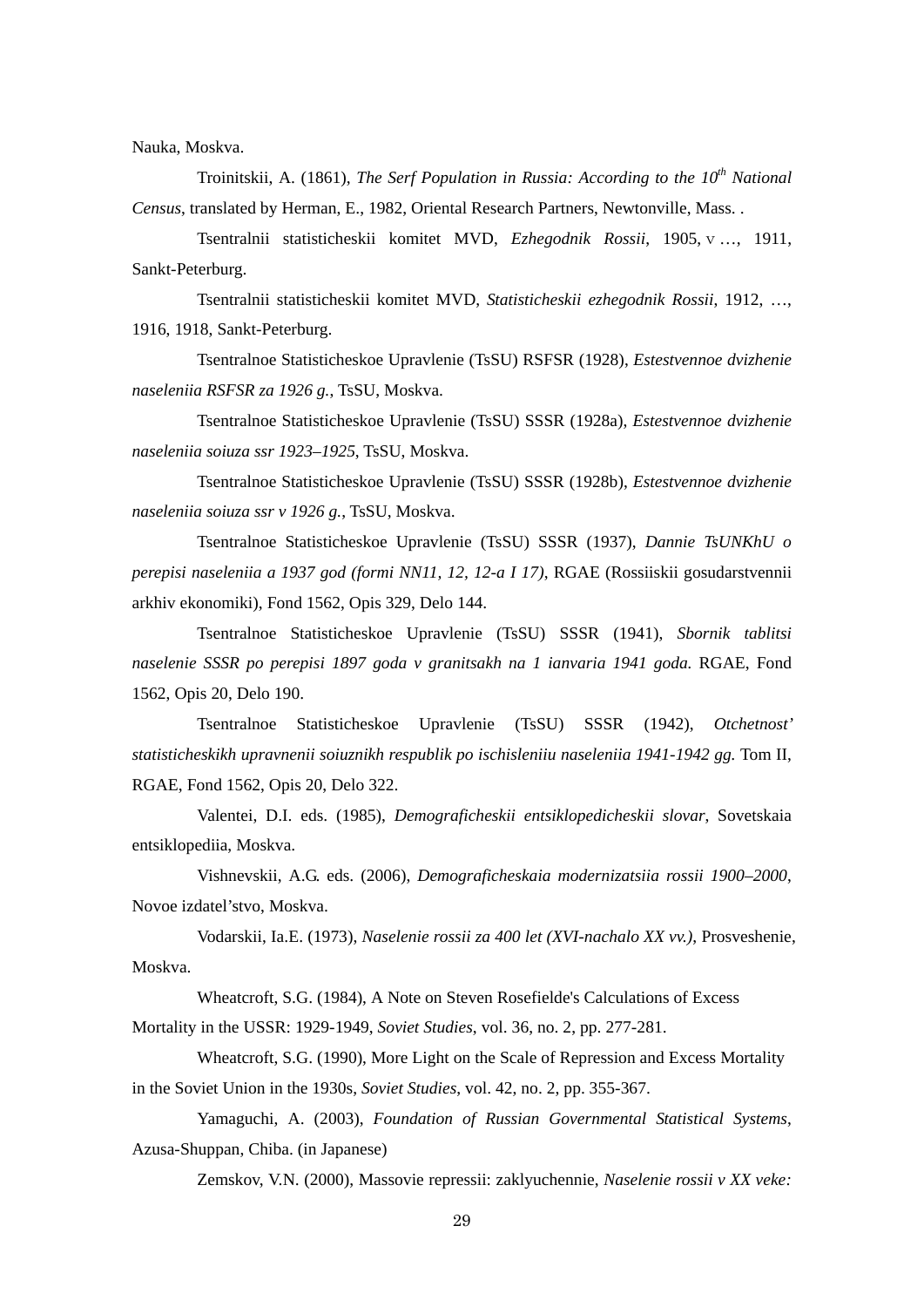Nauka, Moskva.

Troinitskii, A. (1861), *The Serf Population in Russia: According to the 10th National Census*, translated by Herman, E., 1982, Oriental Research Partners, Newtonville, Mass. .

Tsentralnii statisticheskii komitet MVD, *Ezhegodnik Rossii*, 1905, v …, 1911, Sankt-Peterburg.

Tsentralnii statisticheskii komitet MVD, *Statisticheskii ezhegodnik Rossii*, 1912, …, 1916, 1918, Sankt-Peterburg.

Tsentralnoe Statisticheskoe Upravlenie (TsSU) RSFSR (1928), *Estestvennoe dvizhenie naseleniia RSFSR za 1926 g.*, TsSU, Moskva.

Tsentralnoe Statisticheskoe Upravlenie (TsSU) SSSR (1928a), *Estestvennoe dvizhenie naseleniia soiuza ssr 1923–1925*, TsSU, Moskva.

Tsentralnoe Statisticheskoe Upravlenie (TsSU) SSSR (1928b), *Estestvennoe dvizhenie naseleniia soiuza ssr v 1926 g.*, TsSU, Moskva.

Tsentralnoe Statisticheskoe Upravlenie (TsSU) SSSR (1937), *Dannie TsUNKhU o perepisi naseleniia a 1937 god (formi NN11, 12, 12-a I 17)*, RGAE (Rossiiskii gosudarstvennii arkhiv ekonomiki), Fond 1562, Opis 329, Delo 144.

Tsentralnoe Statisticheskoe Upravlenie (TsSU) SSSR (1941), *Sbornik tablitsi naselenie SSSR po perepisi 1897 goda v granitsakh na 1 ianvaria 1941 goda.* RGAE, Fond 1562, Opis 20, Delo 190.

Tsentralnoe Statisticheskoe Upravlenie (TsSU) SSSR (1942), *Otchetnost' statisticheskikh upravnenii soiuznikh respublik po ischisleniiu naseleniia 1941-1942 gg.* Tom II, RGAE, Fond 1562, Opis 20, Delo 322.

Valentei, D.I. eds. (1985), *Demograficheskii entsiklopedicheskii slovar*, Sovetskaia entsiklopediia, Moskva.

Vishnevskii, A.G. eds. (2006), *Demograficheskaia modernizatsiia rossii 1900–2000*, Novoe izdatel'stvo, Moskva.

Vodarskii, Ia.E. (1973), *Naselenie rossii za 400 let (XVI-nachalo XX vv.)*, Prosveshenie, Moskva.

Wheatcroft, S.G. (1984), A Note on Steven Rosefielde's Calculations of Excess Mortality in the USSR: 1929-1949, *Soviet Studies*, vol. 36, no. 2, pp. 277-281.

Wheatcroft, S.G. (1990), More Light on the Scale of Repression and Excess Mortality in the Soviet Union in the 1930s, *Soviet Studies*, vol. 42, no. 2, pp. 355-367.

Yamaguchi, A. (2003), *Foundation of Russian Governmental Statistical Systems*, Azusa-Shuppan, Chiba. (in Japanese)

Zemskov, V.N. (2000), Massovie repressii: zaklyuchennie, *Naselenie rossii v XX veke:*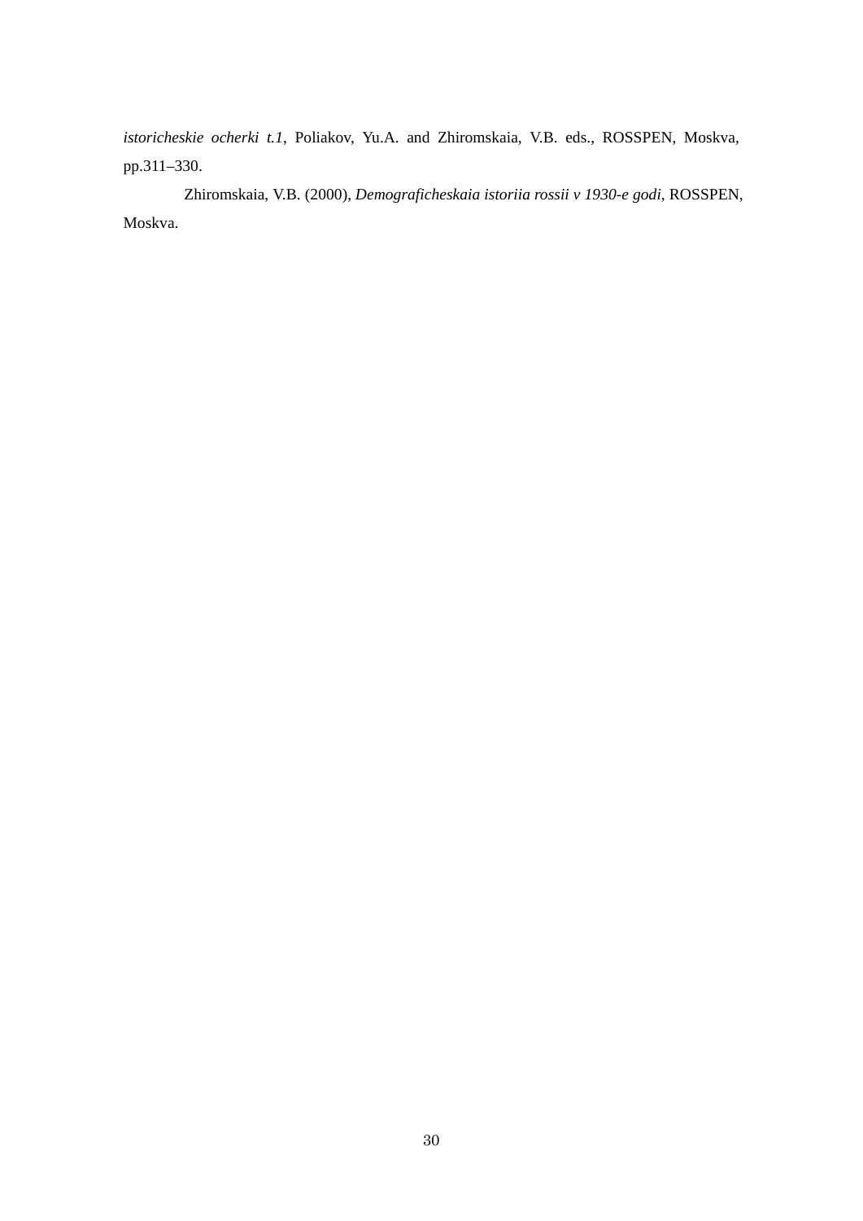*istoricheskie ocherki t.1*, Poliakov, Yu.A. and Zhiromskaia, V.B. eds., ROSSPEN, Moskva, pp.311–330.

Zhiromskaia, V.B. (2000), *Demograficheskaia istoriia rossii v 1930-e godi*, ROSSPEN, Moskva.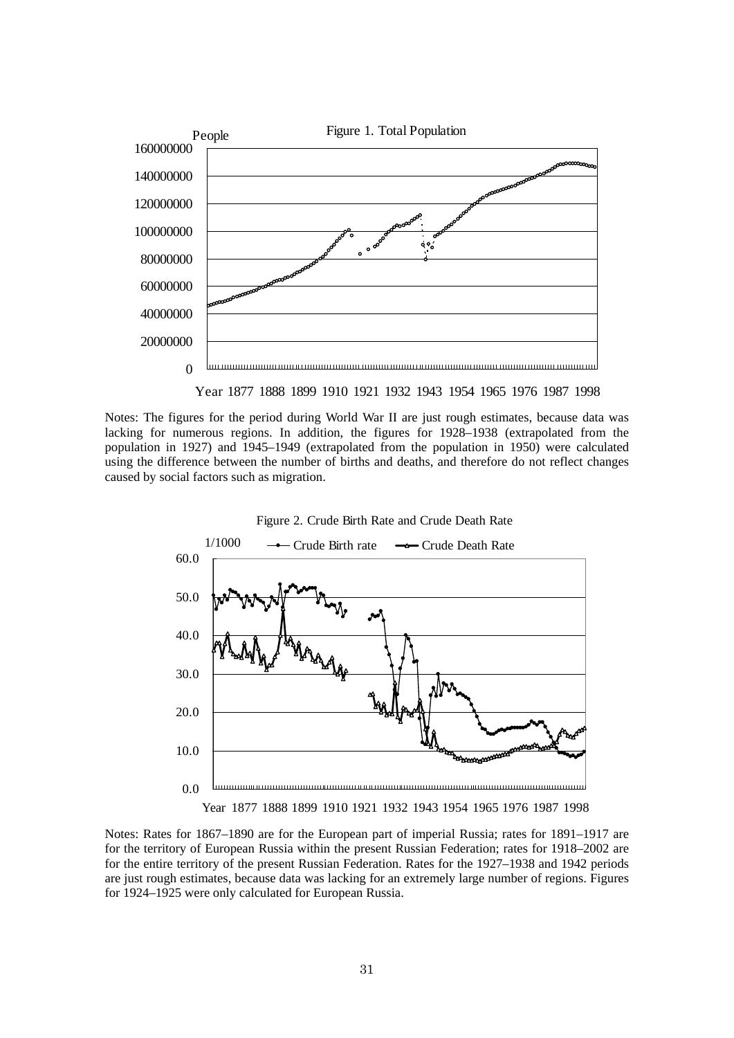Figure 1. Total Population

Notes: The figures for the period during World War II are just rough estimates, because data was lacking for numerous regions. In addition, the figures for 1928–1938 (extrapolated from the population in 1927) and 1945–1949 (extrapolated from the population in 1950) were calculated using the difference between the number of births and deaths, and therefore do not reflect changes caused by social factors such as migration.

Figure 2. Crude Birth Rate and Crude Death Rate

Notes: Rates for 1867–1890 are for the European part of imperial Russia; rates for 1891–1917 are for the territory of European Russia within the present Russian Federation; rates for 1918–2002 are for the entire territory of the present Russian Federation. Rates for the 1927–1938 and 1942 periods are just rough estimates, because data was lacking for an extremely large number of regions. Figures for 1924–1925 were only calculated for European Russia.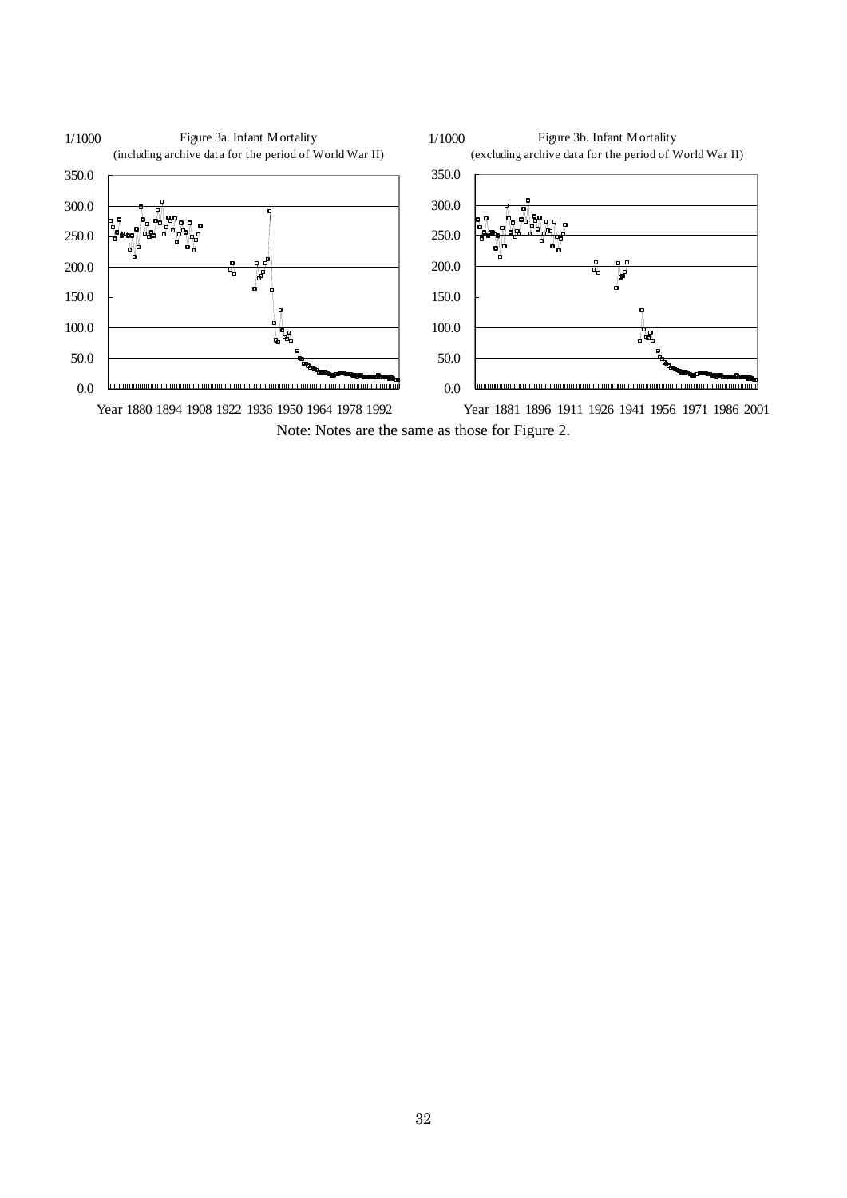Figure 3a. Infant Mortality (including archive data for the period of World War II)

Figure 3b. Infant Mortality (excluding archive data for the period of World War II)

Note: Notes are the same as those for Figure 2.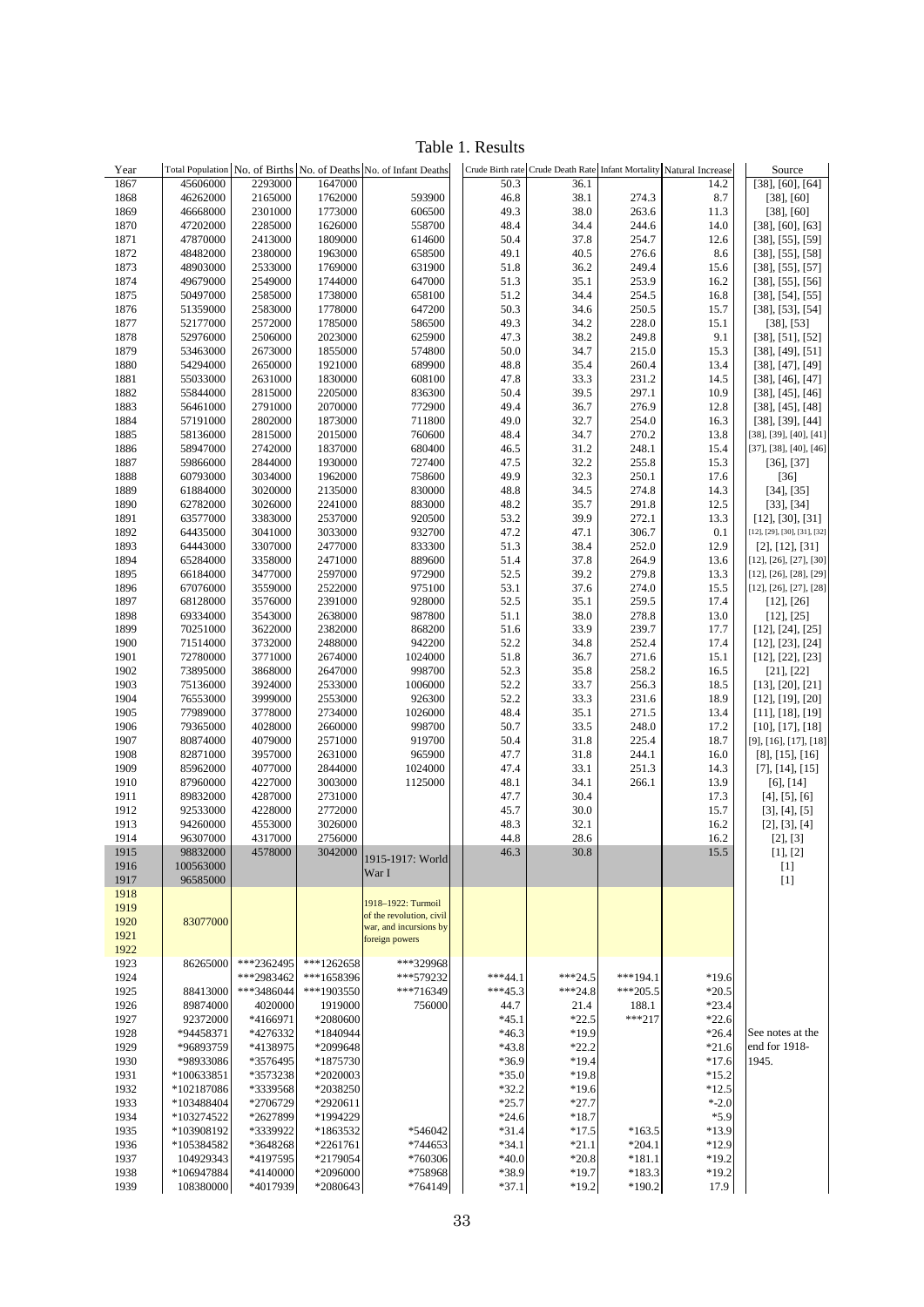Table 1. Results

| Year | Total Population | No. of Births | No. of Deaths | No. of Infant Deaths | Crude Birth rate | Crude Death Rate | Infant Mortality | Natural Increase | Source |
|---|---|---|---|---|---|---|---|---|---|
| 1867 | 45606000 | 2293000 | 1647000 | | 50.3 | 36.1 | | 14.2 | [38], [60], [64] |
| 1868 | 46262000 | 2165000 | 1762000 | 593900 | 46.8 | 38.1 | 274.3 | 8.7 | [38], [60] |
| 1869 | 46668000 | 2301000 | 1773000 | 606500 | 49.3 | 38.0 | 263.6 | 11.3 | [38], [60] |
| 1870 | 47202000 | 2285000 | 1626000 | 558700 | 48.4 | 34.4 | 244.6 | 14.0 | [38], [60], [63] |
| 1871 | 47870000 | 2413000 | 1809000 | 614600 | 50.4 | 37.8 | 254.7 | 12.6 | [38], [55], [59] |
| 1872 | 48482000 | 2380000 | 1963000 | 658500 | 49.1 | 40.5 | 276.6 | 8.6 | [38], [55], [58] |
| 1873 | 48903000 | 2533000 | 1769000 | 631900 | 51.8 | 36.2 | 249.4 | 15.6 | [38], [55], [57] |
| 1874 | 49679000 | 2549000 | 1744000 | 647000 | 51.3 | 35.1 | 253.9 | 16.2 | [38], [55], [56] |
| 1875 | 50497000 | 2585000 | 1738000 | 658100 | 51.2 | 34.4 | 254.5 | 16.8 | [38], [54], [55] |
| 1876 | 51359000 | 2583000 | 1778000 | 647200 | 50.3 | 34.6 | 250.5 | 15.7 | [38], [53], [54] |
| 1877 | 52177000 | 2572000 | 1785000 | 586500 | 49.3 | 34.2 | 228.0 | 15.1 | [38], [53] |
| 1878 | 52976000 | 2506000 | 2023000 | 625900 | 47.3 | 38.2 | 249.8 | 9.1 | [38], [51], [52] |
| 1879 | 53463000 | 2673000 | 1855000 | 574800 | 50.0 | 34.7 | 215.0 | 15.3 | [38], [49], [51] |
| 1880 | 54294000 | 2650000 | 1921000 | 689900 | 48.8 | 35.4 | 260.4 | 13.4 | [38], [47], [49] |
| 1881 | 55033000 | 2631000 | 1830000 | 608100 | 47.8 | 33.3 | 231.2 | 14.5 | [38], [46], [47] |
| 1882 | 55844000 | 2815000 | 2205000 | 836300 | 50.4 | 39.5 | 297.1 | 10.9 | [38], [45], [46] |
| 1883 | 56461000 | 2791000 | 2070000 | 772900 | 49.4 | 36.7 | 276.9 | 12.8 | [38], [45], [48] |
| 1884 | 57191000 | 2802000 | 1873000 | 711800 | 49.0 | 32.7 | 254.0 | 16.3 | [38], [39], [44] |
| 1885 | 58136000 | 2815000 | 2015000 | 760600 | 48.4 | 34.7 | 270.2 | 13.8 | [38], [39], [40], [41] |
| 1886 | 58947000 | 2742000 | 1837000 | 680400 | 46.5 | 31.2 | 248.1 | 15.4 | [37], [38], [40], [46] |
| 1887 | 59866000 | 2844000 | 1930000 | 727400 | 47.5 | 32.2 | 255.8 | 15.3 | [36], [37] |
| 1888 | 60793000 | 3034000 | 1962000 | 758600 | 49.9 | 32.3 | 250.1 | 17.6 | [36] |
| 1889 | 61884000 | 3020000 | 2135000 | 830000 | 48.8 | 34.5 | 274.8 | 14.3 | [34], [35] |
| 1890 | 62782000 | 3026000 | 2241000 | 883000 | 48.2 | 35.7 | 291.8 | 12.5 | [33], [34] |
| 1891 | 63577000 | 3383000 | 2537000 | 920500 | 53.2 | 39.9 | 272.1 | 13.3 | [12], [30], [31] |
| 1892 | 64435000 | 3041000 | 3033000 | 932700 | 47.2 | 47.1 | 306.7 | 0.1 | [12], [29], [30], [31], [32] |
| 1893 | 64443000 | 3307000 | 2477000 | 833300 | 51.3 | 38.4 | 252.0 | 12.9 | [2], [12], [31] |
| 1894 | 65284000 | 3358000 | 2471000 | 889600 | 51.4 | 37.8 | 264.9 | 13.6 | [12], [26], [27], [30] |
| 1895 | 66184000 | 3477000 | 2597000 | 972900 | 52.5 | 39.2 | 279.8 | 13.3 | [12], [26], [28], [29] |
| 1896 | 67076000 | 3559000 | 2522000 | 975100 | 53.1 | 37.6 | 274.0 | 15.5 | [12], [26], [27], [28] |
| 1897 | 68128000 | 3576000 | 2391000 | 928000 | 52.5 | 35.1 | 259.5 | 17.4 | [12], [26] |
| 1898 | 69334000 | 3543000 | 2638000 | 987800 | 51.1 | 38.0 | 278.8 | 13.0 | [12], [25] |
| 1899 | 70251000 | 3622000 | 2382000 | 868200 | 51.6 | 33.9 | 239.7 | 17.7 | [12], [24], [25] |
| 1900 | 71514000 | 3732000 | 2488000 | 942200 | 52.2 | 34.8 | 252.4 | 17.4 | [12], [23], [24] |
| 1901 | 72780000 | 3771000 | 2674000 | 1024000 | 51.8 | 36.7 | 271.6 | 15.1 | [12], [22], [23] |
| 1902 | 73895000 | 3868000 | 2647000 | 998700 | 52.3 | 35.8 | 258.2 | 16.5 | [21], [22] |
| 1903 | 75136000 | 3924000 | 2533000 | 1006000 | 52.2 | 33.7 | 256.3 | 18.5 | [13], [20], [21] |
| 1904 | 76553000 | 3999000 | 2553000 | 926300 | 52.2 | 33.3 | 231.6 | 18.9 | [12], [19], [20] |
| 1905 | 77989000 | 3778000 | 2734000 | 1026000 | 48.4 | 35.1 | 271.5 | 13.4 | [11], [18], [19] |
| 1906 | 79365000 | 4028000 | 2660000 | 998700 | 50.7 | 33.5 | 248.0 | 17.2 | [10], [17], [18] |
| 1907 | 80874000 | 4079000 | 2571000 | 919700 | 50.4 | 31.8 | 225.4 | 18.7 | [9], [16], [17], [18] |
| 1908 | 82871000 | 3957000 | 2631000 | 965900 | 47.7 | 31.8 | 244.1 | 16.0 | [8], [15], [16] |
| 1909 | 85962000 | 4077000 | 2844000 | 1024000 | 47.4 | 33.1 | 251.3 | 14.3 | [7], [14], [15] |
| 1910 | 87960000 | 4227000 | 3003000 | 1125000 | 48.1 | 34.1 | 266.1 | 13.9 | [6], [14] |
| 1911 | 89832000 | 4287000 | 2731000 | | 47.7 | 30.4 | | 17.3 | [4], [5], [6] |
| 1912 | 92533000 | 4228000 | 2772000 | | 45.7 | 30.0 | | 15.7 | [3], [4], [5] |
| 1913 | 94260000 | 4553000 | 3026000 | | 48.3 | 32.1 | | 16.2 | [2], [3], [4] |
| 1914 | 96307000 | 4317000 | 2756000 | | 44.8 | 28.6 | | 16.2 | [2], [3] |
| 1915 | 98832000 | 4578000 | 3042000 | 1915-1917: World War I | 46.3 | 30.8 | | 15.5 | [1], [2] |
| 1916 | 100563000 | | | | | | | | [1] |
| 1917 | 96585000 | | | | | | | | [1] |
| 1918 | | | | 1918–1922: Turmoil of the revolution, civil war, and incursions by foreign powers | | | | | |
| 1919 | | | | | | | | | |
| 1920 | 83077000 | | | | | | | | |
| 1921 | | | | | | | | | |
| 1922 | | | | | | | | | |
| 1923 | 86265000 | ***2362495 | ***1262658 | ***329968 | | | | | |
| 1924 | | ***2983462 | ***1658396 | ***579232 | ***44.1 | ***24.5 | ***194.1 | *19.6 | |
| 1925 | 88413000 | ***3486044 | ***1903550 | ***716349 | ***45.3 | ***24.8 | ***205.5 | *20.5 | |
| 1926 | 89874000 | 4020000 | 1919000 | 756000 | 44.7 | 21.4 | 188.1 | *23.4 | |
| 1927 | 92372000 | *4166971 | *2080600 | | *45.1 | *22.5 | ***217 | *22.6 | |
| 1928 | *94458371 | *4276332 | *1840944 | | *46.3 | *19.9 | | *26.4 | See notes at the end for 1918-1945. |
| 1929 | *96893759 | *4138975 | *2099648 | | *43.8 | *22.2 | | *21.6 | |
| 1930 | *98933086 | *3576495 | *1875730 | | *36.9 | *19.4 | | *17.6 | |
| 1931 | *100633851 | *3573238 | *2020003 | | *35.0 | *19.8 | | *15.2 | |
| 1932 | *102187086 | *3339568 | *2038250 | | *32.2 | *19.6 | | *12.5 | |
| 1933 | *103488404 | *2706729 | *2920611 | | *25.7 | *27.7 | | *-2.0 | |
| 1934 | *103274522 | *2627899 | *1994229 | | *24.6 | *18.7 | | *5.9 | |
| 1935 | *103908192 | *3339922 | *1863532 | *546042 | *31.4 | *17.5 | *163.5 | *13.9 | |
| 1936 | *105384582 | *3648268 | *2261761 | *744653 | *34.1 | *21.1 | *204.1 | *12.9 | |
| 1937 | 104929343 | *4197595 | *2179054 | *760306 | *40.0 | *20.8 | *181.1 | *19.2 | |
| 1938 | *106947884 | *4140000 | *2096000 | *758968 | *38.9 | *19.7 | *183.3 | *19.2 | |
| 1939 | 108380000 | *4017939 | *2080643 | *764149 | *37.1 | *19.2 | *190.2 | 17.9 | |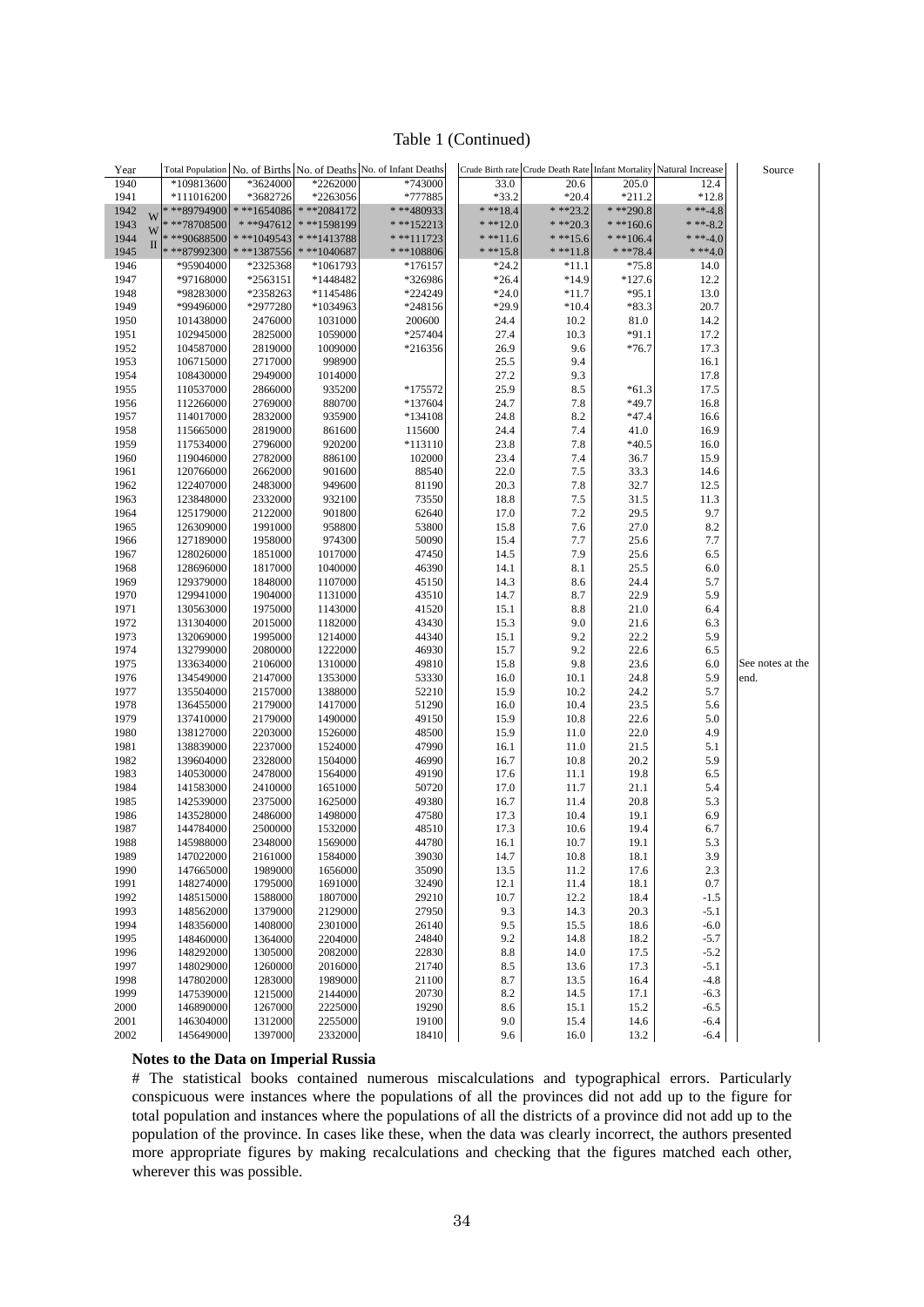Table 1 (Continued)

| Year | | Total Population | No. of Births | No. of Deaths | No. of Infant Deaths | Crude Birth rate | Crude Death Rate | Infant Mortality | Natural Increase | Source |
|---|---|---|---|---|---|---|---|---|---|---|
| 1940 | | *109813600 | *3624000 | *2262000 | *743000 | 33.0 | 20.6 | 205.0 | 12.4 | |
| 1941 | | *111016200 | *3682726 | *2263056 | *777885 | *33.2 | *20.4 | *211.2 | *12.8 | |
| 1942 | W | * **89794900 | * **1654086 | * **2084172 | * **480933 | * **18.4 | * **23.2 | * **290.8 | * **-4.8 | |
| 1943 | W | * **78708500 | * **947612 | * **1598199 | * **152213 | * **12.0 | * **20.3 | * **160.6 | * **-8.2 | |
| 1944 | II | * **90688500 | * **1049543 | * **1413788 | * **111723 | * **11.6 | * **15.6 | * **106.4 | * **-4.0 | |
| 1945 | | * **87992300 | * **1387556 | * **1040687 | * **108806 | * **15.8 | * **11.8 | * **78.4 | * **4.0 | |
| 1946 | | *95904000 | *2325368 | *1061793 | *176157 | *24.2 | *11.1 | *75.8 | 14.0 | |
| 1947 | | *97168000 | *2563151 | *1448482 | *326986 | *26.4 | *14.9 | *127.6 | 12.2 | |
| 1948 | | *98283000 | *2358263 | *1145486 | *224249 | *24.0 | *11.7 | *95.1 | 13.0 | |
| 1949 | | *99496000 | *2977280 | *1034963 | *248156 | *29.9 | *10.4 | *83.3 | 20.7 | |
| 1950 | | 101438000 | 2476000 | 1031000 | 200600 | 24.4 | 10.2 | 81.0 | 14.2 | |
| 1951 | | 102945000 | 2825000 | 1059000 | *257404 | 27.4 | 10.3 | *91.1 | 17.2 | |
| 1952 | | 104587000 | 2819000 | 1009000 | *216356 | 26.9 | 9.6 | *76.7 | 17.3 | |
| 1953 | | 106715000 | 2717000 | 998900 | | 25.5 | 9.4 | | 16.1 | |
| 1954 | | 108430000 | 2949000 | 1014000 | | 27.2 | 9.3 | | 17.8 | |
| 1955 | | 110537000 | 2866000 | 935200 | *175572 | 25.9 | 8.5 | *61.3 | 17.5 | |
| 1956 | | 112266000 | 2769000 | 880700 | *137604 | 24.7 | 7.8 | *49.7 | 16.8 | |
| 1957 | | 114017000 | 2832000 | 935900 | *134108 | 24.8 | 8.2 | *47.4 | 16.6 | |
| 1958 | | 115665000 | 2819000 | 861600 | 115600 | 24.4 | 7.4 | 41.0 | 16.9 | |
| 1959 | | 117534000 | 2796000 | 920200 | *113110 | 23.8 | 7.8 | *40.5 | 16.0 | |
| 1960 | | 119046000 | 2782000 | 886100 | 102000 | 23.4 | 7.4 | 36.7 | 15.9 | |
| 1961 | | 120766000 | 2662000 | 901600 | 88540 | 22.0 | 7.5 | 33.3 | 14.6 | |
| 1962 | | 122407000 | 2483000 | 949600 | 81190 | 20.3 | 7.8 | 32.7 | 12.5 | |
| 1963 | | 123848000 | 2332000 | 932100 | 73550 | 18.8 | 7.5 | 31.5 | 11.3 | |
| 1964 | | 125179000 | 2122000 | 901800 | 62640 | 17.0 | 7.2 | 29.5 | 9.7 | |
| 1965 | | 126309000 | 1991000 | 958800 | 53800 | 15.8 | 7.6 | 27.0 | 8.2 | |
| 1966 | | 127189000 | 1958000 | 974300 | 50090 | 15.4 | 7.7 | 25.6 | 7.7 | |
| 1967 | | 128026000 | 1851000 | 1017000 | 47450 | 14.5 | 7.9 | 25.6 | 6.5 | |
| 1968 | | 128696000 | 1817000 | 1040000 | 46390 | 14.1 | 8.1 | 25.5 | 6.0 | |
| 1969 | | 129379000 | 1848000 | 1107000 | 45150 | 14.3 | 8.6 | 24.4 | 5.7 | |
| 1970 | | 129941000 | 1904000 | 1131000 | 43510 | 14.7 | 8.7 | 22.9 | 5.9 | |
| 1971 | | 130563000 | 1975000 | 1143000 | 41520 | 15.1 | 8.8 | 21.0 | 6.4 | |
| 1972 | | 131304000 | 2015000 | 1182000 | 43430 | 15.3 | 9.0 | 21.6 | 6.3 | |
| 1973 | | 132069000 | 1995000 | 1214000 | 44340 | 15.1 | 9.2 | 22.2 | 5.9 | |
| 1974 | | 132799000 | 2080000 | 1222000 | 46930 | 15.7 | 9.2 | 22.6 | 6.5 | |
| 1975 | | 133634000 | 2106000 | 1310000 | 49810 | 15.8 | 9.8 | 23.6 | 6.0 | See notes at the end. |
| 1976 | | 134549000 | 2147000 | 1353000 | 53330 | 16.0 | 10.1 | 24.8 | 5.9 | |
| 1977 | | 135504000 | 2157000 | 1388000 | 52210 | 15.9 | 10.2 | 24.2 | 5.7 | |
| 1978 | | 136455000 | 2179000 | 1417000 | 51290 | 16.0 | 10.4 | 23.5 | 5.6 | |
| 1979 | | 137410000 | 2179000 | 1490000 | 49150 | 15.9 | 10.8 | 22.6 | 5.0 | |
| 1980 | | 138127000 | 2203000 | 1526000 | 48500 | 15.9 | 11.0 | 22.0 | 4.9 | |
| 1981 | | 138839000 | 2237000 | 1524000 | 47990 | 16.1 | 11.0 | 21.5 | 5.1 | |
| 1982 | | 139604000 | 2328000 | 1504000 | 46990 | 16.7 | 10.8 | 20.2 | 5.9 | |
| 1983 | | 140530000 | 2478000 | 1564000 | 49190 | 17.6 | 11.1 | 19.8 | 6.5 | |
| 1984 | | 141583000 | 2410000 | 1651000 | 50720 | 17.0 | 11.7 | 21.1 | 5.4 | |
| 1985 | | 142539000 | 2375000 | 1625000 | 49380 | 16.7 | 11.4 | 20.8 | 5.3 | |
| 1986 | | 143528000 | 2486000 | 1498000 | 47580 | 17.3 | 10.4 | 19.1 | 6.9 | |
| 1987 | | 144784000 | 2500000 | 1532000 | 48510 | 17.3 | 10.6 | 19.4 | 6.7 | |
| 1988 | | 145988000 | 2348000 | 1569000 | 44780 | 16.1 | 10.7 | 19.1 | 5.3 | |
| 1989 | | 147022000 | 2161000 | 1584000 | 39030 | 14.7 | 10.8 | 18.1 | 3.9 | |
| 1990 | | 147665000 | 1989000 | 1656000 | 35090 | 13.5 | 11.2 | 17.6 | 2.3 | |
| 1991 | | 148274000 | 1795000 | 1691000 | 32490 | 12.1 | 11.4 | 18.1 | 0.7 | |
| 1992 | | 148515000 | 1588000 | 1807000 | 29210 | 10.7 | 12.2 | 18.4 | -1.5 | |
| 1993 | | 148562000 | 1379000 | 2129000 | 27950 | 9.3 | 14.3 | 20.3 | -5.1 | |
| 1994 | | 148356000 | 1408000 | 2301000 | 26140 | 9.5 | 15.5 | 18.6 | -6.0 | |
| 1995 | | 148460000 | 1364000 | 2204000 | 24840 | 9.2 | 14.8 | 18.2 | -5.7 | |
| 1996 | | 148292000 | 1305000 | 2082000 | 22830 | 8.8 | 14.0 | 17.5 | -5.2 | |
| 1997 | | 148029000 | 1260000 | 2016000 | 21740 | 8.5 | 13.6 | 17.3 | -5.1 | |
| 1998 | | 147802000 | 1283000 | 1989000 | 21100 | 8.7 | 13.5 | 16.4 | -4.8 | |
| 1999 | | 147539000 | 1215000 | 2144000 | 20730 | 8.2 | 14.5 | 17.1 | -6.3 | |
| 2000 | | 146890000 | 1267000 | 2225000 | 19290 | 8.6 | 15.1 | 15.2 | -6.5 | |
| 2001 | | 146304000 | 1312000 | 2255000 | 19100 | 9.0 | 15.4 | 14.6 | -6.4 | |
| 2002 | | 145649000 | 1397000 | 2332000 | 18410 | 9.6 | 16.0 | 13.2 | -6.4 | |

**Notes to the Data on Imperial Russia**

# The statistical books contained numerous miscalculations and typographical errors. Particularly conspicuous were instances where the populations of all the provinces did not add up to the figure for total population and instances where the populations of all the districts of a province did not add up to the population of the province. In cases like these, when the data was clearly incorrect, the authors presented more appropriate figures by making recalculations and checking that the figures matched each other, wherever this was possible.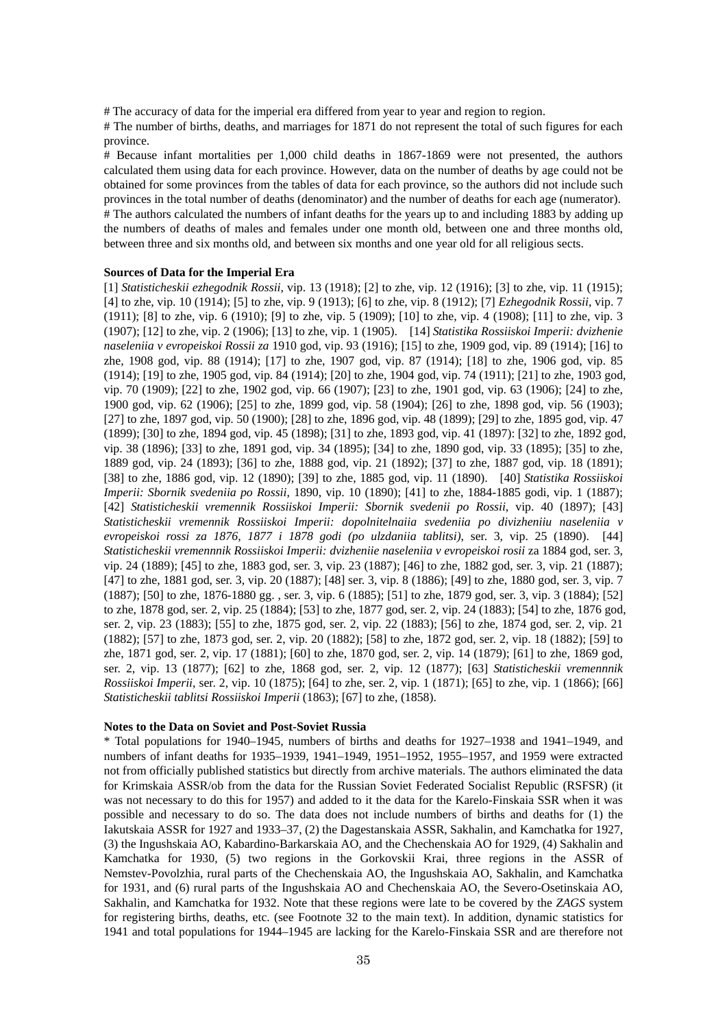# The accuracy of data for the imperial era differed from year to year and region to region.

# The number of births, deaths, and marriages for 1871 do not represent the total of such figures for each province.

# Because infant mortalities per 1,000 child deaths in 1867-1869 were not presented, the authors calculated them using data for each province. However, data on the number of deaths by age could not be obtained for some provinces from the tables of data for each province, so the authors did not include such provinces in the total number of deaths (denominator) and the number of deaths for each age (numerator).

# The authors calculated the numbers of infant deaths for the years up to and including 1883 by adding up the numbers of deaths of males and females under one month old, between one and three months old, between three and six months old, and between six months and one year old for all religious sects.

**Sources of Data for the Imperial Era**

[1] *Statisticheskii ezhegodnik Rossii*, vip. 13 (1918); [2] to zhe, vip. 12 (1916); [3] to zhe, vip. 11 (1915); [4] to zhe, vip. 10 (1914); [5] to zhe, vip. 9 (1913); [6] to zhe, vip. 8 (1912); [7] *Ezhegodnik Rossii*, vip. 7 (1911); [8] to zhe, vip. 6 (1910); [9] to zhe, vip. 5 (1909); [10] to zhe, vip. 4 (1908); [11] to zhe, vip. 3 (1907); [12] to zhe, vip. 2 (1906); [13] to zhe, vip. 1 (1905). [14] *Statistika Rossiiskoi Imperii: dvizhenie naseleniia v evropeiskoi Rossii za* 1910 god, vip. 93 (1916); [15] to zhe, 1909 god, vip. 89 (1914); [16] to zhe, 1908 god, vip. 88 (1914); [17] to zhe, 1907 god, vip. 87 (1914); [18] to zhe, 1906 god, vip. 85 (1914); [19] to zhe, 1905 god, vip. 84 (1914); [20] to zhe, 1904 god, vip. 74 (1911); [21] to zhe, 1903 god, vip. 70 (1909); [22] to zhe, 1902 god, vip. 66 (1907); [23] to zhe, 1901 god, vip. 63 (1906); [24] to zhe, 1900 god, vip. 62 (1906); [25] to zhe, 1899 god, vip. 58 (1904); [26] to zhe, 1898 god, vip. 56 (1903); [27] to zhe, 1897 god, vip. 50 (1900); [28] to zhe, 1896 god, vip. 48 (1899); [29] to zhe, 1895 god, vip. 47 (1899); [30] to zhe, 1894 god, vip. 45 (1898); [31] to zhe, 1893 god, vip. 41 (1897): [32] to zhe, 1892 god, vip. 38 (1896); [33] to zhe, 1891 god, vip. 34 (1895); [34] to zhe, 1890 god, vip. 33 (1895); [35] to zhe, 1889 god, vip. 24 (1893); [36] to zhe, 1888 god, vip. 21 (1892); [37] to zhe, 1887 god, vip. 18 (1891); [38] to zhe, 1886 god, vip. 12 (1890); [39] to zhe, 1885 god, vip. 11 (1890). [40] *Statistika Rossiiskoi Imperii: Sbornik svedeniia po Rossii*, 1890, vip. 10 (1890); [41] to zhe, 1884-1885 godi, vip. 1 (1887); [42] *Statisticheskii vremennik Rossiiskoi Imperii: Sbornik svedenii po Rossii*, vip. 40 (1897); [43] *Statisticheskii vremennik Rossiiskoi Imperii: dopolnitelnaiia svedeniia po divizheniiu naseleniia v evropeiskoi rossi za 1876, 1877 i 1878 godi (po ulzdaniia tablitsi)*, ser. 3, vip. 25 (1890). [44] *Statisticheskii vremennnik Rossiiskoi Imperii: dvizheniie naseleniia v evropeiskoi rosii* za 1884 god, ser. 3, vip. 24 (1889); [45] to zhe, 1883 god, ser. 3, vip. 23 (1887); [46] to zhe, 1882 god, ser. 3, vip. 21 (1887); [47] to zhe, 1881 god, ser. 3, vip. 20 (1887); [48] ser. 3, vip. 8 (1886); [49] to zhe, 1880 god, ser. 3, vip. 7 (1887); [50] to zhe, 1876-1880 gg. , ser. 3, vip. 6 (1885); [51] to zhe, 1879 god, ser. 3, vip. 3 (1884); [52] to zhe, 1878 god, ser. 2, vip. 25 (1884); [53] to zhe, 1877 god, ser. 2, vip. 24 (1883); [54] to zhe, 1876 god, ser. 2, vip. 23 (1883); [55] to zhe, 1875 god, ser. 2, vip. 22 (1883); [56] to zhe, 1874 god, ser. 2, vip. 21 (1882); [57] to zhe, 1873 god, ser. 2, vip. 20 (1882); [58] to zhe, 1872 god, ser. 2, vip. 18 (1882); [59] to zhe, 1871 god, ser. 2, vip. 17 (1881); [60] to zhe, 1870 god, ser. 2, vip. 14 (1879); [61] to zhe, 1869 god, ser. 2, vip. 13 (1877); [62] to zhe, 1868 god, ser. 2, vip. 12 (1877); [63] *Statisticheskii vremennnik Rossiiskoi Imperii*, ser. 2, vip. 10 (1875); [64] to zhe, ser. 2, vip. 1 (1871); [65] to zhe, vip. 1 (1866); [66] *Statisticheskii tablitsi Rossiiskoi Imperii* (1863); [67] to zhe, (1858).

**Notes to the Data on Soviet and Post-Soviet Russia**

\* Total populations for 1940–1945, numbers of births and deaths for 1927–1938 and 1941–1949, and numbers of infant deaths for 1935–1939, 1941–1949, 1951–1952, 1955–1957, and 1959 were extracted not from officially published statistics but directly from archive materials. The authors eliminated the data for Krimskaia ASSR/ob from the data for the Russian Soviet Federated Socialist Republic (RSFSR) (it was not necessary to do this for 1957) and added to it the data for the Karelo-Finskaia SSR when it was possible and necessary to do so. The data does not include numbers of births and deaths for (1) the Iakutskaia ASSR for 1927 and 1933–37, (2) the Dagestanskaia ASSR, Sakhalin, and Kamchatka for 1927, (3) the Ingushskaia AO, Kabardino-Barkarskaia AO, and the Chechenskaia AO for 1929, (4) Sakhalin and Kamchatka for 1930, (5) two regions in the Gorkovskii Krai, three regions in the ASSR of Nemstev-Povolzhia, rural parts of the Chechenskaia AO, the Ingushskaia AO, Sakhalin, and Kamchatka for 1931, and (6) rural parts of the Ingushskaia AO and Chechenskaia AO, the Severo-Osetinskaia AO, Sakhalin, and Kamchatka for 1932. Note that these regions were late to be covered by the *ZAGS* system for registering births, deaths, etc. (see Footnote 32 to the main text). In addition, dynamic statistics for 1941 and total populations for 1944–1945 are lacking for the Karelo-Finskaia SSR and are therefore not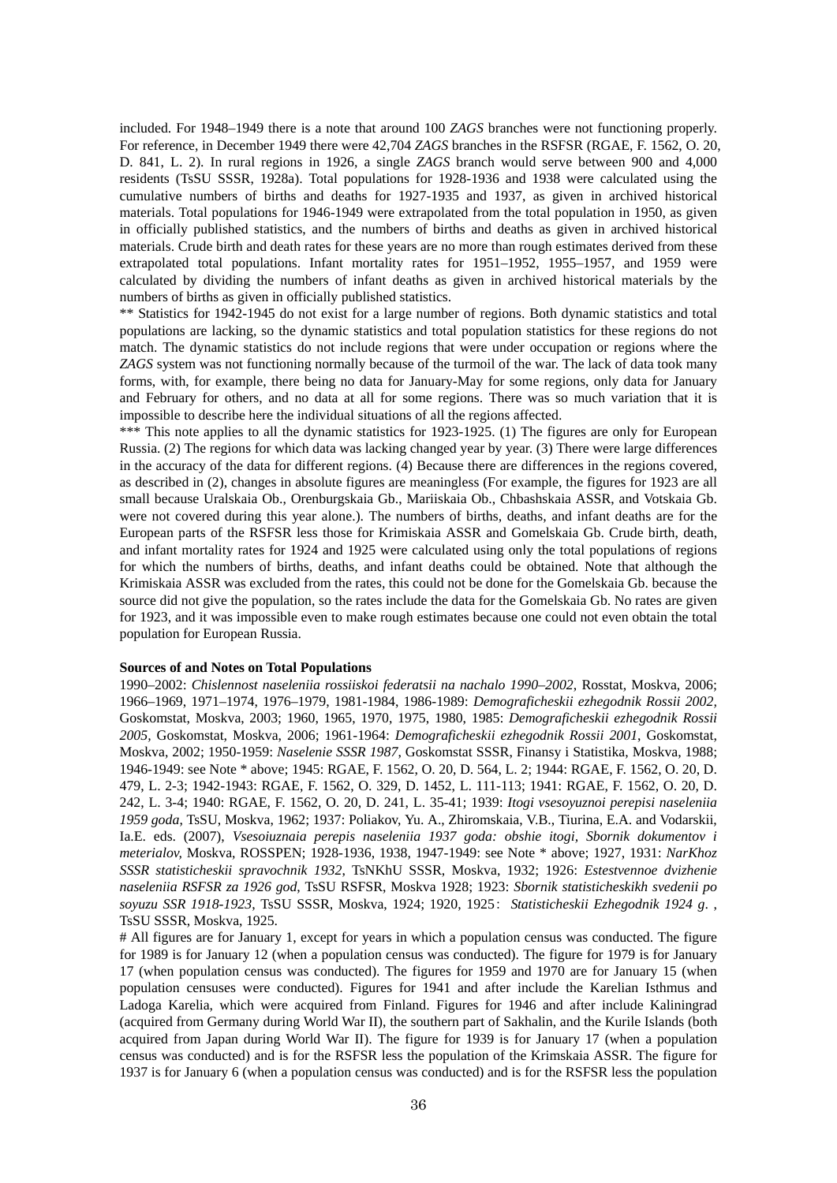included. For 1948–1949 there is a note that around 100 *ZAGS* branches were not functioning properly. For reference, in December 1949 there were 42,704 *ZAGS* branches in the RSFSR (RGAE, F. 1562, O. 20, D. 841, L. 2). In rural regions in 1926, a single *ZAGS* branch would serve between 900 and 4,000 residents (TsSU SSSR, 1928a). Total populations for 1928-1936 and 1938 were calculated using the cumulative numbers of births and deaths for 1927-1935 and 1937, as given in archived historical materials. Total populations for 1946-1949 were extrapolated from the total population in 1950, as given in officially published statistics, and the numbers of births and deaths as given in archived historical materials. Crude birth and death rates for these years are no more than rough estimates derived from these extrapolated total populations. Infant mortality rates for 1951–1952, 1955–1957, and 1959 were calculated by dividing the numbers of infant deaths as given in archived historical materials by the numbers of births as given in officially published statistics.

** Statistics for 1942-1945 do not exist for a large number of regions. Both dynamic statistics and total populations are lacking, so the dynamic statistics and total population statistics for these regions do not match. The dynamic statistics do not include regions that were under occupation or regions where the *ZAGS* system was not functioning normally because of the turmoil of the war. The lack of data took many forms, with, for example, there being no data for January-May for some regions, only data for January and February for others, and no data at all for some regions. There was so much variation that it is impossible to describe here the individual situations of all the regions affected.

*** This note applies to all the dynamic statistics for 1923-1925. (1) The figures are only for European Russia. (2) The regions for which data was lacking changed year by year. (3) There were large differences in the accuracy of the data for different regions. (4) Because there are differences in the regions covered, as described in (2), changes in absolute figures are meaningless (For example, the figures for 1923 are all small because Uralskaia Ob., Orenburgskaia Gb., Mariiskaia Ob., Chbashskaia ASSR, and Votskaia Gb. were not covered during this year alone.). The numbers of births, deaths, and infant deaths are for the European parts of the RSFSR less those for Krimiskaia ASSR and Gomelskaia Gb. Crude birth, death, and infant mortality rates for 1924 and 1925 were calculated using only the total populations of regions for which the numbers of births, deaths, and infant deaths could be obtained. Note that although the Krimiskaia ASSR was excluded from the rates, this could not be done for the Gomelskaia Gb. because the source did not give the population, so the rates include the data for the Gomelskaia Gb. No rates are given for 1923, and it was impossible even to make rough estimates because one could not even obtain the total population for European Russia.

**Sources of and Notes on Total Populations**

1990–2002: *Chislennost naseleniia rossiiskoi federatsii na nachalo 1990–2002*, Rosstat, Moskva, 2006; 1966–1969, 1971–1974, 1976–1979, 1981-1984, 1986-1989: *Demograficheskii ezhegodnik Rossii 2002*, Goskomstat, Moskva, 2003; 1960, 1965, 1970, 1975, 1980, 1985: *Demograficheskii ezhegodnik Rossii 2005*, Goskomstat, Moskva, 2006; 1961-1964: *Demograficheskii ezhegodnik Rossii 2001*, Goskomstat, Moskva, 2002; 1950-1959: *Naselenie SSSR 1987*, Goskomstat SSSR, Finansy i Statistika, Moskva, 1988; 1946-1949: see Note * above; 1945: RGAE, F. 1562, O. 20, D. 564, L. 2; 1944: RGAE, F. 1562, O. 20, D. 479, L. 2-3; 1942-1943: RGAE, F. 1562, O. 329, D. 1452, L. 111-113; 1941: RGAE, F. 1562, O. 20, D. 242, L. 3-4; 1940: RGAE, F. 1562, O. 20, D. 241, L. 35-41; 1939: *Itogi vsesoyuznoi perepisi naseleniia 1959 goda*, TsSU, Moskva, 1962; 1937: Poliakov, Yu. A., Zhiromskaia, V.B., Tiurina, E.A. and Vodarskii, Ia.E. eds. (2007), *Vsesoiuznaia perepis naseleniia 1937 goda: obshie itogi, Sbornik dokumentov i meterialov*, Moskva, ROSSPEN; 1928-1936, 1938, 1947-1949: see Note * above; 1927, 1931: *NarKhoz SSSR statisticheskii spravochnik 1932*, TsNKhU SSSR, Moskva, 1932; 1926: *Estestvennoe dvizhenie naseleniia RSFSR za 1926 god*, TsSU RSFSR, Moskva 1928; 1923: *Sbornik statisticheskikh svedenii po soyuzu SSR 1918-1923*, TsSU SSSR, Moskva, 1924; 1920, 1925: *Statisticheskii Ezhegodnik 1924 g.*, TsSU SSSR, Moskva, 1925.

# All figures are for January 1, except for years in which a population census was conducted. The figure for 1989 is for January 12 (when a population census was conducted). The figure for 1979 is for January 17 (when population census was conducted). The figures for 1959 and 1970 are for January 15 (when population censuses were conducted). Figures for 1941 and after include the Karelian Isthmus and Ladoga Karelia, which were acquired from Finland. Figures for 1946 and after include Kaliningrad (acquired from Germany during World War II), the southern part of Sakhalin, and the Kurile Islands (both acquired from Japan during World War II). The figure for 1939 is for January 17 (when a population census was conducted) and is for the RSFSR less the population of the Krimskaia ASSR. The figure for 1937 is for January 6 (when a population census was conducted) and is for the RSFSR less the population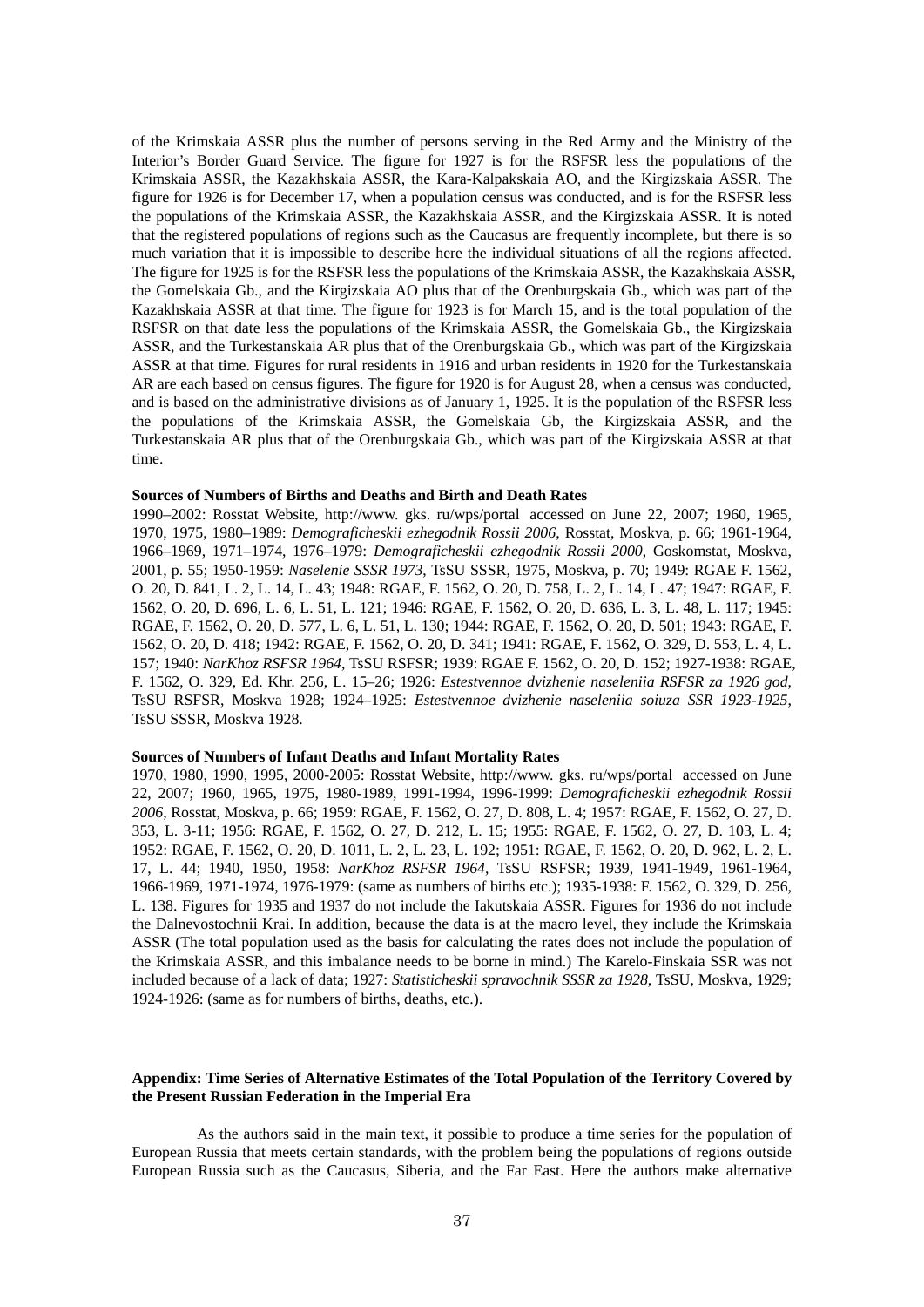of the Krimskaia ASSR plus the number of persons serving in the Red Army and the Ministry of the Interior's Border Guard Service. The figure for 1927 is for the RSFSR less the populations of the Krimskaia ASSR, the Kazakhskaia ASSR, the Kara-Kalpakskaia AO, and the Kirgizskaia ASSR. The figure for 1926 is for December 17, when a population census was conducted, and is for the RSFSR less the populations of the Krimskaia ASSR, the Kazakhskaia ASSR, and the Kirgizskaia ASSR. It is noted that the registered populations of regions such as the Caucasus are frequently incomplete, but there is so much variation that it is impossible to describe here the individual situations of all the regions affected. The figure for 1925 is for the RSFSR less the populations of the Krimskaia ASSR, the Kazakhskaia ASSR, the Gomelskaia Gb., and the Kirgizskaia AO plus that of the Orenburgskaia Gb., which was part of the Kazakhskaia ASSR at that time. The figure for 1923 is for March 15, and is the total population of the RSFSR on that date less the populations of the Krimskaia ASSR, the Gomelskaia Gb., the Kirgizskaia ASSR, and the Turkestanskaia AR plus that of the Orenburgskaia Gb., which was part of the Kirgizskaia ASSR at that time. Figures for rural residents in 1916 and urban residents in 1920 for the Turkestanskaia AR are each based on census figures. The figure for 1920 is for August 28, when a census was conducted, and is based on the administrative divisions as of January 1, 1925. It is the population of the RSFSR less the populations of the Krimskaia ASSR, the Gomelskaia Gb, the Kirgizskaia ASSR, and the Turkestanskaia AR plus that of the Orenburgskaia Gb., which was part of the Kirgizskaia ASSR at that time.

**Sources of Numbers of Births and Deaths and Birth and Death Rates**

1990–2002: Rosstat Website, http://www. gks. ru/wps/portal accessed on June 22, 2007; 1960, 1965, 1970, 1975, 1980–1989: *Demograficheskii ezhegodnik Rossii 2006*, Rosstat, Moskva, p. 66; 1961-1964, 1966–1969, 1971–1974, 1976–1979: *Demograficheskii ezhegodnik Rossii 2000*, Goskomstat, Moskva, 2001, p. 55; 1950-1959: *Naselenie SSSR 1973*, TsSU SSSR, 1975, Moskva, p. 70; 1949: RGAE F. 1562, O. 20, D. 841, L. 2, L. 14, L. 43; 1948: RGAE, F. 1562, O. 20, D. 758, L. 2, L. 14, L. 47; 1947: RGAE, F. 1562, O. 20, D. 696, L. 6, L. 51, L. 121; 1946: RGAE, F. 1562, O. 20, D. 636, L. 3, L. 48, L. 117; 1945: RGAE, F. 1562, O. 20, D. 577, L. 6, L. 51, L. 130; 1944: RGAE, F. 1562, O. 20, D. 501; 1943: RGAE, F. 1562, O. 20, D. 418; 1942: RGAE, F. 1562, O. 20, D. 341; 1941: RGAE, F. 1562, O. 329, D. 553, L. 4, L. 157; 1940: *NarKhoz RSFSR 1964*, TsSU RSFSR; 1939: RGAE F. 1562, O. 20, D. 152; 1927-1938: RGAE, F. 1562, O. 329, Ed. Khr. 256, L. 15–26; 1926: *Estestvennoe dvizhenie naseleniia RSFSR za 1926 god*, TsSU RSFSR, Moskva 1928; 1924–1925: *Estestvennoe dvizhenie naseleniia soiuza SSR 1923-1925*, TsSU SSSR, Moskva 1928.

**Sources of Numbers of Infant Deaths and Infant Mortality Rates**

1970, 1980, 1990, 1995, 2000-2005: Rosstat Website, http://www. gks. ru/wps/portal accessed on June 22, 2007; 1960, 1965, 1975, 1980-1989, 1991-1994, 1996-1999: *Demograficheskii ezhegodnik Rossii 2006*, Rosstat, Moskva, p. 66; 1959: RGAE, F. 1562, O. 27, D. 808, L. 4; 1957: RGAE, F. 1562, O. 27, D. 353, L. 3-11; 1956: RGAE, F. 1562, O. 27, D. 212, L. 15; 1955: RGAE, F. 1562, O. 27, D. 103, L. 4; 1952: RGAE, F. 1562, O. 20, D. 1011, L. 2, L. 23, L. 192; 1951: RGAE, F. 1562, O. 20, D. 962, L. 2, L. 17, L. 44; 1940, 1950, 1958: *NarKhoz RSFSR 1964*, TsSU RSFSR; 1939, 1941-1949, 1961-1964, 1966-1969, 1971-1974, 1976-1979: (same as numbers of births etc.); 1935-1938: F. 1562, O. 329, D. 256, L. 138. Figures for 1935 and 1937 do not include the Iakutskaia ASSR. Figures for 1936 do not include the Dalnevostochnii Krai. In addition, because the data is at the macro level, they include the Krimskaia ASSR (The total population used as the basis for calculating the rates does not include the population of the Krimskaia ASSR, and this imbalance needs to be borne in mind.) The Karelo-Finskaia SSR was not included because of a lack of data; 1927: *Statisticheskii spravochnik SSSR za 1928*, TsSU, Moskva, 1929; 1924-1926: (same as for numbers of births, deaths, etc.).

## Appendix: Time Series of Alternative Estimates of the Total Population of the Territory Covered by the Present Russian Federation in the Imperial Era

As the authors said in the main text, it possible to produce a time series for the population of European Russia that meets certain standards, with the problem being the populations of regions outside European Russia such as the Caucasus, Siberia, and the Far East. Here the authors make alternative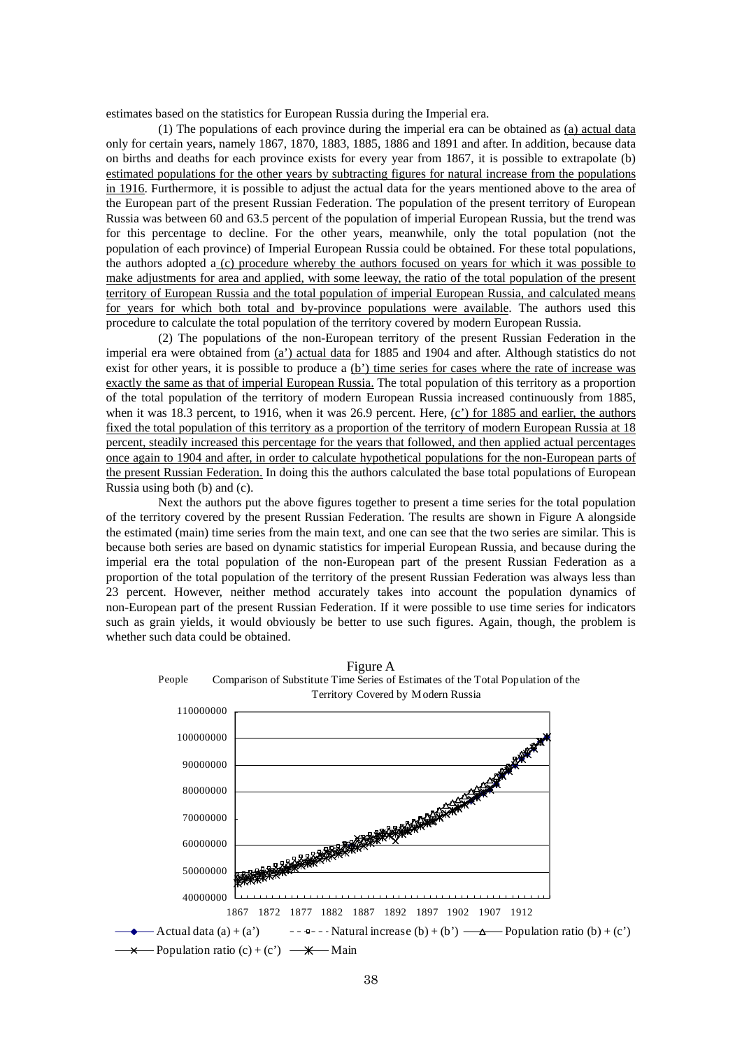estimates based on the statistics for European Russia during the Imperial era.

(1) The populations of each province during the imperial era can be obtained as (a) actual data only for certain years, namely 1867, 1870, 1883, 1885, 1886 and 1891 and after. In addition, because data on births and deaths for each province exists for every year from 1867, it is possible to extrapolate (b) estimated populations for the other years by subtracting figures for natural increase from the populations in 1916. Furthermore, it is possible to adjust the actual data for the years mentioned above to the area of the European part of the present Russian Federation. The population of the present territory of European Russia was between 60 and 63.5 percent of the population of imperial European Russia, but the trend was for this percentage to decline. For the other years, meanwhile, only the total population (not the population of each province) of Imperial European Russia could be obtained. For these total populations, the authors adopted a (c) procedure whereby the authors focused on years for which it was possible to make adjustments for area and applied, with some leeway, the ratio of the total population of the present territory of European Russia and the total population of imperial European Russia, and calculated means for years for which both total and by-province populations were available. The authors used this procedure to calculate the total population of the territory covered by modern European Russia.

(2) The populations of the non-European territory of the present Russian Federation in the imperial era were obtained from (a') actual data for 1885 and 1904 and after. Although statistics do not exist for other years, it is possible to produce a (b') time series for cases where the rate of increase was exactly the same as that of imperial European Russia. The total population of this territory as a proportion of the total population of the territory of modern European Russia increased continuously from 1885, when it was 18.3 percent, to 1916, when it was 26.9 percent. Here, (c') for 1885 and earlier, the authors fixed the total population of this territory as a proportion of the territory of modern European Russia at 18 percent, steadily increased this percentage for the years that followed, and then applied actual percentages once again to 1904 and after, in order to calculate hypothetical populations for the non-European parts of the present Russian Federation. In doing this the authors calculated the base total populations of European Russia using both (b) and (c).

Next the authors put the above figures together to present a time series for the total population of the territory covered by the present Russian Federation. The results are shown in Figure A alongside the estimated (main) time series from the main text, and one can see that the two series are similar. This is because both series are based on dynamic statistics for imperial European Russia, and because during the imperial era the total population of the non-European part of the present Russian Federation as a proportion of the total population of the territory of the present Russian Federation was always less than 23 percent. However, neither method accurately takes into account the population dynamics of non-European part of the present Russian Federation. If it were possible to use time series for indicators such as grain yields, it would obviously be better to use such figures. Again, though, the problem is whether such data could be obtained.

Figure A

Comparison of Substitute Time Series of Estimates of the Total Population of the Territory Covered by Modern Russia

People

110000000
100000000
90000000
80000000
70000000
60000000
50000000
40000000

1867 1872 1877 1882 1887 1892 1897 1902 1907 1912

Actual data (a) + (a') — Natural increase (b) + (b') — Population ratio (b) + (c') — Population ratio (c) + (c') — Main